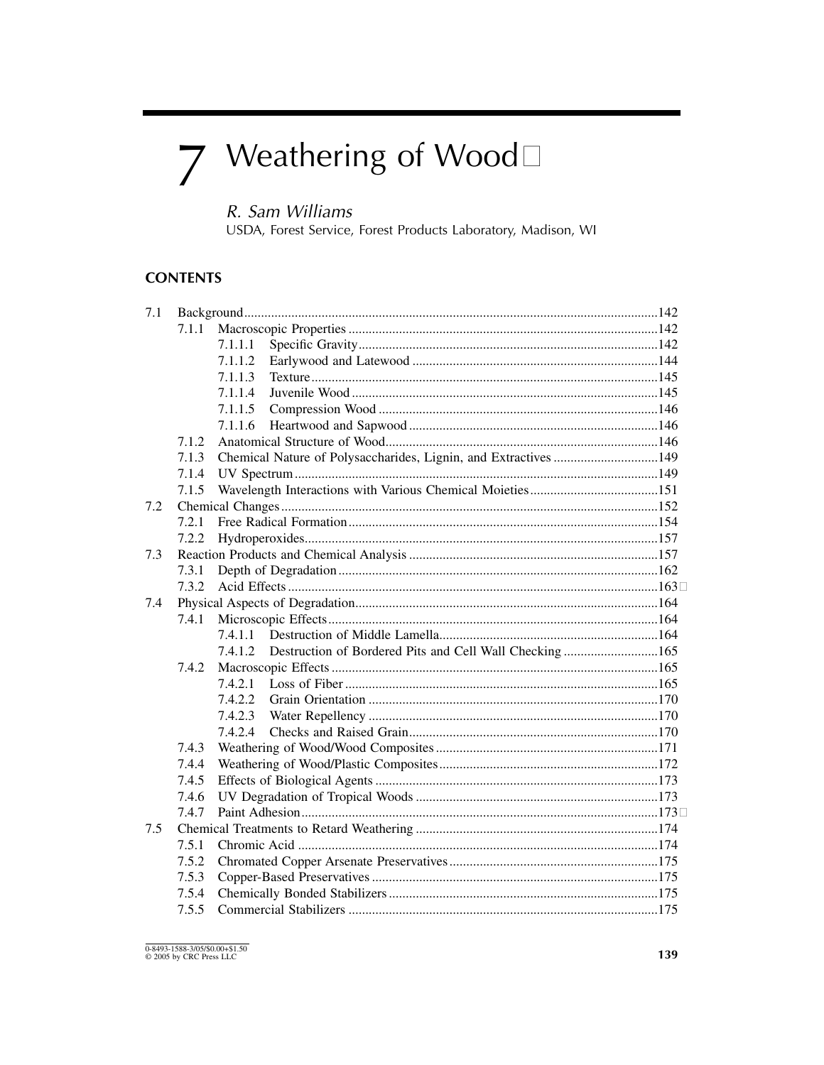# 7 Weathering of Wood

*R. Sam Williams*
USDA, Forest Service, Forest Products Laboratory, Madison, WI

## CONTENTS

- 7.1 Background ........................................ 142
  - 7.1.1 Macroscopic Properties ........................................ 142
    - 7.1.1.1 Specific Gravity ........................................ 142
    - 7.1.1.2 Earlywood and Latewood ........................................ 144
    - 7.1.1.3 Texture ........................................ 145
    - 7.1.1.4 Juvenile Wood ........................................ 145
    - 7.1.1.5 Compression Wood ........................................ 146
    - 7.1.1.6 Heartwood and Sapwood ........................................ 146
  - 7.1.2 Anatomical Structure of Wood ........................................ 146
  - 7.1.3 Chemical Nature of Polysaccharides, Lignin, and Extractives ........................................ 149
  - 7.1.4 UV Spectrum ........................................ 149
  - 7.1.5 Wavelength Interactions with Various Chemical Moieties ........................................ 151
- 7.2 Chemical Changes ........................................ 152
  - 7.2.1 Free Radical Formation ........................................ 154
  - 7.2.2 Hydroperoxides ........................................ 157
- 7.3 Reaction Products and Chemical Analysis ........................................ 157
  - 7.3.1 Depth of Degradation ........................................ 162
  - 7.3.2 Acid Effects ........................................ 163
- 7.4 Physical Aspects of Degradation ........................................ 164
  - 7.4.1 Microscopic Effects ........................................ 164
    - 7.4.1.1 Destruction of Middle Lamella ........................................ 164
    - 7.4.1.2 Destruction of Bordered Pits and Cell Wall Checking ........................................ 165
  - 7.4.2 Macroscopic Effects ........................................ 165
    - 7.4.2.1 Loss of Fiber ........................................ 165
    - 7.4.2.2 Grain Orientation ........................................ 170
    - 7.4.2.3 Water Repellency ........................................ 170
    - 7.4.2.4 Checks and Raised Grain ........................................ 170
  - 7.4.3 Weathering of Wood/Wood Composites ........................................ 171
  - 7.4.4 Weathering of Wood/Plastic Composites ........................................ 172
  - 7.4.5 Effects of Biological Agents ........................................ 173
  - 7.4.6 UV Degradation of Tropical Woods ........................................ 173
  - 7.4.7 Paint Adhesion ........................................ 173
- 7.5 Chemical Treatments to Retard Weathering ........................................ 174
  - 7.5.1 Chromic Acid ........................................ 174
  - 7.5.2 Chromated Copper Arsenate Preservatives ........................................ 175
  - 7.5.3 Copper-Based Preservatives ........................................ 175
  - 7.5.4 Chemically Bonded Stabilizers ........................................ 175
  - 7.5.5 Commercial Stabilizers ........................................ 175

0-8493-1588-3/05/$0.00+$1.50
© 2005 by CRC Press LLC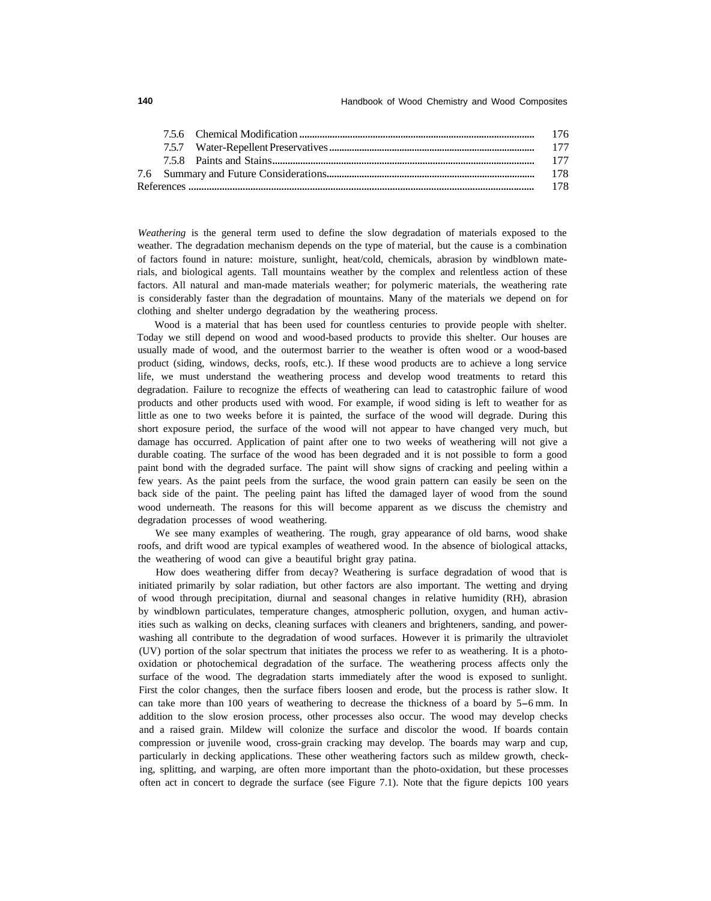7.5.6 Chemical Modification ........................................ 176

7.5.7 Water-Repellent Preservatives ........................................ 177

7.5.8 Paints and Stains ........................................ 177

7.6 Summary and Future Considerations ........................................ 178

References ........................................ 178

*Weathering* is the general term used to define the slow degradation of materials exposed to the weather. The degradation mechanism depends on the type of material, but the cause is a combination of factors found in nature: moisture, sunlight, heat/cold, chemicals, abrasion by windblown materials, and biological agents. Tall mountains weather by the complex and relentless action of these factors. All natural and man-made materials weather; for polymeric materials, the weathering rate is considerably faster than the degradation of mountains. Many of the materials we depend on for clothing and shelter undergo degradation by the weathering process.

Wood is a material that has been used for countless centuries to provide people with shelter. Today we still depend on wood and wood-based products to provide this shelter. Our houses are usually made of wood, and the outermost barrier to the weather is often wood or a wood-based product (siding, windows, decks, roofs, etc.). If these wood products are to achieve a long service life, we must understand the weathering process and develop wood treatments to retard this degradation. Failure to recognize the effects of weathering can lead to catastrophic failure of wood products and other products used with wood. For example, if wood siding is left to weather for as little as one to two weeks before it is painted, the surface of the wood will degrade. During this short exposure period, the surface of the wood will not appear to have changed very much, but damage has occurred. Application of paint after one to two weeks of weathering will not give a durable coating. The surface of the wood has been degraded and it is not possible to form a good paint bond with the degraded surface. The paint will show signs of cracking and peeling within a few years. As the paint peels from the surface, the wood grain pattern can easily be seen on the back side of the paint. The peeling paint has lifted the damaged layer of wood from the sound wood underneath. The reasons for this will become apparent as we discuss the chemistry and degradation processes of wood weathering.

We see many examples of weathering. The rough, gray appearance of old barns, wood shake roofs, and drift wood are typical examples of weathered wood. In the absence of biological attacks, the weathering of wood can give a beautiful bright gray patina.

How does weathering differ from decay? Weathering is surface degradation of wood that is initiated primarily by solar radiation, but other factors are also important. The wetting and drying of wood through precipitation, diurnal and seasonal changes in relative humidity (RH), abrasion by windblown particulates, temperature changes, atmospheric pollution, oxygen, and human activities such as walking on decks, cleaning surfaces with cleaners and brighteners, sanding, and power-washing all contribute to the degradation of wood surfaces. However it is primarily the ultraviolet (UV) portion of the solar spectrum that initiates the process we refer to as weathering. It is a photo-oxidation or photochemical degradation of the surface. The weathering process affects only the surface of the wood. The degradation starts immediately after the wood is exposed to sunlight. First the color changes, then the surface fibers loosen and erode, but the process is rather slow. It can take more than 100 years of weathering to decrease the thickness of a board by 5–6 mm. In addition to the slow erosion process, other processes also occur. The wood may develop checks and a raised grain. Mildew will colonize the surface and discolor the wood. If boards contain compression or juvenile wood, cross-grain cracking may develop. The boards may warp and cup, particularly in decking applications. These other weathering factors such as mildew growth, checking, splitting, and warping, are often more important than the photo-oxidation, but these processes often act in concert to degrade the surface (see Figure 7.1). Note that the figure depicts 100 years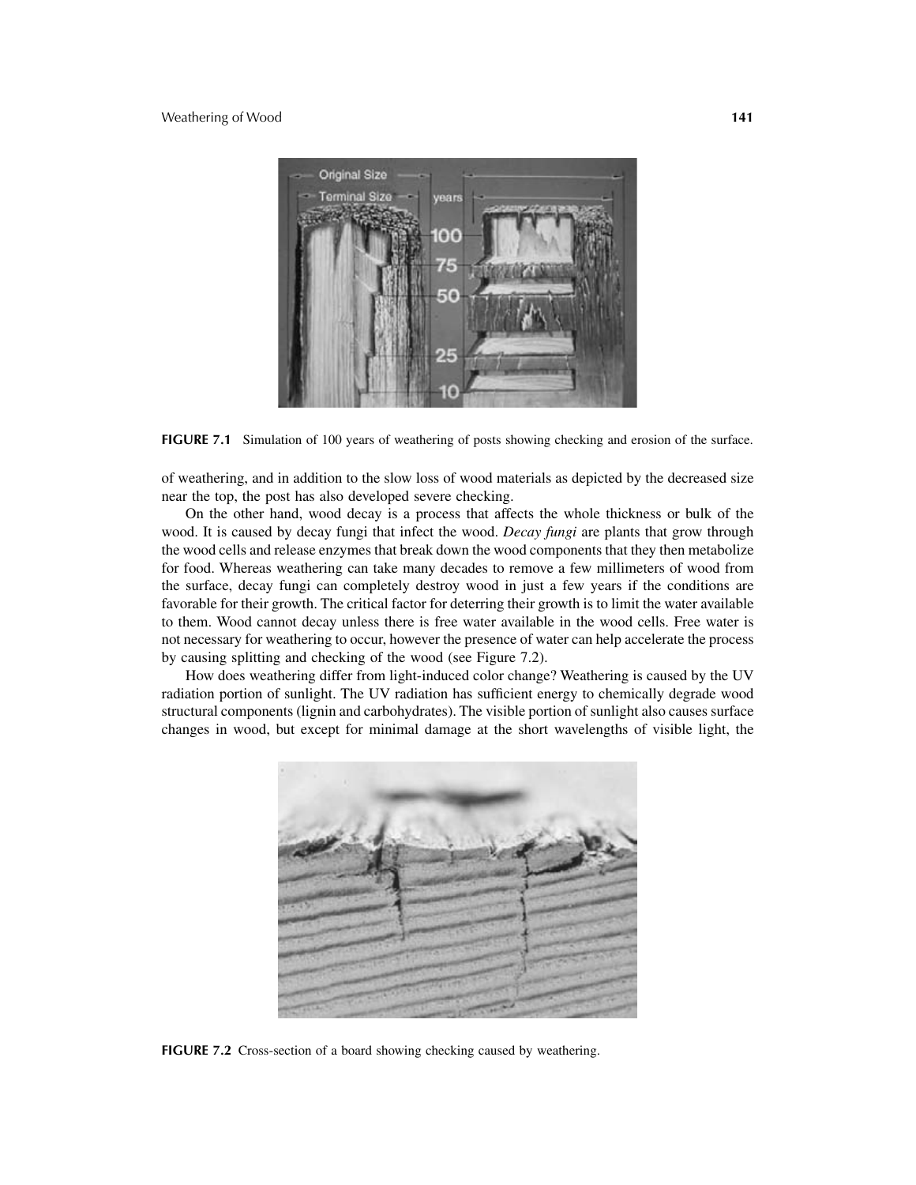FIGURE 7.1 Simulation of 100 years of weathering of posts showing checking and erosion of the surface.

of weathering, and in addition to the slow loss of wood materials as depicted by the decreased size near the top, the post has also developed severe checking.

On the other hand, wood decay is a process that affects the whole thickness or bulk of the wood. It is caused by decay fungi that infect the wood. *Decay fungi* are plants that grow through the wood cells and release enzymes that break down the wood components that they then metabolize for food. Whereas weathering can take many decades to remove a few millimeters of wood from the surface, decay fungi can completely destroy wood in just a few years if the conditions are favorable for their growth. The critical factor for deterring their growth is to limit the water available to them. Wood cannot decay unless there is free water available in the wood cells. Free water is not necessary for weathering to occur, however the presence of water can help accelerate the process by causing splitting and checking of the wood (see Figure 7.2).

How does weathering differ from light-induced color change? Weathering is caused by the UV radiation portion of sunlight. The UV radiation has sufficient energy to chemically degrade wood structural components (lignin and carbohydrates). The visible portion of sunlight also causes surface changes in wood, but except for minimal damage at the short wavelengths of visible light, the

FIGURE 7.2 Cross-section of a board showing checking caused by weathering.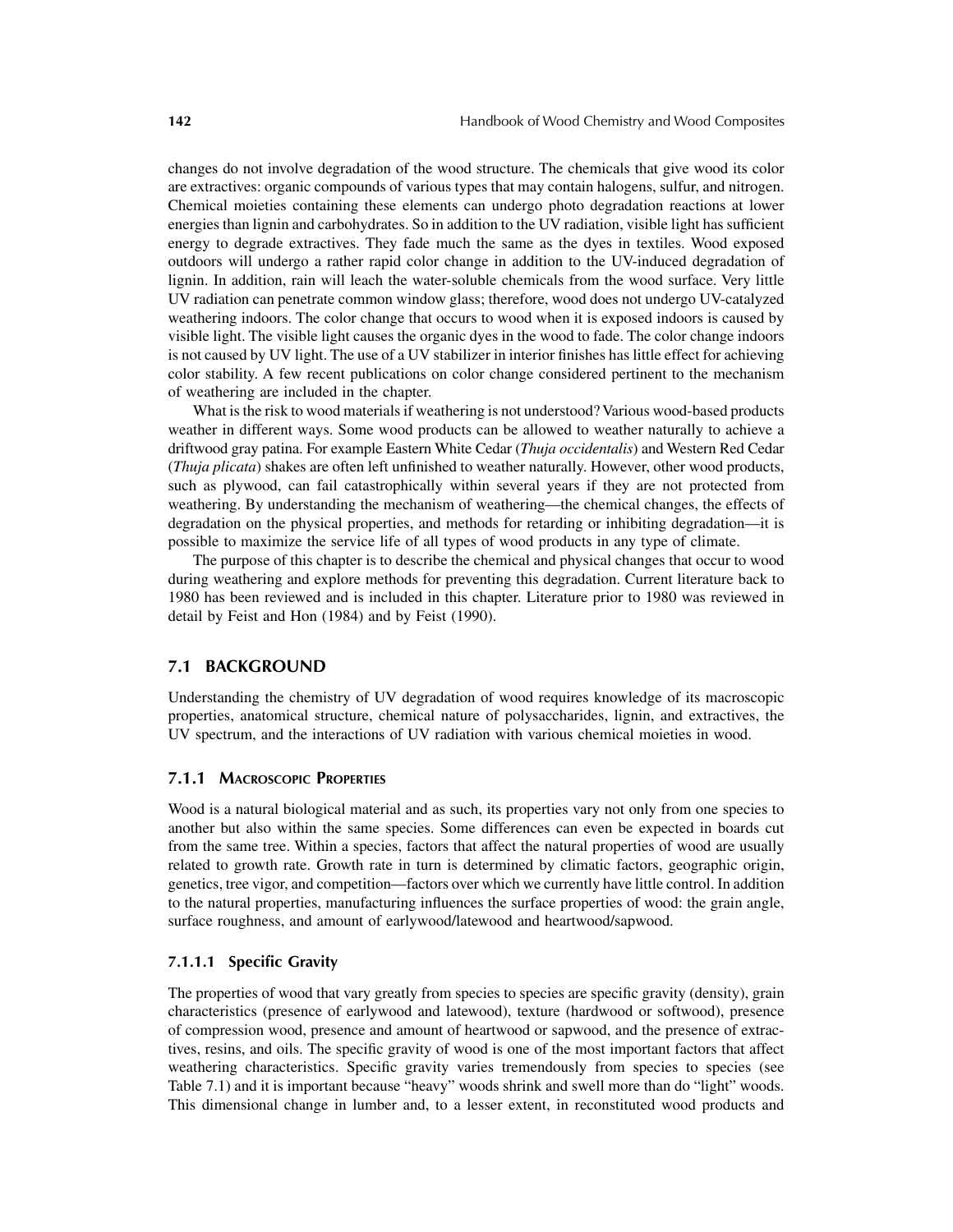changes do not involve degradation of the wood structure. The chemicals that give wood its color are extractives: organic compounds of various types that may contain halogens, sulfur, and nitrogen. Chemical moieties containing these elements can undergo photo degradation reactions at lower energies than lignin and carbohydrates. So in addition to the UV radiation, visible light has sufficient energy to degrade extractives. They fade much the same as the dyes in textiles. Wood exposed outdoors will undergo a rather rapid color change in addition to the UV-induced degradation of lignin. In addition, rain will leach the water-soluble chemicals from the wood surface. Very little UV radiation can penetrate common window glass; therefore, wood does not undergo UV-catalyzed weathering indoors. The color change that occurs to wood when it is exposed indoors is caused by visible light. The visible light causes the organic dyes in the wood to fade. The color change indoors is not caused by UV light. The use of a UV stabilizer in interior finishes has little effect for achieving color stability. A few recent publications on color change considered pertinent to the mechanism of weathering are included in the chapter.

What is the risk to wood materials if weathering is not understood? Various wood-based products weather in different ways. Some wood products can be allowed to weather naturally to achieve a driftwood gray patina. For example Eastern White Cedar (*Thuja occidentalis*) and Western Red Cedar (*Thuja plicata*) shakes are often left unfinished to weather naturally. However, other wood products, such as plywood, can fail catastrophically within several years if they are not protected from weathering. By understanding the mechanism of weathering—the chemical changes, the effects of degradation on the physical properties, and methods for retarding or inhibiting degradation—it is possible to maximize the service life of all types of wood products in any type of climate.

The purpose of this chapter is to describe the chemical and physical changes that occur to wood during weathering and explore methods for preventing this degradation. Current literature back to 1980 has been reviewed and is included in this chapter. Literature prior to 1980 was reviewed in detail by Feist and Hon (1984) and by Feist (1990).

## 7.1 BACKGROUND

Understanding the chemistry of UV degradation of wood requires knowledge of its macroscopic properties, anatomical structure, chemical nature of polysaccharides, lignin, and extractives, the UV spectrum, and the interactions of UV radiation with various chemical moieties in wood.

### 7.1.1 Macroscopic Properties

Wood is a natural biological material and as such, its properties vary not only from one species to another but also within the same species. Some differences can even be expected in boards cut from the same tree. Within a species, factors that affect the natural properties of wood are usually related to growth rate. Growth rate in turn is determined by climatic factors, geographic origin, genetics, tree vigor, and competition—factors over which we currently have little control. In addition to the natural properties, manufacturing influences the surface properties of wood: the grain angle, surface roughness, and amount of earlywood/latewood and heartwood/sapwood.

#### 7.1.1.1 Specific Gravity

The properties of wood that vary greatly from species to species are specific gravity (density), grain characteristics (presence of earlywood and latewood), texture (hardwood or softwood), presence of compression wood, presence and amount of heartwood or sapwood, and the presence of extractives, resins, and oils. The specific gravity of wood is one of the most important factors that affect weathering characteristics. Specific gravity varies tremendously from species to species (see Table 7.1) and it is important because "heavy" woods shrink and swell more than do "light" woods. This dimensional change in lumber and, to a lesser extent, in reconstituted wood products and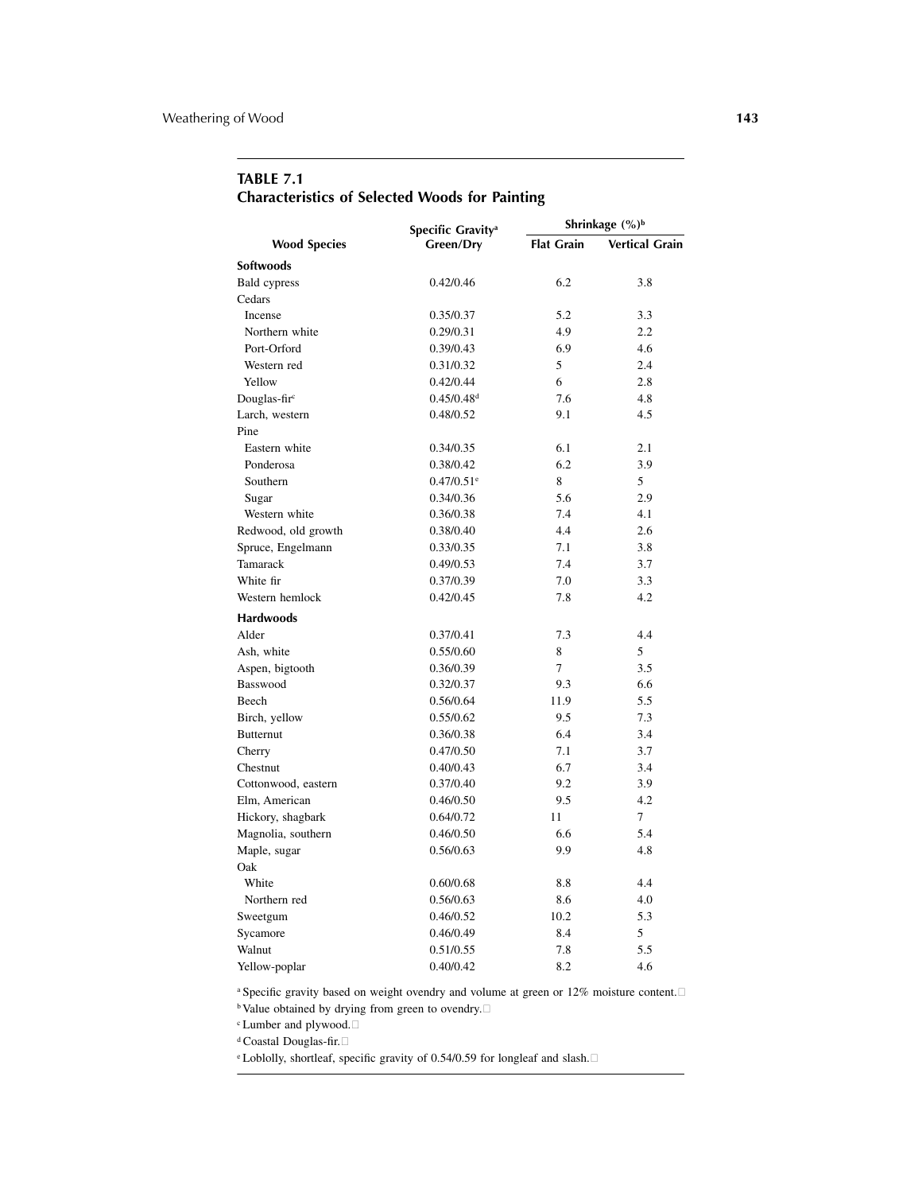**TABLE 7.1**
**Characteristics of Selected Woods for Painting**

| Wood Species | Specific Gravity[a] Green/Dry | Shrinkage (%)[b] | |
|---|---|---|---|
| | | Flat Grain | Vertical Grain |
| **Softwoods** | | | |
| Bald cypress | 0.42/0.46 | 6.2 | 3.8 |
| Cedars | | | |
| Incense | 0.35/0.37 | 5.2 | 3.3 |
| Northern white | 0.29/0.31 | 4.9 | 2.2 |
| Port-Orford | 0.39/0.43 | 6.9 | 4.6 |
| Western red | 0.31/0.32 | 5 | 2.4 |
| Yellow | 0.42/0.44 | 6 | 2.8 |
| Douglas-fir[c] | 0.45/0.48[d] | 7.6 | 4.8 |
| Larch, western | 0.48/0.52 | 9.1 | 4.5 |
| Pine | | | |
| Eastern white | 0.34/0.35 | 6.1 | 2.1 |
| Ponderosa | 0.38/0.42 | 6.2 | 3.9 |
| Southern | 0.47/0.51[e] | 8 | 5 |
| Sugar | 0.34/0.36 | 5.6 | 2.9 |
| Western white | 0.36/0.38 | 7.4 | 4.1 |
| Redwood, old growth | 0.38/0.40 | 4.4 | 2.6 |
| Spruce, Engelmann | 0.33/0.35 | 7.1 | 3.8 |
| Tamarack | 0.49/0.53 | 7.4 | 3.7 |
| White fir | 0.37/0.39 | 7.0 | 3.3 |
| Western hemlock | 0.42/0.45 | 7.8 | 4.2 |
| **Hardwoods** | | | |
| Alder | 0.37/0.41 | 7.3 | 4.4 |
| Ash, white | 0.55/0.60 | 8 | 5 |
| Aspen, bigtooth | 0.36/0.39 | 7 | 3.5 |
| Basswood | 0.32/0.37 | 9.3 | 6.6 |
| Beech | 0.56/0.64 | 11.9 | 5.5 |
| Birch, yellow | 0.55/0.62 | 9.5 | 7.3 |
| Butternut | 0.36/0.38 | 6.4 | 3.4 |
| Cherry | 0.47/0.50 | 7.1 | 3.7 |
| Chestnut | 0.40/0.43 | 6.7 | 3.4 |
| Cottonwood, eastern | 0.37/0.40 | 9.2 | 3.9 |
| Elm, American | 0.46/0.50 | 9.5 | 4.2 |
| Hickory, shagbark | 0.64/0.72 | 11 | 7 |
| Magnolia, southern | 0.46/0.50 | 6.6 | 5.4 |
| Maple, sugar | 0.56/0.63 | 9.9 | 4.8 |
| Oak | | | |
| White | 0.60/0.68 | 8.8 | 4.4 |
| Northern red | 0.56/0.63 | 8.6 | 4.0 |
| Sweetgum | 0.46/0.52 | 10.2 | 5.3 |
| Sycamore | 0.46/0.49 | 8.4 | 5 |
| Walnut | 0.51/0.55 | 7.8 | 5.5 |
| Yellow-poplar | 0.40/0.42 | 8.2 | 4.6 |

[a] Specific gravity based on weight ovendry and volume at green or 12% moisture content.
[b] Value obtained by drying from green to ovendry.
[c] Lumber and plywood.
[d] Coastal Douglas-fir.
[e] Loblolly, shortleaf, specific gravity of 0.54/0.59 for longleaf and slash.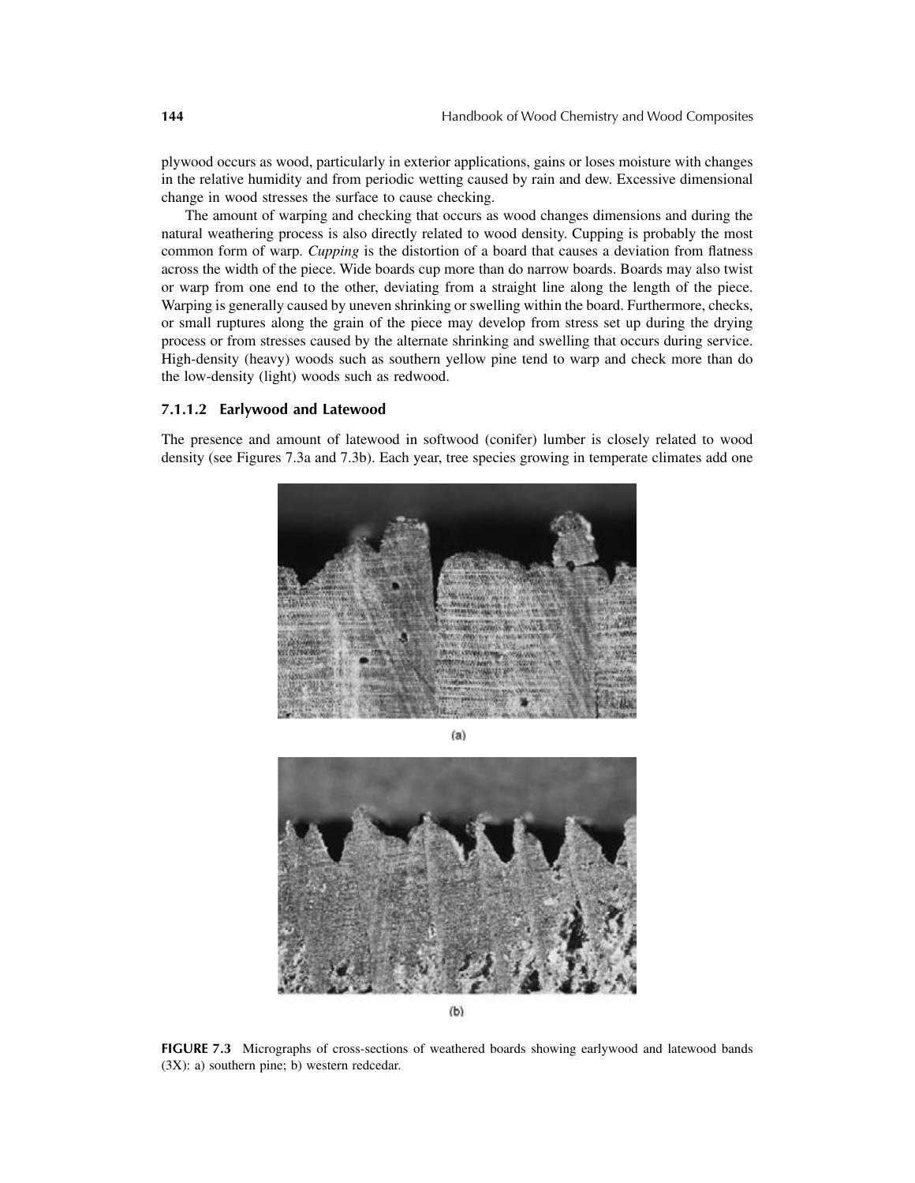plywood occurs as wood, particularly in exterior applications, gains or loses moisture with changes in the relative humidity and from periodic wetting caused by rain and dew. Excessive dimensional change in wood stresses the surface to cause checking.

The amount of warping and checking that occurs as wood changes dimensions and during the natural weathering process is also directly related to wood density. Cupping is probably the most common form of warp. *Cupping* is the distortion of a board that causes a deviation from flatness across the width of the piece. Wide boards cup more than do narrow boards. Boards may also twist or warp from one end to the other, deviating from a straight line along the length of the piece. Warping is generally caused by uneven shrinking or swelling within the board. Furthermore, checks, or small ruptures along the grain of the piece may develop from stress set up during the drying process or from stresses caused by the alternate shrinking and swelling that occurs during service. High-density (heavy) woods such as southern yellow pine tend to warp and check more than do the low-density (light) woods such as redwood.

#### 7.1.1.2 Earlywood and Latewood

The presence and amount of latewood in softwood (conifer) lumber is closely related to wood density (see Figures 7.3a and 7.3b). Each year, tree species growing in temperate climates add one

(a)

(b)

**FIGURE 7.3** Micrographs of cross-sections of weathered boards showing earlywood and latewood bands (3X): a) southern pine; b) western redcedar.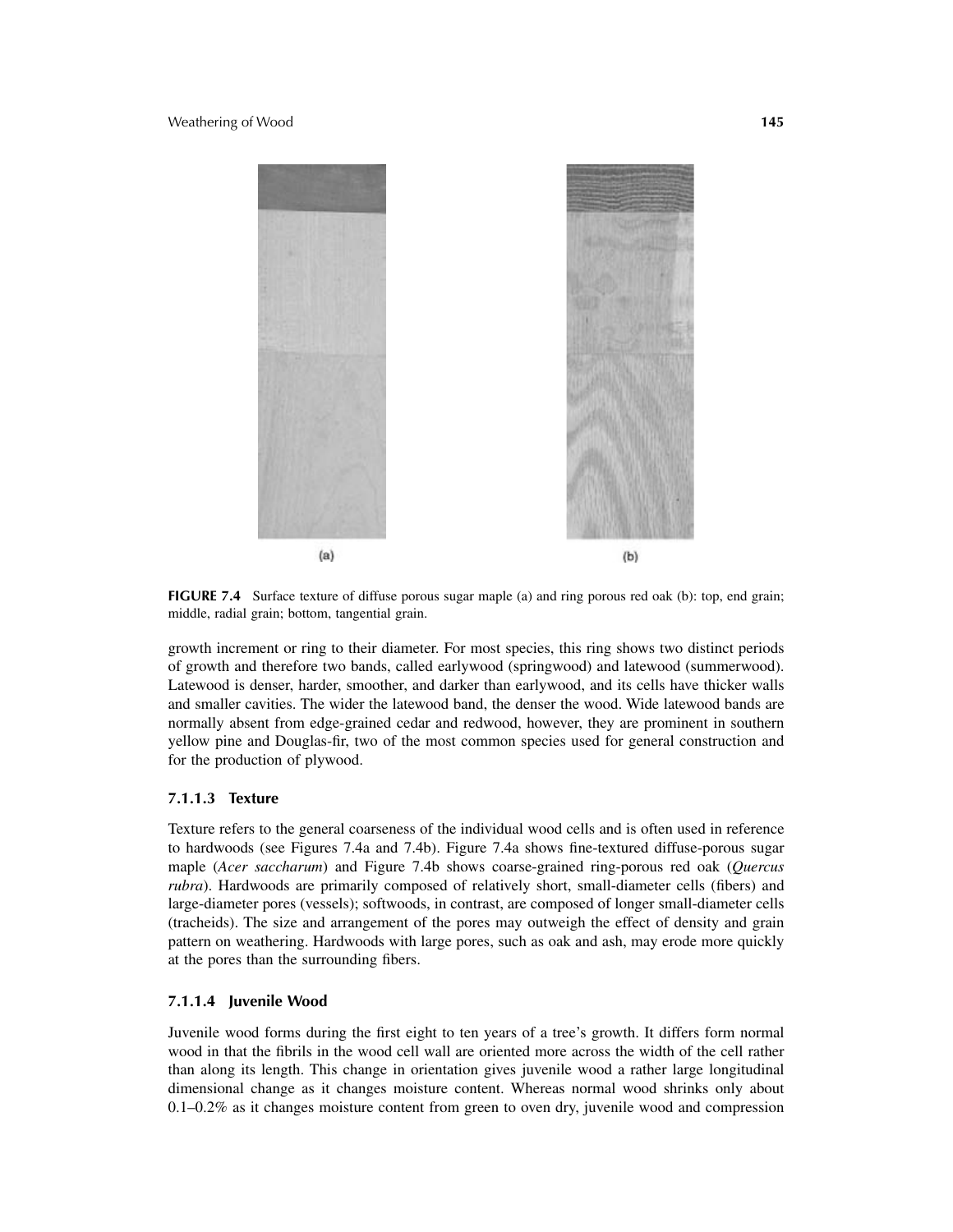(a)

(b)

**FIGURE 7.4** Surface texture of diffuse porous sugar maple (a) and ring porous red oak (b): top, end grain; middle, radial grain; bottom, tangential grain.

growth increment or ring to their diameter. For most species, this ring shows two distinct periods of growth and therefore two bands, called earlywood (springwood) and latewood (summerwood). Latewood is denser, harder, smoother, and darker than earlywood, and its cells have thicker walls and smaller cavities. The wider the latewood band, the denser the wood. Wide latewood bands are normally absent from edge-grained cedar and redwood, however, they are prominent in southern yellow pine and Douglas-fir, two of the most common species used for general construction and for the production of plywood.

#### 7.1.1.3 Texture

Texture refers to the general coarseness of the individual wood cells and is often used in reference to hardwoods (see Figures 7.4a and 7.4b). Figure 7.4a shows fine-textured diffuse-porous sugar maple (*Acer saccharum*) and Figure 7.4b shows coarse-grained ring-porous red oak (*Quercus rubra*). Hardwoods are primarily composed of relatively short, small-diameter cells (fibers) and large-diameter pores (vessels); softwoods, in contrast, are composed of longer small-diameter cells (tracheids). The size and arrangement of the pores may outweigh the effect of density and grain pattern on weathering. Hardwoods with large pores, such as oak and ash, may erode more quickly at the pores than the surrounding fibers.

#### 7.1.1.4 Juvenile Wood

Juvenile wood forms during the first eight to ten years of a tree's growth. It differs form normal wood in that the fibrils in the wood cell wall are oriented more across the width of the cell rather than along its length. This change in orientation gives juvenile wood a rather large longitudinal dimensional change as it changes moisture content. Whereas normal wood shrinks only about 0.1–0.2% as it changes moisture content from green to oven dry, juvenile wood and compression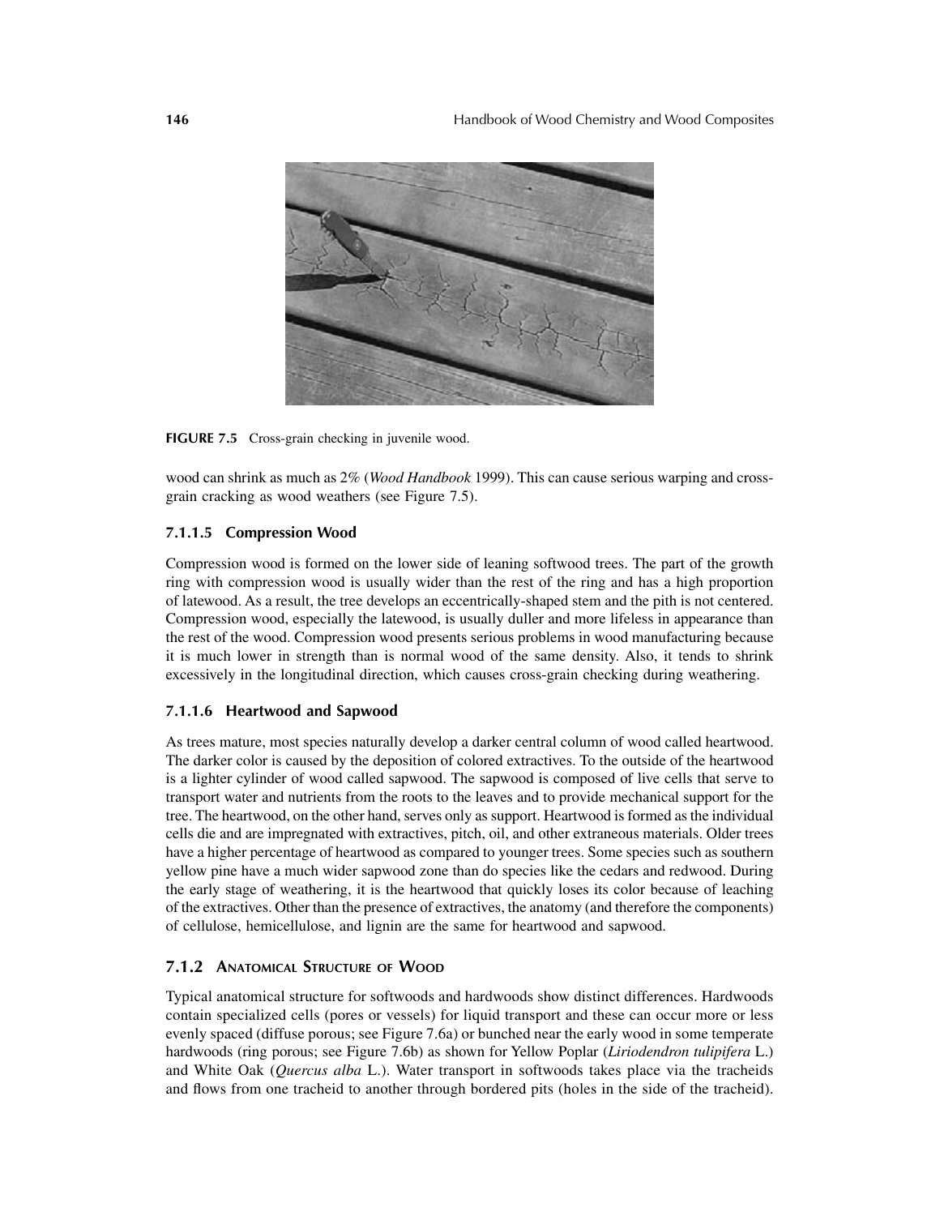FIGURE 7.5 Cross-grain checking in juvenile wood.

wood can shrink as much as 2% (*Wood Handbook* 1999). This can cause serious warping and cross-grain cracking as wood weathers (see Figure 7.5).

### 7.1.1.5 Compression Wood

Compression wood is formed on the lower side of leaning softwood trees. The part of the growth ring with compression wood is usually wider than the rest of the ring and has a high proportion of latewood. As a result, the tree develops an eccentrically-shaped stem and the pith is not centered. Compression wood, especially the latewood, is usually duller and more lifeless in appearance than the rest of the wood. Compression wood presents serious problems in wood manufacturing because it is much lower in strength than is normal wood of the same density. Also, it tends to shrink excessively in the longitudinal direction, which causes cross-grain checking during weathering.

### 7.1.1.6 Heartwood and Sapwood

As trees mature, most species naturally develop a darker central column of wood called heartwood. The darker color is caused by the deposition of colored extractives. To the outside of the heartwood is a lighter cylinder of wood called sapwood. The sapwood is composed of live cells that serve to transport water and nutrients from the roots to the leaves and to provide mechanical support for the tree. The heartwood, on the other hand, serves only as support. Heartwood is formed as the individual cells die and are impregnated with extractives, pitch, oil, and other extraneous materials. Older trees have a higher percentage of heartwood as compared to younger trees. Some species such as southern yellow pine have a much wider sapwood zone than do species like the cedars and redwood. During the early stage of weathering, it is the heartwood that quickly loses its color because of leaching of the extractives. Other than the presence of extractives, the anatomy (and therefore the components) of cellulose, hemicellulose, and lignin are the same for heartwood and sapwood.

## 7.1.2 Anatomical Structure of Wood

Typical anatomical structure for softwoods and hardwoods show distinct differences. Hardwoods contain specialized cells (pores or vessels) for liquid transport and these can occur more or less evenly spaced (diffuse porous; see Figure 7.6a) or bunched near the early wood in some temperate hardwoods (ring porous; see Figure 7.6b) as shown for Yellow Poplar (*Liriodendron tulipifera* L.) and White Oak (*Quercus alba* L.). Water transport in softwoods takes place via the tracheids and flows from one tracheid to another through bordered pits (holes in the side of the tracheid).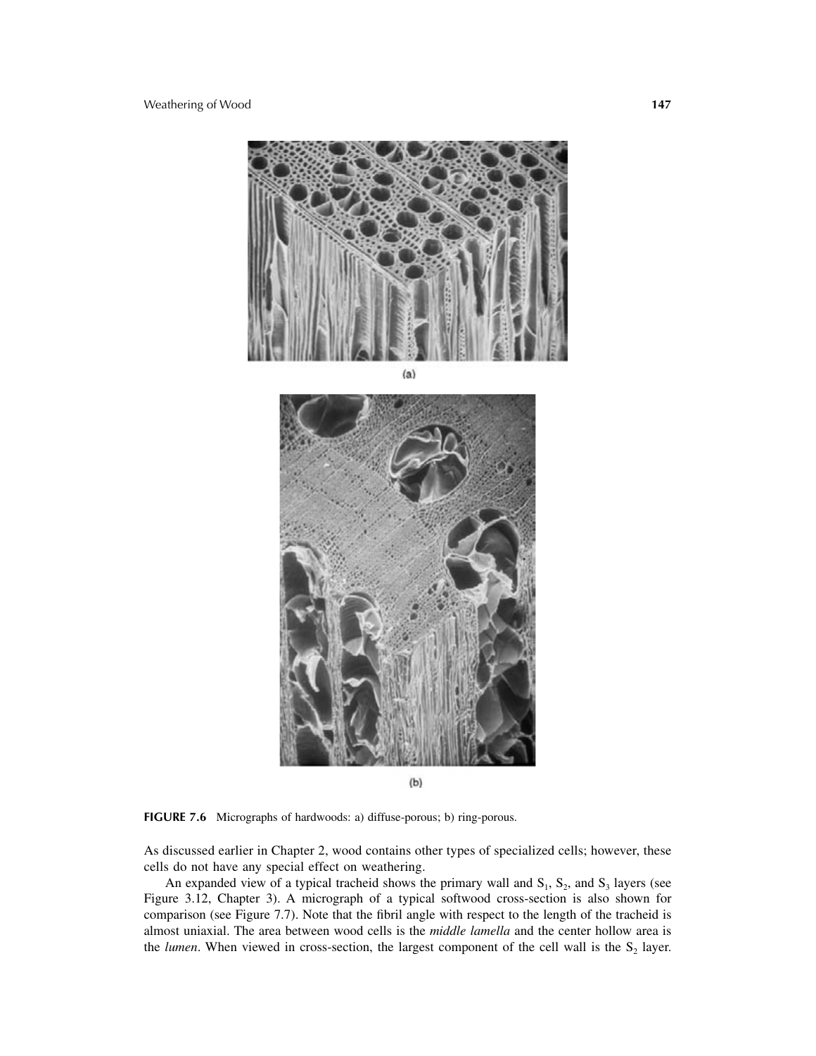(a)

(b)

**FIGURE 7.6** Micrographs of hardwoods: a) diffuse-porous; b) ring-porous.

As discussed earlier in Chapter 2, wood contains other types of specialized cells; however, these cells do not have any special effect on weathering.

An expanded view of a typical tracheid shows the primary wall and $S_1$, $S_2$, and $S_3$ layers (see Figure 3.12, Chapter 3). A micrograph of a typical softwood cross-section is also shown for comparison (see Figure 7.7). Note that the fibril angle with respect to the length of the tracheid is almost uniaxial. The area between wood cells is the *middle lamella* and the center hollow area is the *lumen*. When viewed in cross-section, the largest component of the cell wall is the $S_2$ layer.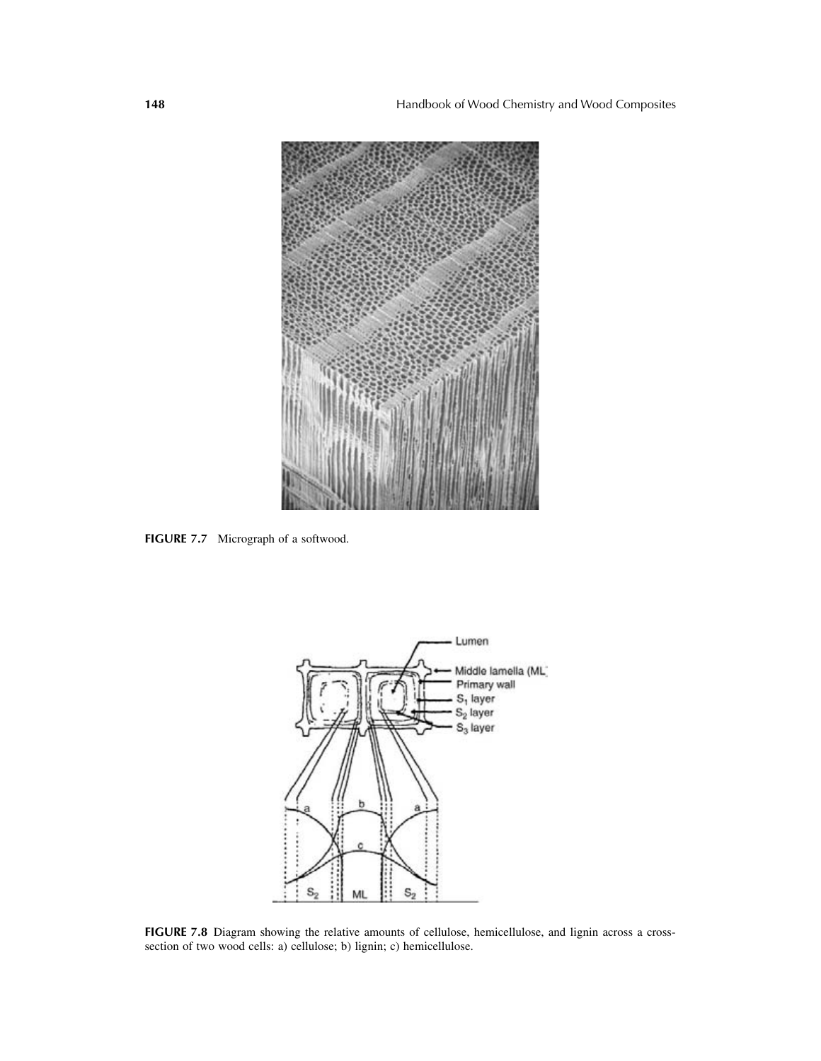FIGURE 7.7 Micrograph of a softwood.

FIGURE 7.8 Diagram showing the relative amounts of cellulose, hemicellulose, and lignin across a cross-section of two wood cells: a) cellulose; b) lignin; c) hemicellulose.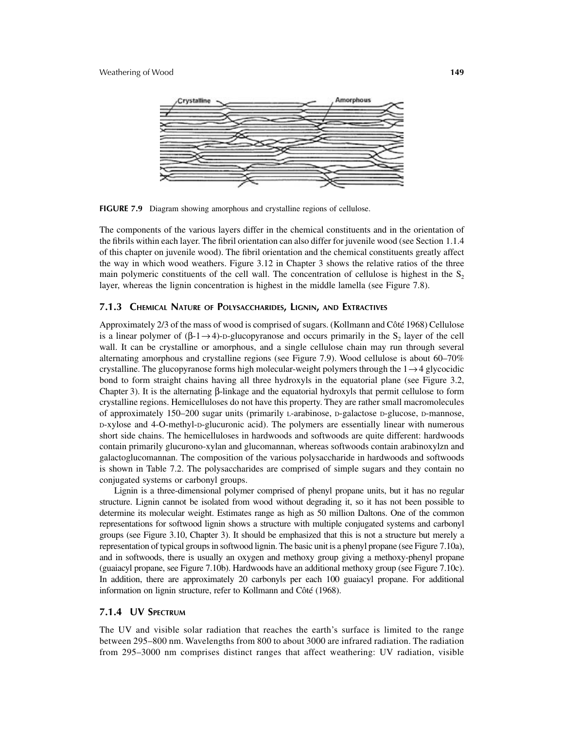**FIGURE 7.9** Diagram showing amorphous and crystalline regions of cellulose.

The components of the various layers differ in the chemical constituents and in the orientation of the fibrils within each layer. The fibril orientation can also differ for juvenile wood (see Section 1.1.4 of this chapter on juvenile wood). The fibril orientation and the chemical constituents greatly affect the way in which wood weathers. Figure 3.12 in Chapter 3 shows the relative ratios of the three main polymeric constituents of the cell wall. The concentration of cellulose is highest in the $S_2$ layer, whereas the lignin concentration is highest in the middle lamella (see Figure 7.8).

### 7.1.3 Chemical Nature of Polysaccharides, Lignin, and Extractives

Approximately 2/3 of the mass of wood is comprised of sugars. (Kollmann and Côté 1968) Cellulose is a linear polymer of ($\beta$-1$\rightarrow$4)-D-glucopyranose and occurs primarily in the $S_2$ layer of the cell wall. It can be crystalline or amorphous, and a single cellulose chain may run through several alternating amorphous and crystalline regions (see Figure 7.9). Wood cellulose is about 60–70% crystalline. The glucopyranose forms high molecular-weight polymers through the 1$\rightarrow$4 glycocidic bond to form straight chains having all three hydroxyls in the equatorial plane (see Figure 3.2, Chapter 3). It is the alternating $\beta$-linkage and the equatorial hydroxyls that permit cellulose to form crystalline regions. Hemicelluloses do not have this property. They are rather small macromolecules of approximately 150–200 sugar units (primarily L-arabinose, D-galactose D-glucose, D-mannose, D-xylose and 4-O-methyl-D-glucuronic acid). The polymers are essentially linear with numerous short side chains. The hemicelluloses in hardwoods and softwoods are quite different: hardwoods contain primarily glucurono-xylan and glucomannan, whereas softwoods contain arabinoxylzn and galactoglucomannan. The composition of the various polysaccharide in hardwoods and softwoods is shown in Table 7.2. The polysaccharides are comprised of simple sugars and they contain no conjugated systems or carbonyl groups.

Lignin is a three-dimensional polymer comprised of phenyl propane units, but it has no regular structure. Lignin cannot be isolated from wood without degrading it, so it has not been possible to determine its molecular weight. Estimates range as high as 50 million Daltons. One of the common representations for softwood lignin shows a structure with multiple conjugated systems and carbonyl groups (see Figure 3.10, Chapter 3). It should be emphasized that this is not a structure but merely a representation of typical groups in softwood lignin. The basic unit is a phenyl propane (see Figure 7.10a), and in softwoods, there is usually an oxygen and methoxy group giving a methoxy-phenyl propane (guaiacyl propane, see Figure 7.10b). Hardwoods have an additional methoxy group (see Figure 7.10c). In addition, there are approximately 20 carbonyls per each 100 guaiacyl propane. For additional information on lignin structure, refer to Kollmann and Côté (1968).

### 7.1.4 UV Spectrum

The UV and visible solar radiation that reaches the earth's surface is limited to the range between 295–800 nm. Wavelengths from 800 to about 3000 are infrared radiation. The radiation from 295–3000 nm comprises distinct ranges that affect weathering: UV radiation, visible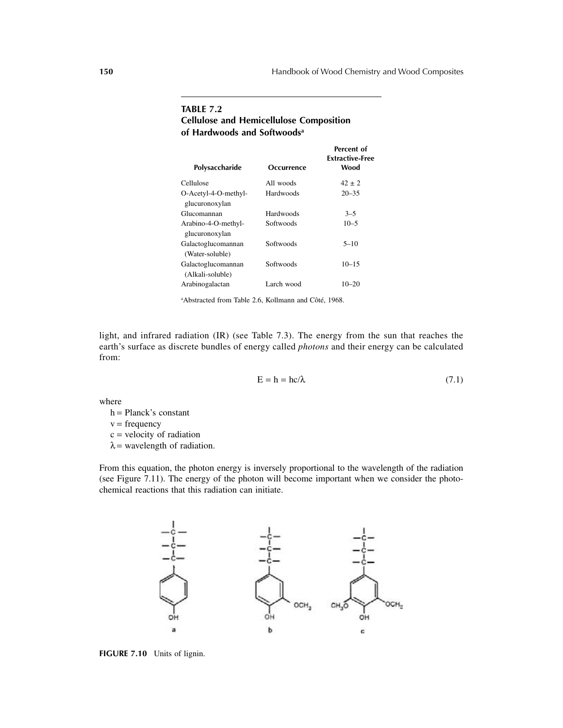**TABLE 7.2**
**Cellulose and Hemicellulose Composition of Hardwoods and Softwoods**[a]

| Polysaccharide | Occurrence | Percent of Extractive-Free Wood |
|---|---|---|
| Cellulose | All woods | 42 ± 2 |
| O-Acetyl-4-O-methyl-glucuronoxylan | Hardwoods | 20–35 |
| Glucomannan | Hardwoods | 3–5 |
| Arabino-4-O-methyl-glucuronoxylan | Softwoods | 10–5 |
| Galactoglucomannan (Water-soluble) | Softwoods | 5–10 |
| Galactoglucomannan (Alkali-soluble) | Softwoods | 10–15 |
| Arabinogalactan | Larch wood | 10–20 |

[a]Abstracted from Table 2.6, Kollmann and Côté, 1968.

light, and infrared radiation (IR) (see Table 7.3). The energy from the sun that reaches the earth's surface as discrete bundles of energy called *photons* and their energy can be calculated from:

$$E = h = hc/\lambda \tag{7.1}$$

where

h = Planck's constant
v = frequency
c = velocity of radiation
$\lambda$ = wavelength of radiation.

From this equation, the photon energy is inversely proportional to the wavelength of the radiation (see Figure 7.11). The energy of the photon will become important when we consider the photochemical reactions that this radiation can initiate.

**FIGURE 7.10** Units of lignin.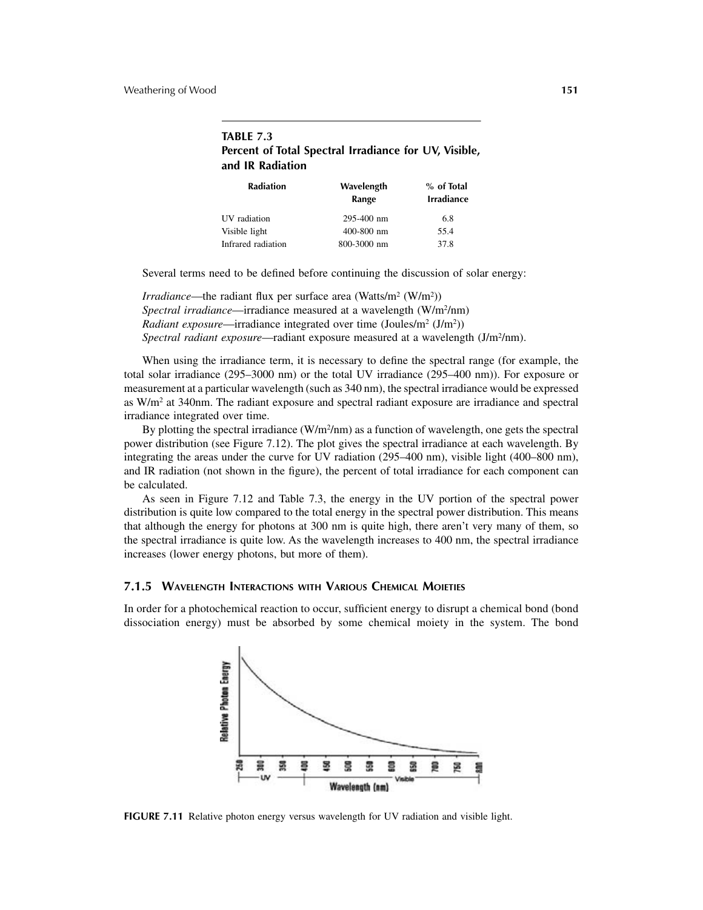**TABLE 7.3**
**Percent of Total Spectral Irradiance for UV, Visible, and IR Radiation**

| Radiation | Wavelength Range | % of Total Irradiance |
|---|---|---|
| UV radiation | 295-400 nm | 6.8 |
| Visible light | 400-800 nm | 55.4 |
| Infrared radiation | 800-3000 nm | 37.8 |

Several terms need to be defined before continuing the discussion of solar energy:

*Irradiance*—the radiant flux per surface area (Watts/m$^2$ (W/m$^2$))
*Spectral irradiance*—irradiance measured at a wavelength (W/m$^2$/nm)
*Radiant exposure*—irradiance integrated over time (Joules/m$^2$ (J/m$^2$))
*Spectral radiant exposure*—radiant exposure measured at a wavelength (J/m$^2$/nm).

When using the irradiance term, it is necessary to define the spectral range (for example, the total solar irradiance (295–3000 nm) or the total UV irradiance (295–400 nm)). For exposure or measurement at a particular wavelength (such as 340 nm), the spectral irradiance would be expressed as W/m$^2$ at 340nm. The radiant exposure and spectral radiant exposure are irradiance and spectral irradiance integrated over time.

By plotting the spectral irradiance (W/m$^2$/nm) as a function of wavelength, one gets the spectral power distribution (see Figure 7.12). The plot gives the spectral irradiance at each wavelength. By integrating the areas under the curve for UV radiation (295–400 nm), visible light (400–800 nm), and IR radiation (not shown in the figure), the percent of total irradiance for each component can be calculated.

As seen in Figure 7.12 and Table 7.3, the energy in the UV portion of the spectral power distribution is quite low compared to the total energy in the spectral power distribution. This means that although the energy for photons at 300 nm is quite high, there aren't very many of them, so the spectral irradiance is quite low. As the wavelength increases to 400 nm, the spectral irradiance increases (lower energy photons, but more of them).

### 7.1.5 Wavelength Interactions with Various Chemical Moieties

In order for a photochemical reaction to occur, sufficient energy to disrupt a chemical bond (bond dissociation energy) must be absorbed by some chemical moiety in the system. The bond

**FIGURE 7.11** Relative photon energy versus wavelength for UV radiation and visible light.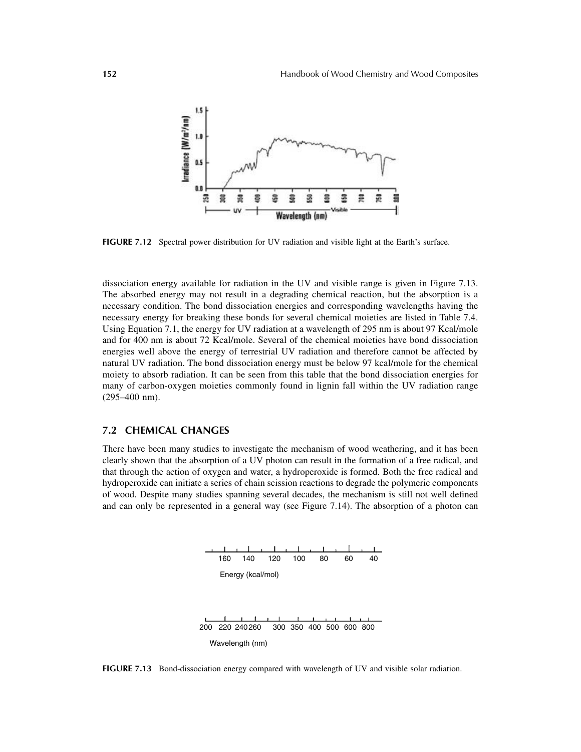FIGURE 7.12 Spectral power distribution for UV radiation and visible light at the Earth's surface.

dissociation energy available for radiation in the UV and visible range is given in Figure 7.13. The absorbed energy may not result in a degrading chemical reaction, but the absorption is a necessary condition. The bond dissociation energies and corresponding wavelengths having the necessary energy for breaking these bonds for several chemical moieties are listed in Table 7.4. Using Equation 7.1, the energy for UV radiation at a wavelength of 295 nm is about 97 Kcal/mole and for 400 nm is about 72 Kcal/mole. Several of the chemical moieties have bond dissociation energies well above the energy of terrestrial UV radiation and therefore cannot be affected by natural UV radiation. The bond dissociation energy must be below 97 kcal/mole for the chemical moiety to absorb radiation. It can be seen from this table that the bond dissociation energies for many of carbon-oxygen moieties commonly found in lignin fall within the UV radiation range (295–400 nm).

## 7.2 CHEMICAL CHANGES

There have been many studies to investigate the mechanism of wood weathering, and it has been clearly shown that the absorption of a UV photon can result in the formation of a free radical, and that through the action of oxygen and water, a hydroperoxide is formed. Both the free radical and hydroperoxide can initiate a series of chain scission reactions to degrade the polymeric components of wood. Despite many studies spanning several decades, the mechanism is still not well defined and can only be represented in a general way (see Figure 7.14). The absorption of a photon can

FIGURE 7.13 Bond-dissociation energy compared with wavelength of UV and visible solar radiation.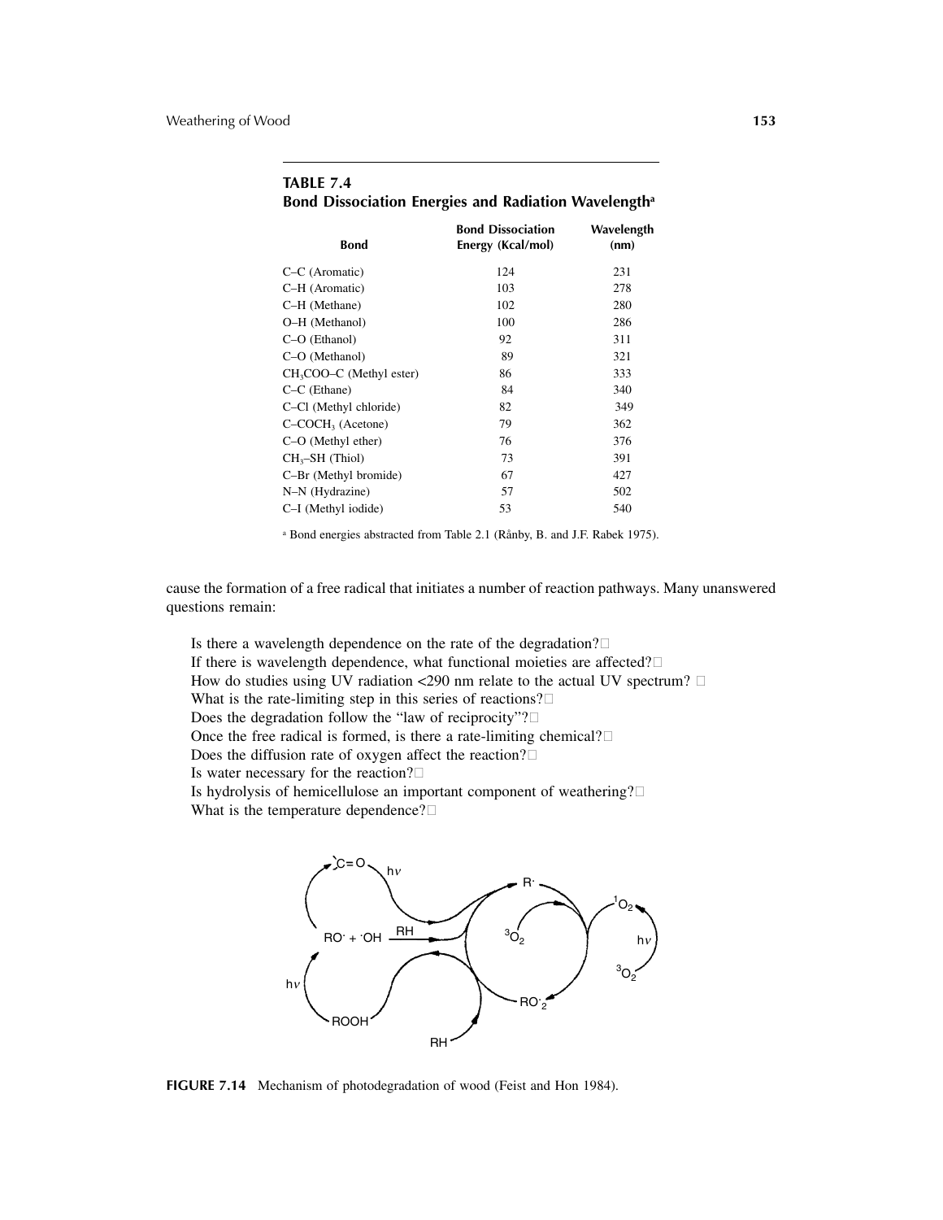**TABLE 7.4**
**Bond Dissociation Energies and Radiation Wavelength**[a]

| Bond | Bond Dissociation Energy (Kcal/mol) | Wavelength (nm) |
|---|---|---|
| C–C (Aromatic) | 124 | 231 |
| C–H (Aromatic) | 103 | 278 |
| C–H (Methane) | 102 | 280 |
| O–H (Methanol) | 100 | 286 |
| C–O (Ethanol) | 92 | 311 |
| C–O (Methanol) | 89 | 321 |
| $CH_3COO$–C (Methyl ester) | 86 | 333 |
| C–C (Ethane) | 84 | 340 |
| C–Cl (Methyl chloride) | 82 | 349 |
| C–$COCH_3$ (Acetone) | 79 | 362 |
| C–O (Methyl ether) | 76 | 376 |
| $CH_3$–SH (Thiol) | 73 | 391 |
| C–Br (Methyl bromide) | 67 | 427 |
| N–N (Hydrazine) | 57 | 502 |
| C–I (Methyl iodide) | 53 | 540 |

[a] Bond energies abstracted from Table 2.1 (Rånby, B. and J.F. Rabek 1975).

cause the formation of a free radical that initiates a number of reaction pathways. Many unanswered questions remain:

Is there a wavelength dependence on the rate of the degradation?
If there is wavelength dependence, what functional moieties are affected?
How do studies using UV radiation <290 nm relate to the actual UV spectrum?
What is the rate-limiting step in this series of reactions?
Does the degradation follow the "law of reciprocity"?
Once the free radical is formed, is there a rate-limiting chemical?
Does the diffusion rate of oxygen affect the reaction?
Is water necessary for the reaction?
Is hydrolysis of hemicellulose an important component of weathering?
What is the temperature dependence?

**FIGURE 7.14** Mechanism of photodegradation of wood (Feist and Hon 1984).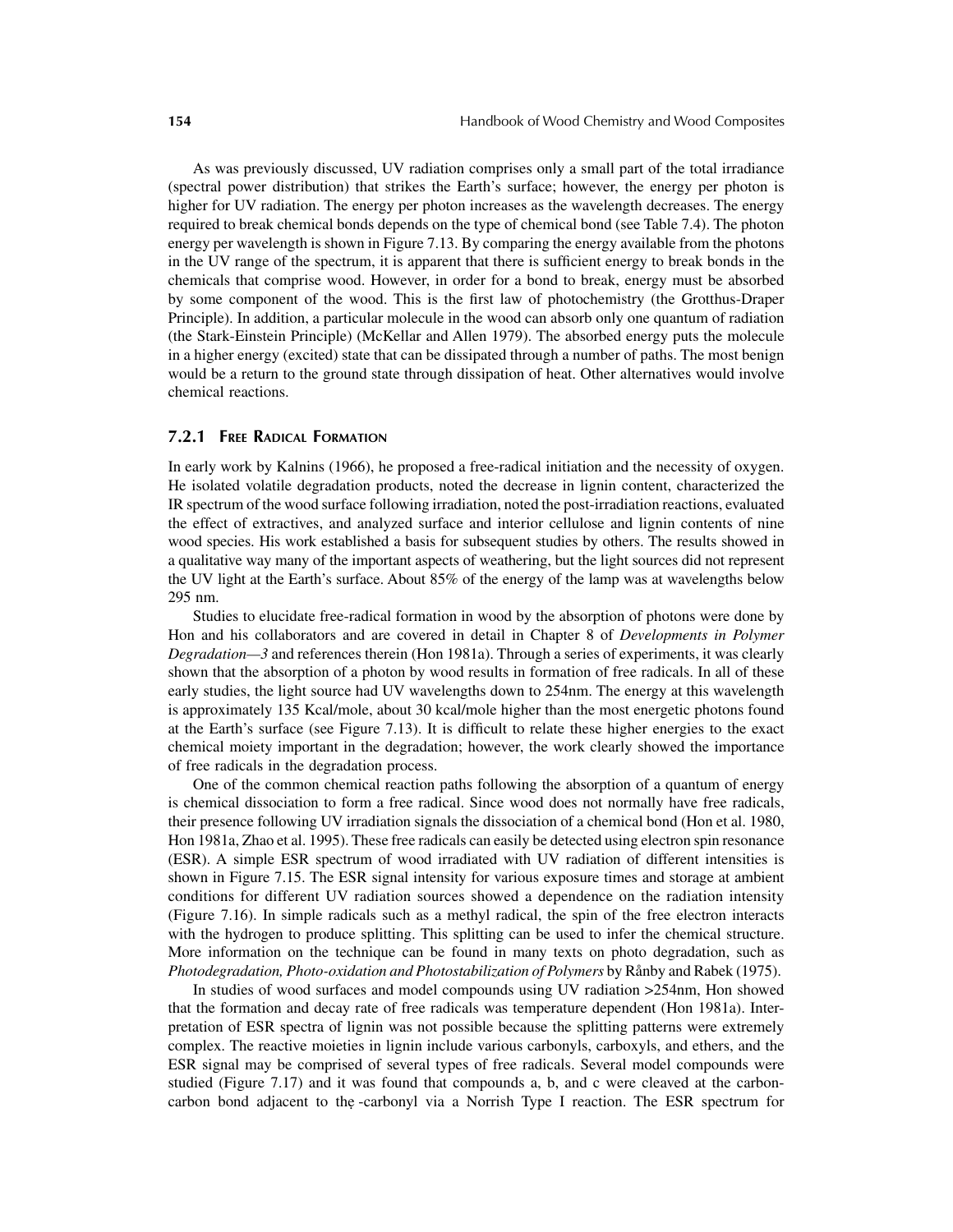As was previously discussed, UV radiation comprises only a small part of the total irradiance (spectral power distribution) that strikes the Earth's surface; however, the energy per photon is higher for UV radiation. The energy per photon increases as the wavelength decreases. The energy required to break chemical bonds depends on the type of chemical bond (see Table 7.4). The photon energy per wavelength is shown in Figure 7.13. By comparing the energy available from the photons in the UV range of the spectrum, it is apparent that there is sufficient energy to break bonds in the chemicals that comprise wood. However, in order for a bond to break, energy must be absorbed by some component of the wood. This is the first law of photochemistry (the Grotthus-Draper Principle). In addition, a particular molecule in the wood can absorb only one quantum of radiation (the Stark-Einstein Principle) (McKellar and Allen 1979). The absorbed energy puts the molecule in a higher energy (excited) state that can be dissipated through a number of paths. The most benign would be a return to the ground state through dissipation of heat. Other alternatives would involve chemical reactions.

### 7.2.1 Free Radical Formation

In early work by Kalnins (1966), he proposed a free-radical initiation and the necessity of oxygen. He isolated volatile degradation products, noted the decrease in lignin content, characterized the IR spectrum of the wood surface following irradiation, noted the post-irradiation reactions, evaluated the effect of extractives, and analyzed surface and interior cellulose and lignin contents of nine wood species. His work established a basis for subsequent studies by others. The results showed in a qualitative way many of the important aspects of weathering, but the light sources did not represent the UV light at the Earth's surface. About 85% of the energy of the lamp was at wavelengths below 295 nm.

Studies to elucidate free-radical formation in wood by the absorption of photons were done by Hon and his collaborators and are covered in detail in Chapter 8 of *Developments in Polymer Degradation—3* and references therein (Hon 1981a). Through a series of experiments, it was clearly shown that the absorption of a photon by wood results in formation of free radicals. In all of these early studies, the light source had UV wavelengths down to 254nm. The energy at this wavelength is approximately 135 Kcal/mole, about 30 kcal/mole higher than the most energetic photons found at the Earth's surface (see Figure 7.13). It is difficult to relate these higher energies to the exact chemical moiety important in the degradation; however, the work clearly showed the importance of free radicals in the degradation process.

One of the common chemical reaction paths following the absorption of a quantum of energy is chemical dissociation to form a free radical. Since wood does not normally have free radicals, their presence following UV irradiation signals the dissociation of a chemical bond (Hon et al. 1980, Hon 1981a, Zhao et al. 1995). These free radicals can easily be detected using electron spin resonance (ESR). A simple ESR spectrum of wood irradiated with UV radiation of different intensities is shown in Figure 7.15. The ESR signal intensity for various exposure times and storage at ambient conditions for different UV radiation sources showed a dependence on the radiation intensity (Figure 7.16). In simple radicals such as a methyl radical, the spin of the free electron interacts with the hydrogen to produce splitting. This splitting can be used to infer the chemical structure. More information on the technique can be found in many texts on photo degradation, such as *Photodegradation, Photo-oxidation and Photostabilization of Polymers* by Rånby and Rabek (1975).

In studies of wood surfaces and model compounds using UV radiation >254nm, Hon showed that the formation and decay rate of free radicals was temperature dependent (Hon 1981a). Interpretation of ESR spectra of lignin was not possible because the splitting patterns were extremely complex. The reactive moieties in lignin include various carbonyls, carboxyls, and ethers, and the ESR signal may be comprised of several types of free radicals. Several model compounds were studied (Figure 7.17) and it was found that compounds a, b, and c were cleaved at the carbon-carbon bond adjacent to the -carbonyl via a Norrish Type I reaction. The ESR spectrum for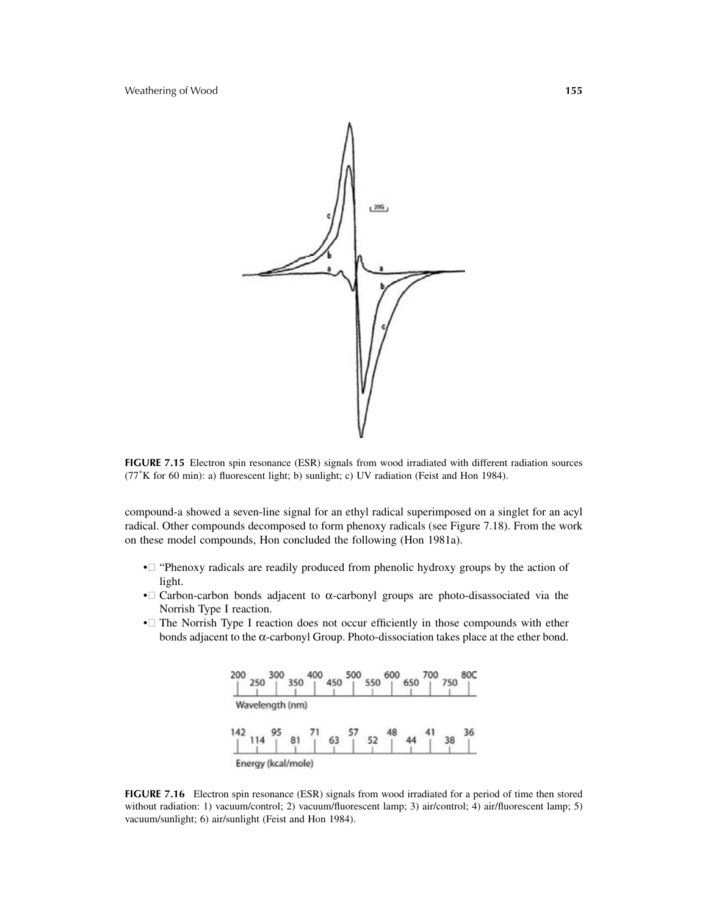FIGURE 7.15 Electron spin resonance (ESR) signals from wood irradiated with different radiation sources (77˚K for 60 min): a) fluorescent light; b) sunlight; c) UV radiation (Feist and Hon 1984).

compound-a showed a seven-line signal for an ethyl radical superimposed on a singlet for an acyl radical. Other compounds decomposed to form phenoxy radicals (see Figure 7.18). From the work on these model compounds, Hon concluded the following (Hon 1981a).

- "Phenoxy radicals are readily produced from phenolic hydroxy groups by the action of light.
- Carbon-carbon bonds adjacent to α-carbonyl groups are photo-disassociated via the Norrish Type I reaction.
- The Norrish Type I reaction does not occur efficiently in those compounds with ether bonds adjacent to the α-carbonyl Group. Photo-dissociation takes place at the ether bond.

| Wavelength (nm) | 200 | 250 | 300 | 350 | 400 | 450 | 500 | 550 | 600 | 650 | 700 | 750 | 800 |
|---|---|---|---|---|---|---|---|---|---|---|---|---|---|
| Energy (kcal/mole) | 142 | 114 | 95 | 81 | 71 | 63 | 57 | 52 | 48 | 44 | 41 | 38 | 36 |

FIGURE 7.16 Electron spin resonance (ESR) signals from wood irradiated for a period of time then stored without radiation: 1) vacuum/control; 2) vacuum/fluorescent lamp; 3) air/control; 4) air/fluorescent lamp; 5) vacuum/sunlight; 6) air/sunlight (Feist and Hon 1984).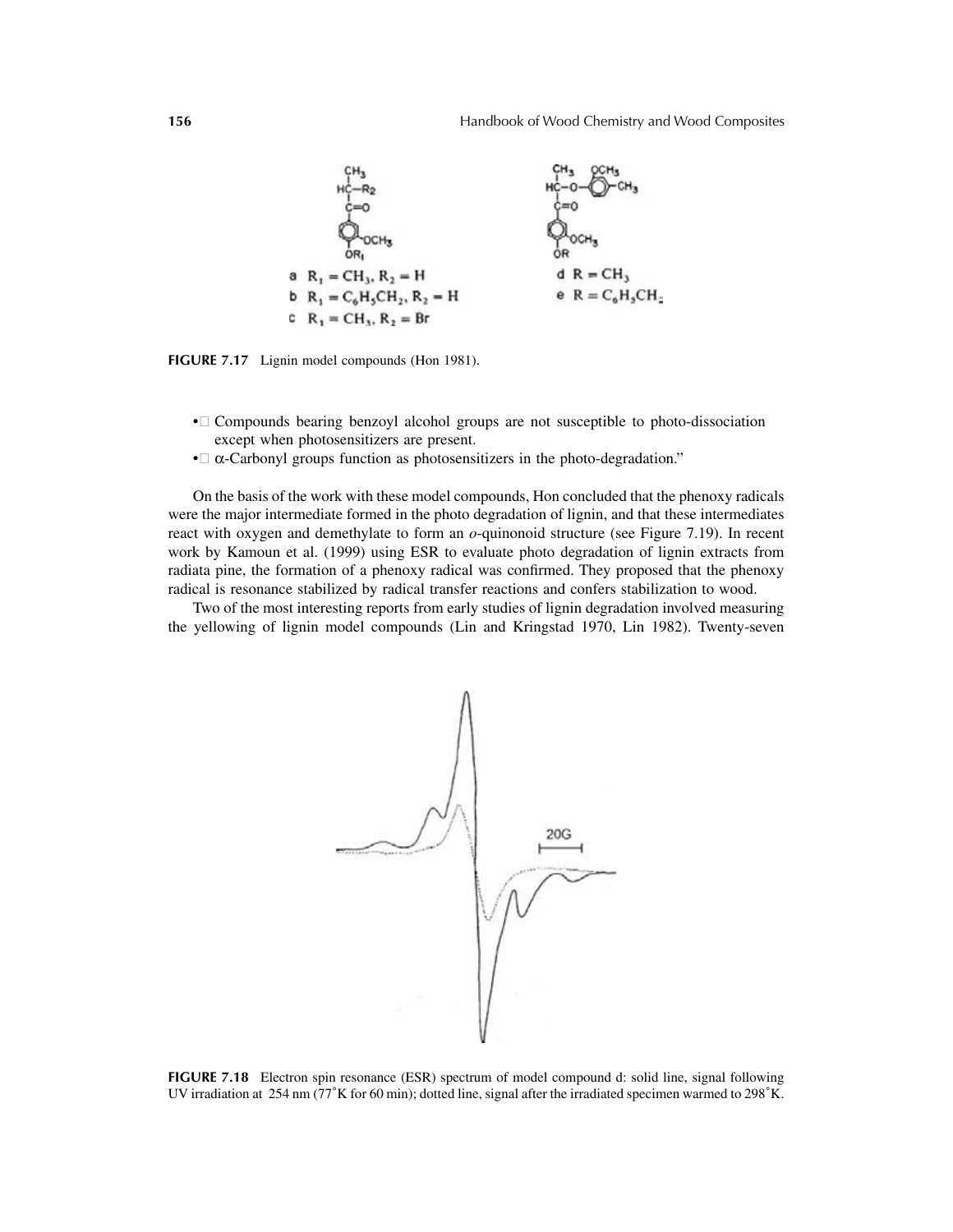a $R_1 = CH_3, R_2 = H$
b $R_1 = C_6H_5CH_2, R_2 = H$
c $R_1 = CH_3, R_2 = Br$

d $R = CH_3$
e $R = C_6H_5CH_2$

**FIGURE 7.17** Lignin model compounds (Hon 1981).

- Compounds bearing benzoyl alcohol groups are not susceptible to photo-dissociation except when photosensitizers are present.
- α-Carbonyl groups function as photosensitizers in the photo-degradation."

On the basis of the work with these model compounds, Hon concluded that the phenoxy radicals were the major intermediate formed in the photo degradation of lignin, and that these intermediates react with oxygen and demethylate to form an *o*-quinonoid structure (see Figure 7.19). In recent work by Kamoun et al. (1999) using ESR to evaluate photo degradation of lignin extracts from radiata pine, the formation of a phenoxy radical was confirmed. They proposed that the phenoxy radical is resonance stabilized by radical transfer reactions and confers stabilization to wood.

Two of the most interesting reports from early studies of lignin degradation involved measuring the yellowing of lignin model compounds (Lin and Kringstad 1970, Lin 1982). Twenty-seven

**FIGURE 7.18** Electron spin resonance (ESR) spectrum of model compound d: solid line, signal following UV irradiation at 254 nm (77˚K for 60 min); dotted line, signal after the irradiated specimen warmed to 298˚K.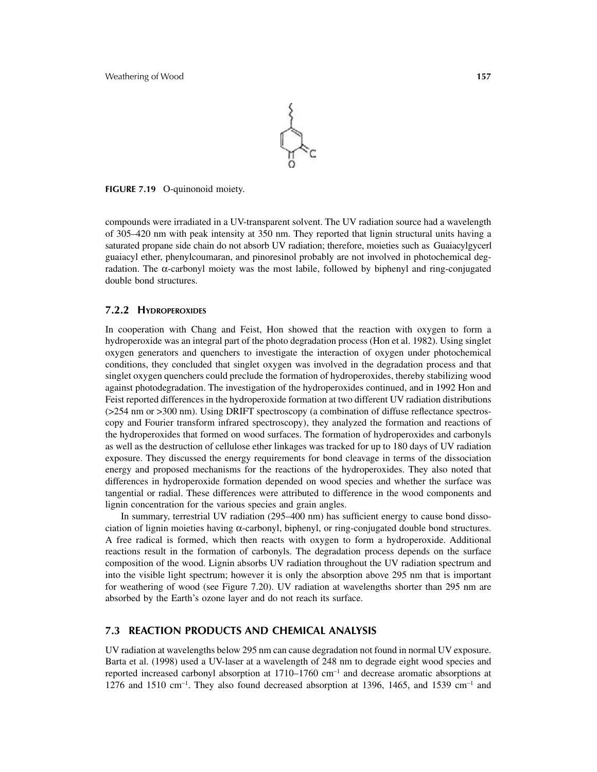FIGURE 7.19 O-quinonoid moiety.

compounds were irradiated in a UV-transparent solvent. The UV radiation source had a wavelength of 305–420 nm with peak intensity at 350 nm. They reported that lignin structural units having a saturated propane side chain do not absorb UV radiation; therefore, moieties such as Guaiacylgycerl guaiacyl ether, phenylcoumaran, and pinoresinol probably are not involved in photochemical degradation. The α-carbonyl moiety was the most labile, followed by biphenyl and ring-conjugated double bond structures.

### 7.2.2 Hydroperoxides

In cooperation with Chang and Feist, Hon showed that the reaction with oxygen to form a hydroperoxide was an integral part of the photo degradation process (Hon et al. 1982). Using singlet oxygen generators and quenchers to investigate the interaction of oxygen under photochemical conditions, they concluded that singlet oxygen was involved in the degradation process and that singlet oxygen quenchers could preclude the formation of hydroperoxides, thereby stabilizing wood against photodegradation. The investigation of the hydroperoxides continued, and in 1992 Hon and Feist reported differences in the hydroperoxide formation at two different UV radiation distributions (>254 nm or >300 nm). Using DRIFT spectroscopy (a combination of diffuse reflectance spectroscopy and Fourier transform infrared spectroscopy), they analyzed the formation and reactions of the hydroperoxides that formed on wood surfaces. The formation of hydroperoxides and carbonyls as well as the destruction of cellulose ether linkages was tracked for up to 180 days of UV radiation exposure. They discussed the energy requirements for bond cleavage in terms of the dissociation energy and proposed mechanisms for the reactions of the hydroperoxides. They also noted that differences in hydroperoxide formation depended on wood species and whether the surface was tangential or radial. These differences were attributed to difference in the wood components and lignin concentration for the various species and grain angles.

In summary, terrestrial UV radiation (295–400 nm) has sufficient energy to cause bond dissociation of lignin moieties having α-carbonyl, biphenyl, or ring-conjugated double bond structures. A free radical is formed, which then reacts with oxygen to form a hydroperoxide. Additional reactions result in the formation of carbonyls. The degradation process depends on the surface composition of the wood. Lignin absorbs UV radiation throughout the UV radiation spectrum and into the visible light spectrum; however it is only the absorption above 295 nm that is important for weathering of wood (see Figure 7.20). UV radiation at wavelengths shorter than 295 nm are absorbed by the Earth's ozone layer and do not reach its surface.

## 7.3 REACTION PRODUCTS AND CHEMICAL ANALYSIS

UV radiation at wavelengths below 295 nm can cause degradation not found in normal UV exposure. Barta et al. (1998) used a UV-laser at a wavelength of 248 nm to degrade eight wood species and reported increased carbonyl absorption at 1710–1760 $cm^{-1}$ and decrease aromatic absorptions at 1276 and 1510 $cm^{-1}$. They also found decreased absorption at 1396, 1465, and 1539 $cm^{-1}$ and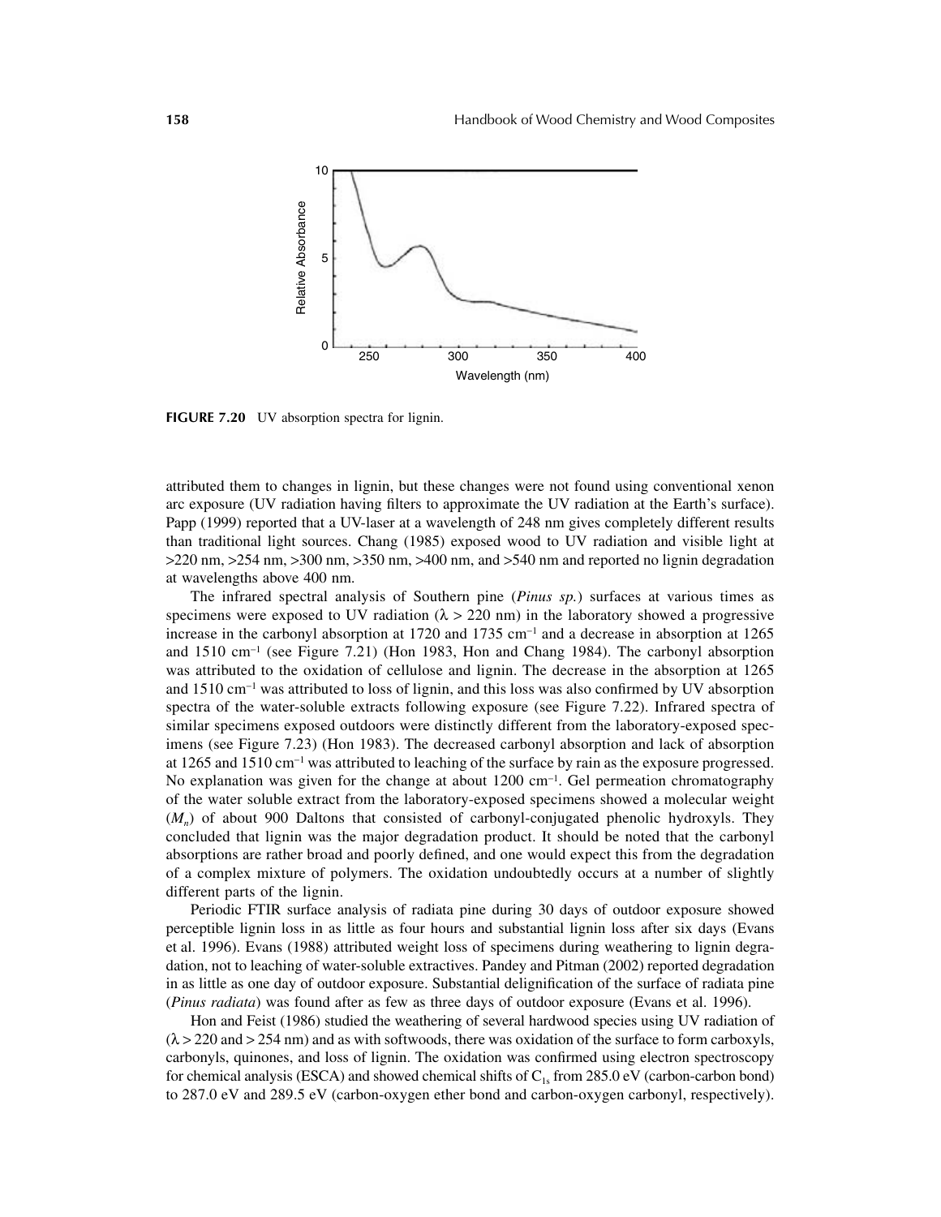FIGURE 7.20 UV absorption spectra for lignin.

attributed them to changes in lignin, but these changes were not found using conventional xenon arc exposure (UV radiation having filters to approximate the UV radiation at the Earth's surface). Papp (1999) reported that a UV-laser at a wavelength of 248 nm gives completely different results than traditional light sources. Chang (1985) exposed wood to UV radiation and visible light at >220 nm, >254 nm, >300 nm, >350 nm, >400 nm, and >540 nm and reported no lignin degradation at wavelengths above 400 nm.

The infrared spectral analysis of Southern pine (*Pinus sp.*) surfaces at various times as specimens were exposed to UV radiation ($\lambda > 220$ nm) in the laboratory showed a progressive increase in the carbonyl absorption at 1720 and 1735 $cm^{-1}$ and a decrease in absorption at 1265 and 1510 $cm^{-1}$ (see Figure 7.21) (Hon 1983, Hon and Chang 1984). The carbonyl absorption was attributed to the oxidation of cellulose and lignin. The decrease in the absorption at 1265 and 1510 $cm^{-1}$ was attributed to loss of lignin, and this loss was also confirmed by UV absorption spectra of the water-soluble extracts following exposure (see Figure 7.22). Infrared spectra of similar specimens exposed outdoors were distinctly different from the laboratory-exposed specimens (see Figure 7.23) (Hon 1983). The decreased carbonyl absorption and lack of absorption at 1265 and 1510 $cm^{-1}$ was attributed to leaching of the surface by rain as the exposure progressed. No explanation was given for the change at about 1200 $cm^{-1}$. Gel permeation chromatography of the water soluble extract from the laboratory-exposed specimens showed a molecular weight ($M_n$) of about 900 Daltons that consisted of carbonyl-conjugated phenolic hydroxyls. They concluded that lignin was the major degradation product. It should be noted that the carbonyl absorptions are rather broad and poorly defined, and one would expect this from the degradation of a complex mixture of polymers. The oxidation undoubtedly occurs at a number of slightly different parts of the lignin.

Periodic FTIR surface analysis of radiata pine during 30 days of outdoor exposure showed perceptible lignin loss in as little as four hours and substantial lignin loss after six days (Evans et al. 1996). Evans (1988) attributed weight loss of specimens during weathering to lignin degradation, not to leaching of water-soluble extractives. Pandey and Pitman (2002) reported degradation in as little as one day of outdoor exposure. Substantial delignification of the surface of radiata pine (*Pinus radiata*) was found after as few as three days of outdoor exposure (Evans et al. 1996).

Hon and Feist (1986) studied the weathering of several hardwood species using UV radiation of ($\lambda > 220$ and $> 254$ nm) and as with softwoods, there was oxidation of the surface to form carboxyls, carbonyls, quinones, and loss of lignin. The oxidation was confirmed using electron spectroscopy for chemical analysis (ESCA) and showed chemical shifts of $C_{1s}$ from 285.0 eV (carbon-carbon bond) to 287.0 eV and 289.5 eV (carbon-oxygen ether bond and carbon-oxygen carbonyl, respectively).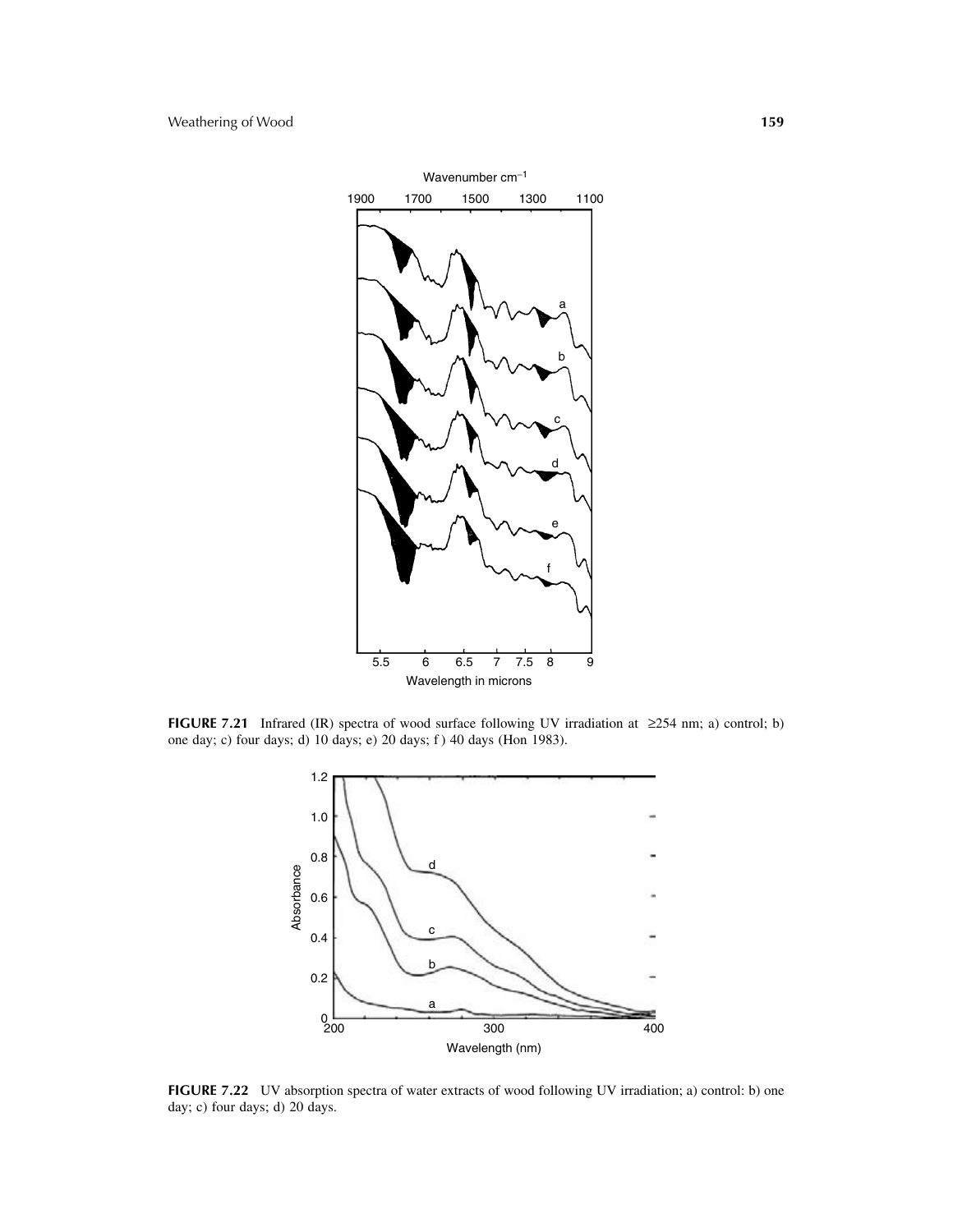**FIGURE 7.21** Infrared (IR) spectra of wood surface following UV irradiation at ≥254 nm; a) control; b) one day; c) four days; d) 10 days; e) 20 days; f) 40 days (Hon 1983).

**FIGURE 7.22** UV absorption spectra of water extracts of wood following UV irradiation; a) control: b) one day; c) four days; d) 20 days.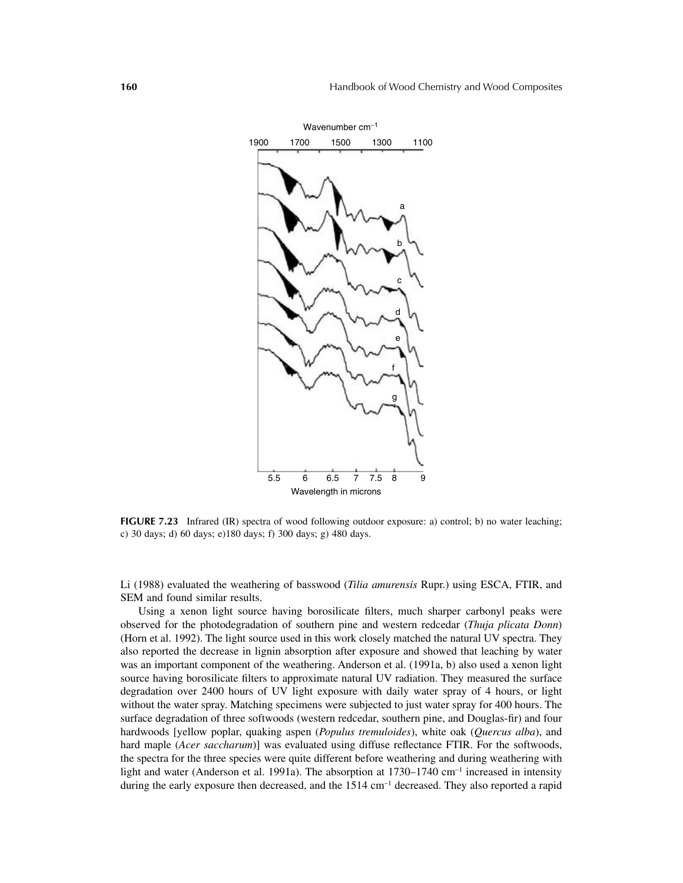FIGURE 7.23 Infrared (IR) spectra of wood following outdoor exposure: a) control; b) no water leaching; c) 30 days; d) 60 days; e)180 days; f) 300 days; g) 480 days.

Li (1988) evaluated the weathering of basswood (*Tilia amurensis* Rupr.) using ESCA, FTIR, and SEM and found similar results.

Using a xenon light source having borosilicate filters, much sharper carbonyl peaks were observed for the photodegradation of southern pine and western redcedar (*Thuja plicata Donn*) (Horn et al. 1992). The light source used in this work closely matched the natural UV spectra. They also reported the decrease in lignin absorption after exposure and showed that leaching by water was an important component of the weathering. Anderson et al. (1991a, b) also used a xenon light source having borosilicate filters to approximate natural UV radiation. They measured the surface degradation over 2400 hours of UV light exposure with daily water spray of 4 hours, or light without the water spray. Matching specimens were subjected to just water spray for 400 hours. The surface degradation of three softwoods (western redcedar, southern pine, and Douglas-fir) and four hardwoods [yellow poplar, quaking aspen (*Populus tremuloides*), white oak (*Quercus alba*), and hard maple (*Acer saccharum*)] was evaluated using diffuse reflectance FTIR. For the softwoods, the spectra for the three species were quite different before weathering and during weathering with light and water (Anderson et al. 1991a). The absorption at 1730–1740 cm$^{-1}$ increased in intensity during the early exposure then decreased, and the 1514 cm$^{-1}$ decreased. They also reported a rapid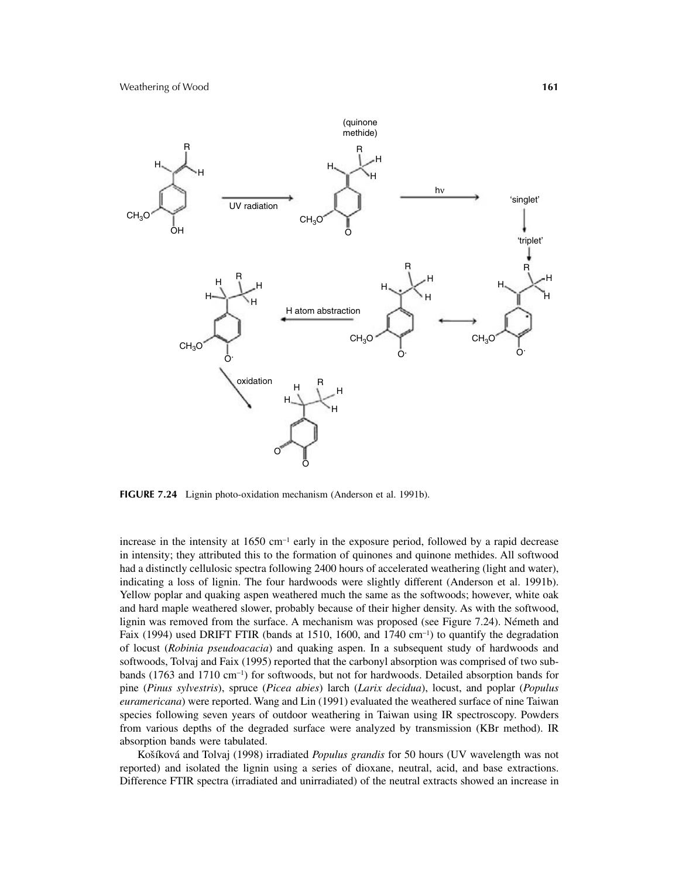**FIGURE 7.24** Lignin photo-oxidation mechanism (Anderson et al. 1991b).

increase in the intensity at 1650 cm$^{-1}$ early in the exposure period, followed by a rapid decrease in intensity; they attributed this to the formation of quinones and quinone methides. All softwood had a distinctly cellulosic spectra following 2400 hours of accelerated weathering (light and water), indicating a loss of lignin. The four hardwoods were slightly different (Anderson et al. 1991b). Yellow poplar and quaking aspen weathered much the same as the softwoods; however, white oak and hard maple weathered slower, probably because of their higher density. As with the softwood, lignin was removed from the surface. A mechanism was proposed (see Figure 7.24). Németh and Faix (1994) used DRIFT FTIR (bands at 1510, 1600, and 1740 cm$^{-1}$) to quantify the degradation of locust (*Robinia pseudoacacia*) and quaking aspen. In a subsequent study of hardwoods and softwoods, Tolvaj and Faix (1995) reported that the carbonyl absorption was comprised of two sub-bands (1763 and 1710 cm$^{-1}$) for softwoods, but not for hardwoods. Detailed absorption bands for pine (*Pinus sylvestris*), spruce (*Picea abies*) larch (*Larix decidua*), locust, and poplar (*Populus euramericana*) were reported. Wang and Lin (1991) evaluated the weathered surface of nine Taiwan species following seven years of outdoor weathering in Taiwan using IR spectroscopy. Powders from various depths of the degraded surface were analyzed by transmission (KBr method). IR absorption bands were tabulated.

Košíková and Tolvaj (1998) irradiated *Populus grandis* for 50 hours (UV wavelength was not reported) and isolated the lignin using a series of dioxane, neutral, acid, and base extractions. Difference FTIR spectra (irradiated and unirradiated) of the neutral extracts showed an increase in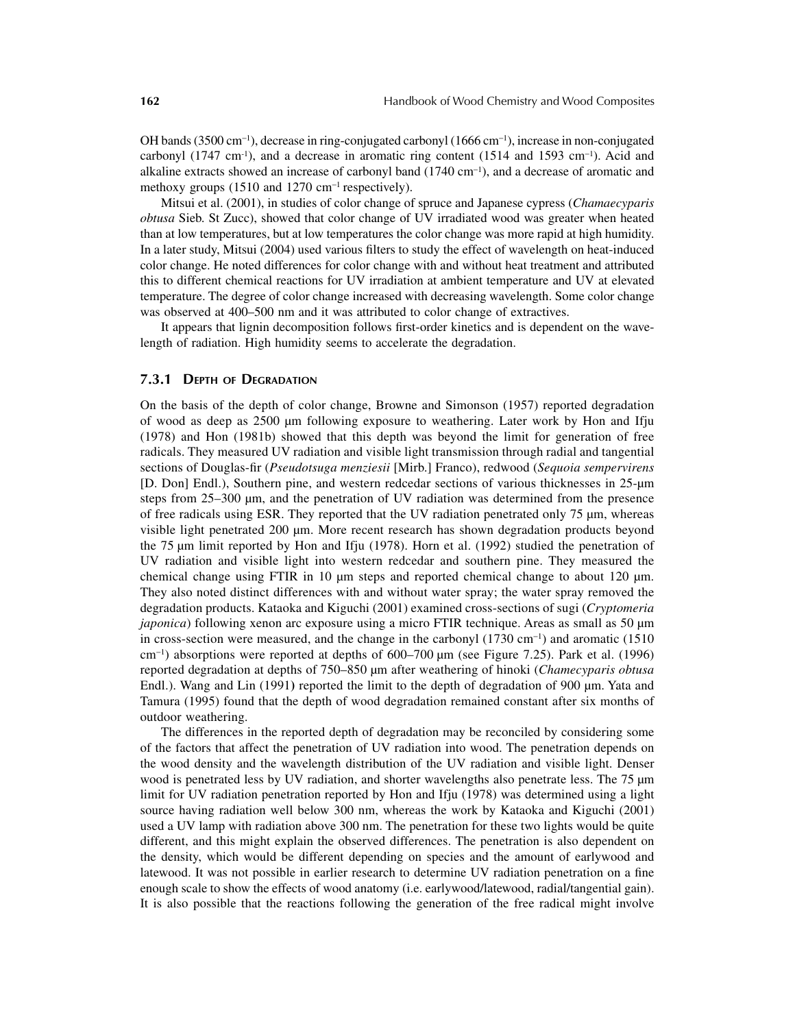OH bands (3500 cm$^{-1}$), decrease in ring-conjugated carbonyl (1666 cm$^{-1}$), increase in non-conjugated carbonyl (1747 cm$^{-1}$), and a decrease in aromatic ring content (1514 and 1593 cm$^{-1}$). Acid and alkaline extracts showed an increase of carbonyl band (1740 cm$^{-1}$), and a decrease of aromatic and methoxy groups (1510 and 1270 cm$^{-1}$ respectively).

Mitsui et al. (2001), in studies of color change of spruce and Japanese cypress (*Chamaecyparis obtusa* Sieb. St Zucc), showed that color change of UV irradiated wood was greater when heated than at low temperatures, but at low temperatures the color change was more rapid at high humidity. In a later study, Mitsui (2004) used various filters to study the effect of wavelength on heat-induced color change. He noted differences for color change with and without heat treatment and attributed this to different chemical reactions for UV irradiation at ambient temperature and UV at elevated temperature. The degree of color change increased with decreasing wavelength. Some color change was observed at 400–500 nm and it was attributed to color change of extractives.

It appears that lignin decomposition follows first-order kinetics and is dependent on the wavelength of radiation. High humidity seems to accelerate the degradation.

### 7.3.1 Depth of Degradation

On the basis of the depth of color change, Browne and Simonson (1957) reported degradation of wood as deep as 2500 μm following exposure to weathering. Later work by Hon and Ifju (1978) and Hon (1981b) showed that this depth was beyond the limit for generation of free radicals. They measured UV radiation and visible light transmission through radial and tangential sections of Douglas-fir (*Pseudotsuga menziesii* [Mirb.] Franco), redwood (*Sequoia sempervirens* [D. Don] Endl.), Southern pine, and western redcedar sections of various thicknesses in 25-μm steps from 25–300 μm, and the penetration of UV radiation was determined from the presence of free radicals using ESR. They reported that the UV radiation penetrated only 75 μm, whereas visible light penetrated 200 μm. More recent research has shown degradation products beyond the 75 μm limit reported by Hon and Ifju (1978). Horn et al. (1992) studied the penetration of UV radiation and visible light into western redcedar and southern pine. They measured the chemical change using FTIR in 10 μm steps and reported chemical change to about 120 μm. They also noted distinct differences with and without water spray; the water spray removed the degradation products. Kataoka and Kiguchi (2001) examined cross-sections of sugi (*Cryptomeria japonica*) following xenon arc exposure using a micro FTIR technique. Areas as small as 50 μm in cross-section were measured, and the change in the carbonyl (1730 cm$^{-1}$) and aromatic (1510 cm$^{-1}$) absorptions were reported at depths of 600–700 μm (see Figure 7.25). Park et al. (1996) reported degradation at depths of 750–850 μm after weathering of hinoki (*Chamecyparis obtusa* Endl.). Wang and Lin (1991) reported the limit to the depth of degradation of 900 μm. Yata and Tamura (1995) found that the depth of wood degradation remained constant after six months of outdoor weathering.

The differences in the reported depth of degradation may be reconciled by considering some of the factors that affect the penetration of UV radiation into wood. The penetration depends on the wood density and the wavelength distribution of the UV radiation and visible light. Denser wood is penetrated less by UV radiation, and shorter wavelengths also penetrate less. The 75 μm limit for UV radiation penetration reported by Hon and Ifju (1978) was determined using a light source having radiation well below 300 nm, whereas the work by Kataoka and Kiguchi (2001) used a UV lamp with radiation above 300 nm. The penetration for these two lights would be quite different, and this might explain the observed differences. The penetration is also dependent on the density, which would be different depending on species and the amount of earlywood and latewood. It was not possible in earlier research to determine UV radiation penetration on a fine enough scale to show the effects of wood anatomy (i.e. earlywood/latewood, radial/tangential gain). It is also possible that the reactions following the generation of the free radical might involve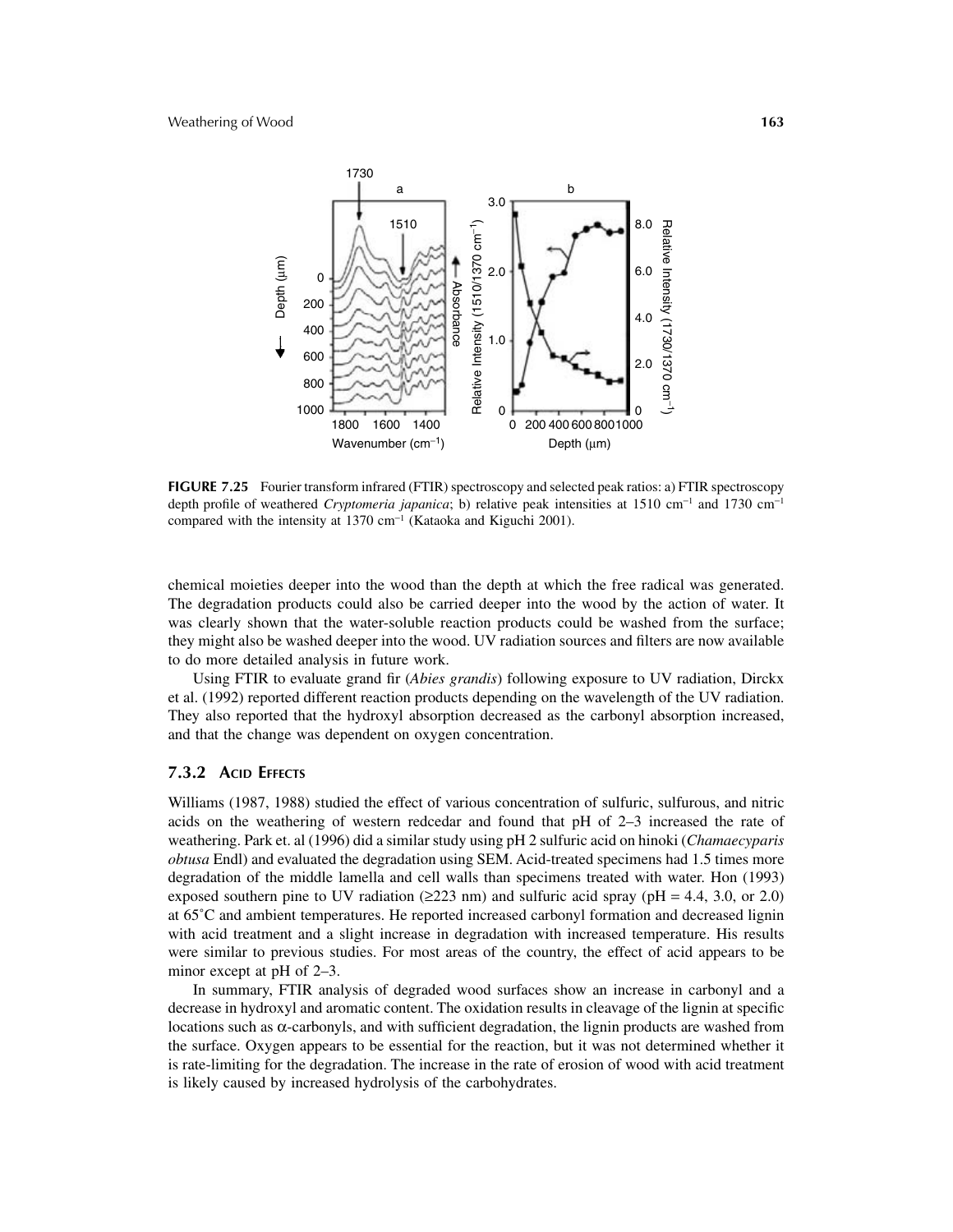**FIGURE 7.25** Fourier transform infrared (FTIR) spectroscopy and selected peak ratios: a) FTIR spectroscopy depth profile of weathered *Cryptomeria japanica*; b) relative peak intensities at 1510 $cm^{-1}$ and 1730 $cm^{-1}$ compared with the intensity at 1370 $cm^{-1}$ (Kataoka and Kiguchi 2001).

chemical moieties deeper into the wood than the depth at which the free radical was generated. The degradation products could also be carried deeper into the wood by the action of water. It was clearly shown that the water-soluble reaction products could be washed from the surface; they might also be washed deeper into the wood. UV radiation sources and filters are now available to do more detailed analysis in future work.

Using FTIR to evaluate grand fir (*Abies grandis*) following exposure to UV radiation, Dirckx et al. (1992) reported different reaction products depending on the wavelength of the UV radiation. They also reported that the hydroxyl absorption decreased as the carbonyl absorption increased, and that the change was dependent on oxygen concentration.

### 7.3.2 Acid Effects

Williams (1987, 1988) studied the effect of various concentration of sulfuric, sulfurous, and nitric acids on the weathering of western redcedar and found that pH of 2–3 increased the rate of weathering. Park et. al (1996) did a similar study using pH 2 sulfuric acid on hinoki (*Chamaecyparis obtusa* Endl) and evaluated the degradation using SEM. Acid-treated specimens had 1.5 times more degradation of the middle lamella and cell walls than specimens treated with water. Hon (1993) exposed southern pine to UV radiation (≥223 nm) and sulfuric acid spray (pH = 4.4, 3.0, or 2.0) at 65°C and ambient temperatures. He reported increased carbonyl formation and decreased lignin with acid treatment and a slight increase in degradation with increased temperature. His results were similar to previous studies. For most areas of the country, the effect of acid appears to be minor except at pH of 2–3.

In summary, FTIR analysis of degraded wood surfaces show an increase in carbonyl and a decrease in hydroxyl and aromatic content. The oxidation results in cleavage of the lignin at specific locations such as α-carbonyls, and with sufficient degradation, the lignin products are washed from the surface. Oxygen appears to be essential for the reaction, but it was not determined whether it is rate-limiting for the degradation. The increase in the rate of erosion of wood with acid treatment is likely caused by increased hydrolysis of the carbohydrates.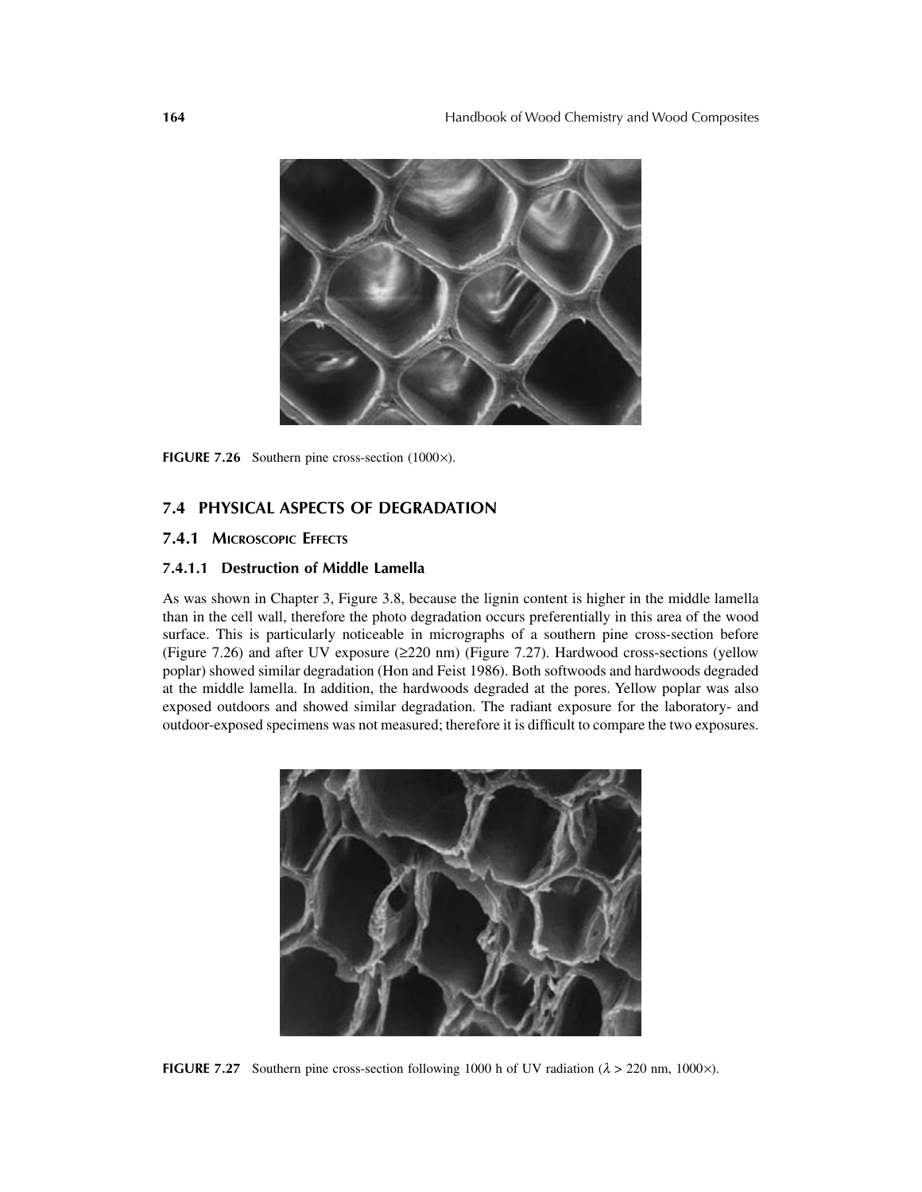FIGURE 7.26 Southern pine cross-section (1000×).

## 7.4 PHYSICAL ASPECTS OF DEGRADATION

### 7.4.1 Microscopic Effects

#### 7.4.1.1 Destruction of Middle Lamella

As was shown in Chapter 3, Figure 3.8, because the lignin content is higher in the middle lamella than in the cell wall, therefore the photo degradation occurs preferentially in this area of the wood surface. This is particularly noticeable in micrographs of a southern pine cross-section before (Figure 7.26) and after UV exposure (≥220 nm) (Figure 7.27). Hardwood cross-sections (yellow poplar) showed similar degradation (Hon and Feist 1986). Both softwoods and hardwoods degraded at the middle lamella. In addition, the hardwoods degraded at the pores. Yellow poplar was also exposed outdoors and showed similar degradation. The radiant exposure for the laboratory- and outdoor-exposed specimens was not measured; therefore it is difficult to compare the two exposures.

FIGURE 7.27 Southern pine cross-section following 1000 h of UV radiation ($\lambda > 220$ nm, 1000×).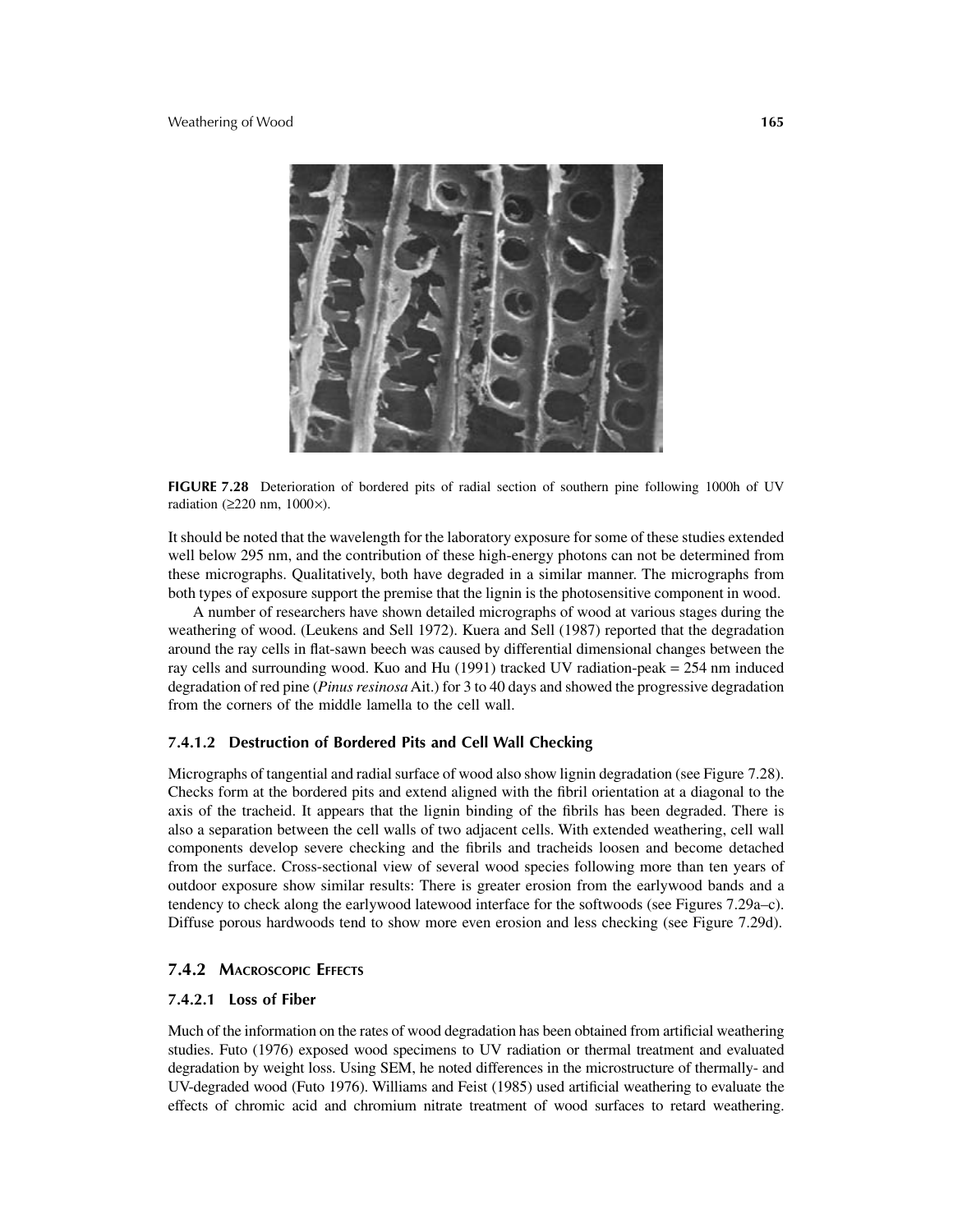**FIGURE 7.28** Deterioration of bordered pits of radial section of southern pine following 1000h of UV radiation (≥220 nm, 1000×).

It should be noted that the wavelength for the laboratory exposure for some of these studies extended well below 295 nm, and the contribution of these high-energy photons can not be determined from these micrographs. Qualitatively, both have degraded in a similar manner. The micrographs from both types of exposure support the premise that the lignin is the photosensitive component in wood.

A number of researchers have shown detailed micrographs of wood at various stages during the weathering of wood. (Leukens and Sell 1972). Kuera and Sell (1987) reported that the degradation around the ray cells in flat-sawn beech was caused by differential dimensional changes between the ray cells and surrounding wood. Kuo and Hu (1991) tracked UV radiation-peak = 254 nm induced degradation of red pine (*Pinus resinosa* Ait.) for 3 to 40 days and showed the progressive degradation from the corners of the middle lamella to the cell wall.

#### 7.4.1.2 Destruction of Bordered Pits and Cell Wall Checking

Micrographs of tangential and radial surface of wood also show lignin degradation (see Figure 7.28). Checks form at the bordered pits and extend aligned with the fibril orientation at a diagonal to the axis of the tracheid. It appears that the lignin binding of the fibrils has been degraded. There is also a separation between the cell walls of two adjacent cells. With extended weathering, cell wall components develop severe checking and the fibrils and tracheids loosen and become detached from the surface. Cross-sectional view of several wood species following more than ten years of outdoor exposure show similar results: There is greater erosion from the earlywood bands and a tendency to check along the earlywood latewood interface for the softwoods (see Figures 7.29a–c). Diffuse porous hardwoods tend to show more even erosion and less checking (see Figure 7.29d).

### 7.4.2 Macroscopic Effects

#### 7.4.2.1 Loss of Fiber

Much of the information on the rates of wood degradation has been obtained from artificial weathering studies. Futo (1976) exposed wood specimens to UV radiation or thermal treatment and evaluated degradation by weight loss. Using SEM, he noted differences in the microstructure of thermally- and UV-degraded wood (Futo 1976). Williams and Feist (1985) used artificial weathering to evaluate the effects of chromic acid and chromium nitrate treatment of wood surfaces to retard weathering.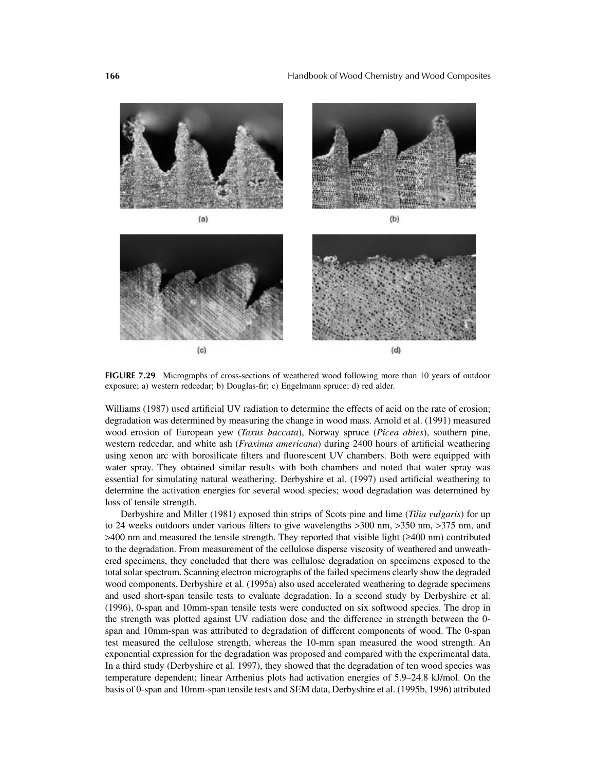(a)

(b)

(c)

(d)

**FIGURE 7.29** Micrographs of cross-sections of weathered wood following more than 10 years of outdoor exposure; a) western redcedar; b) Douglas-fir; c) Engelmann spruce; d) red alder.

Williams (1987) used artificial UV radiation to determine the effects of acid on the rate of erosion; degradation was determined by measuring the change in wood mass. Arnold et al. (1991) measured wood erosion of European yew (*Taxus baccata*), Norway spruce (*Picea abies*), southern pine, western redcedar, and white ash (*Fraxinus americana*) during 2400 hours of artificial weathering using xenon arc with borosilicate filters and fluorescent UV chambers. Both were equipped with water spray. They obtained similar results with both chambers and noted that water spray was essential for simulating natural weathering. Derbyshire et al. (1997) used artificial weathering to determine the activation energies for several wood species; wood degradation was determined by loss of tensile strength.

Derbyshire and Miller (1981) exposed thin strips of Scots pine and lime (*Tilia vulgaris*) for up to 24 weeks outdoors under various filters to give wavelengths >300 nm, >350 nm, >375 nm, and >400 nm and measured the tensile strength. They reported that visible light (≥400 nm) contributed to the degradation. From measurement of the cellulose disperse viscosity of weathered and unweathered specimens, they concluded that there was cellulose degradation on specimens exposed to the total solar spectrum. Scanning electron micrographs of the failed specimens clearly show the degraded wood components. Derbyshire et al. (1995a) also used accelerated weathering to degrade specimens and used short-span tensile tests to evaluate degradation. In a second study by Derbyshire et al. (1996), 0-span and 10mm-span tensile tests were conducted on six softwood species. The drop in the strength was plotted against UV radiation dose and the difference in strength between the 0-span and 10mm-span was attributed to degradation of different components of wood. The 0-span test measured the cellulose strength, whereas the 10-mm span measured the wood strength. An exponential expression for the degradation was proposed and compared with the experimental data. In a third study (Derbyshire et al*.* 1997), they showed that the degradation of ten wood species was temperature dependent; linear Arrhenius plots had activation energies of 5.9–24.8 kJ/mol. On the basis of 0-span and 10mm-span tensile tests and SEM data, Derbyshire et al. (1995b, 1996) attributed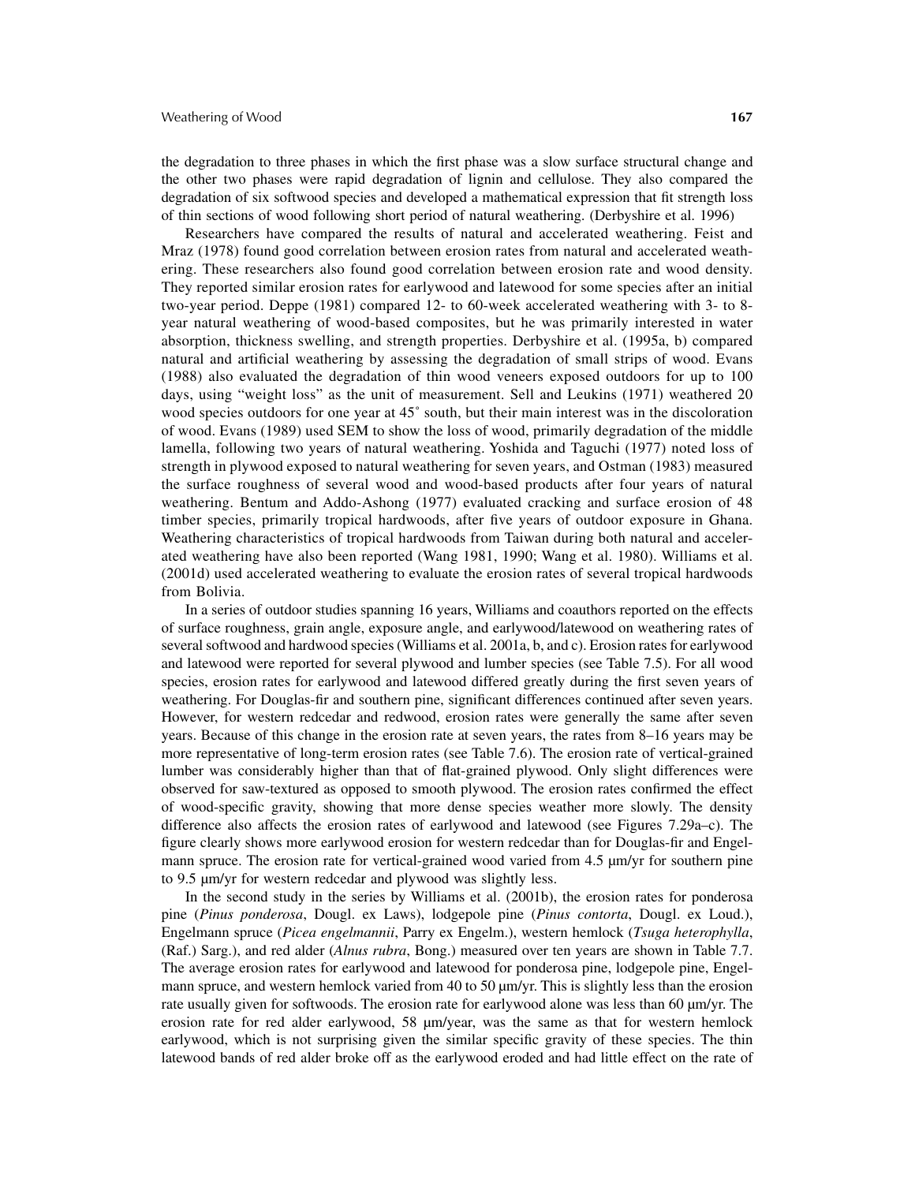the degradation to three phases in which the first phase was a slow surface structural change and the other two phases were rapid degradation of lignin and cellulose. They also compared the degradation of six softwood species and developed a mathematical expression that fit strength loss of thin sections of wood following short period of natural weathering. (Derbyshire et al. 1996)

Researchers have compared the results of natural and accelerated weathering. Feist and Mraz (1978) found good correlation between erosion rates from natural and accelerated weathering. These researchers also found good correlation between erosion rate and wood density. They reported similar erosion rates for earlywood and latewood for some species after an initial two-year period. Deppe (1981) compared 12- to 60-week accelerated weathering with 3- to 8-year natural weathering of wood-based composites, but he was primarily interested in water absorption, thickness swelling, and strength properties. Derbyshire et al. (1995a, b) compared natural and artificial weathering by assessing the degradation of small strips of wood. Evans (1988) also evaluated the degradation of thin wood veneers exposed outdoors for up to 100 days, using "weight loss" as the unit of measurement. Sell and Leukins (1971) weathered 20 wood species outdoors for one year at 45° south, but their main interest was in the discoloration of wood. Evans (1989) used SEM to show the loss of wood, primarily degradation of the middle lamella, following two years of natural weathering. Yoshida and Taguchi (1977) noted loss of strength in plywood exposed to natural weathering for seven years, and Ostman (1983) measured the surface roughness of several wood and wood-based products after four years of natural weathering. Bentum and Addo-Ashong (1977) evaluated cracking and surface erosion of 48 timber species, primarily tropical hardwoods, after five years of outdoor exposure in Ghana. Weathering characteristics of tropical hardwoods from Taiwan during both natural and accelerated weathering have also been reported (Wang 1981, 1990; Wang et al. 1980). Williams et al. (2001d) used accelerated weathering to evaluate the erosion rates of several tropical hardwoods from Bolivia.

In a series of outdoor studies spanning 16 years, Williams and coauthors reported on the effects of surface roughness, grain angle, exposure angle, and earlywood/latewood on weathering rates of several softwood and hardwood species (Williams et al. 2001a, b, and c). Erosion rates for earlywood and latewood were reported for several plywood and lumber species (see Table 7.5). For all wood species, erosion rates for earlywood and latewood differed greatly during the first seven years of weathering. For Douglas-fir and southern pine, significant differences continued after seven years. However, for western redcedar and redwood, erosion rates were generally the same after seven years. Because of this change in the erosion rate at seven years, the rates from 8–16 years may be more representative of long-term erosion rates (see Table 7.6). The erosion rate of vertical-grained lumber was considerably higher than that of flat-grained plywood. Only slight differences were observed for saw-textured as opposed to smooth plywood. The erosion rates confirmed the effect of wood-specific gravity, showing that more dense species weather more slowly. The density difference also affects the erosion rates of earlywood and latewood (see Figures 7.29a–c). The figure clearly shows more earlywood erosion for western redcedar than for Douglas-fir and Engelmann spruce. The erosion rate for vertical-grained wood varied from 4.5 μm/yr for southern pine to 9.5 μm/yr for western redcedar and plywood was slightly less.

In the second study in the series by Williams et al. (2001b), the erosion rates for ponderosa pine (*Pinus ponderosa*, Dougl. ex Laws), lodgepole pine (*Pinus contorta*, Dougl. ex Loud.), Engelmann spruce (*Picea engelmannii*, Parry ex Engelm.), western hemlock (*Tsuga heterophylla*, (Raf.) Sarg.), and red alder (*Alnus rubra*, Bong.) measured over ten years are shown in Table 7.7. The average erosion rates for earlywood and latewood for ponderosa pine, lodgepole pine, Engelmann spruce, and western hemlock varied from 40 to 50 μm/yr. This is slightly less than the erosion rate usually given for softwoods. The erosion rate for earlywood alone was less than 60 μm/yr. The erosion rate for red alder earlywood, 58 μm/year, was the same as that for western hemlock earlywood, which is not surprising given the similar specific gravity of these species. The thin latewood bands of red alder broke off as the earlywood eroded and had little effect on the rate of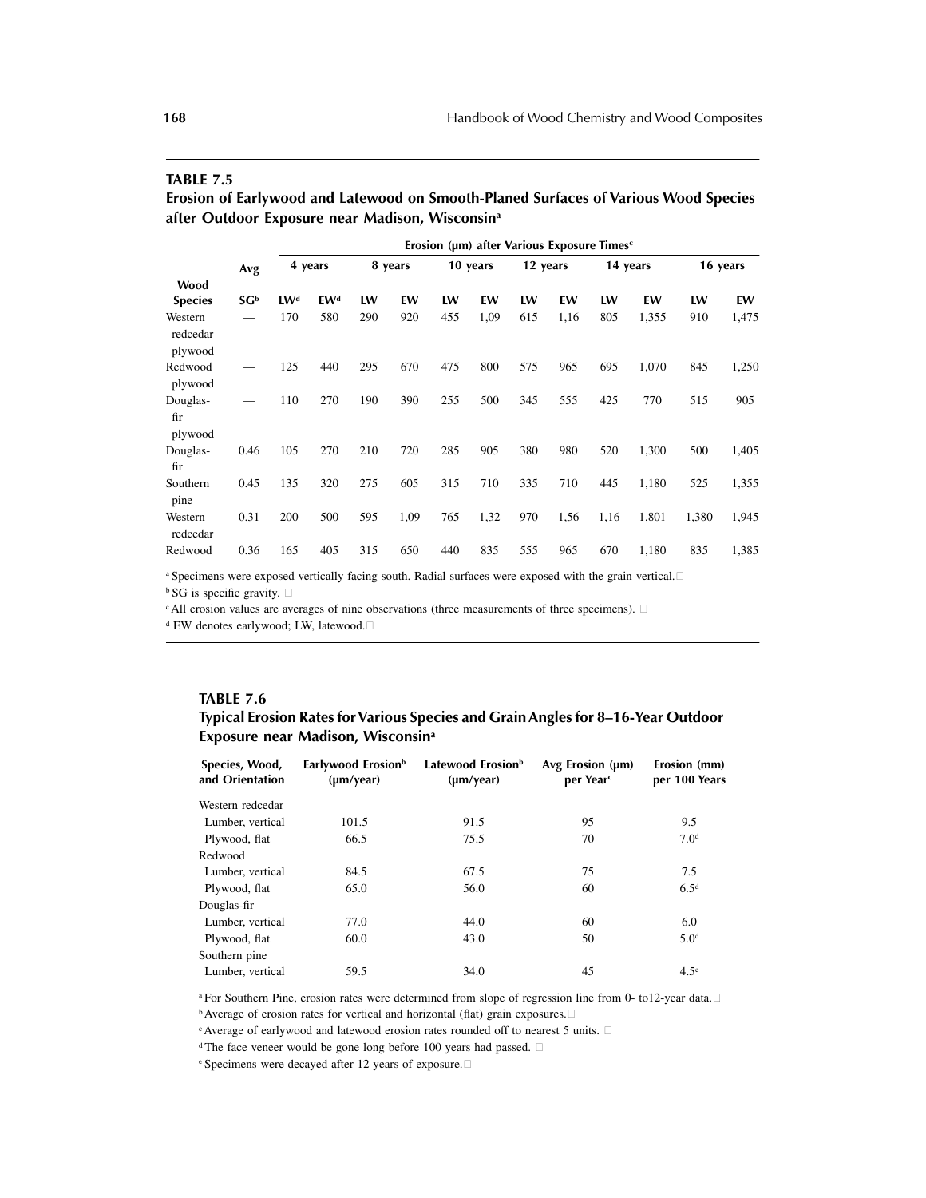**TABLE 7.5**
**Erosion of Earlywood and Latewood on Smooth-Planed Surfaces of Various Wood Species after Outdoor Exposure near Madison, Wisconsin[a]**

| Wood Species | Avg SG[b] | Erosion (μm) after Various Exposure Times[c] | | | | | | | | | | | |
|---|---|---|---|---|---|---|---|---|---|---|---|---|---|
| | | 4 years | | 8 years | | 10 years | | 12 years | | 14 years | | 16 years | |
| | | LW[d] | EW[d] | LW | EW | LW | EW | LW | EW | LW | EW | LW | EW |
| Western redcedar plywood | — | 170 | 580 | 290 | 920 | 455 | 1,09 | 615 | 1,16 | 805 | 1,355 | 910 | 1,475 |
| Redwood plywood | — | 125 | 440 | 295 | 670 | 475 | 800 | 575 | 965 | 695 | 1,070 | 845 | 1,250 |
| Douglas-fir plywood | — | 110 | 270 | 190 | 390 | 255 | 500 | 345 | 555 | 425 | 770 | 515 | 905 |
| Douglas-fir | 0.46 | 105 | 270 | 210 | 720 | 285 | 905 | 380 | 980 | 520 | 1,300 | 500 | 1,405 |
| Southern pine | 0.45 | 135 | 320 | 275 | 605 | 315 | 710 | 335 | 710 | 445 | 1,180 | 525 | 1,355 |
| Western redcedar | 0.31 | 200 | 500 | 595 | 1,09 | 765 | 1,32 | 970 | 1,56 | 1,16 | 1,801 | 1,380 | 1,945 |
| Redwood | 0.36 | 165 | 405 | 315 | 650 | 440 | 835 | 555 | 965 | 670 | 1,180 | 835 | 1,385 |

[a] Specimens were exposed vertically facing south. Radial surfaces were exposed with the grain vertical.
[b] SG is specific gravity.
[c] All erosion values are averages of nine observations (three measurements of three specimens).
[d] EW denotes earlywood; LW, latewood.

**TABLE 7.6**
**Typical Erosion Rates for Various Species and Grain Angles for 8–16-Year Outdoor Exposure near Madison, Wisconsin[a]**

| Species, Wood, and Orientation | Earlywood Erosion[b] (μm/year) | Latewood Erosion[b] (μm/year) | Avg Erosion (μm) per Year[c] | Erosion (mm) per 100 Years |
|---|---|---|---|---|
| Western redcedar | | | | |
| Lumber, vertical | 101.5 | 91.5 | 95 | 9.5 |
| Plywood, flat | 66.5 | 75.5 | 70 | 7.0[d] |
| Redwood | | | | |
| Lumber, vertical | 84.5 | 67.5 | 75 | 7.5 |
| Plywood, flat | 65.0 | 56.0 | 60 | 6.5[d] |
| Douglas-fir | | | | |
| Lumber, vertical | 77.0 | 44.0 | 60 | 6.0 |
| Plywood, flat | 60.0 | 43.0 | 50 | 5.0[d] |
| Southern pine | | | | |
| Lumber, vertical | 59.5 | 34.0 | 45 | 4.5[e] |

[a] For Southern Pine, erosion rates were determined from slope of regression line from 0- to12-year data.
[b] Average of erosion rates for vertical and horizontal (flat) grain exposures.
[c] Average of earlywood and latewood erosion rates rounded off to nearest 5 units.
[d] The face veneer would be gone long before 100 years had passed.
[e] Specimens were decayed after 12 years of exposure.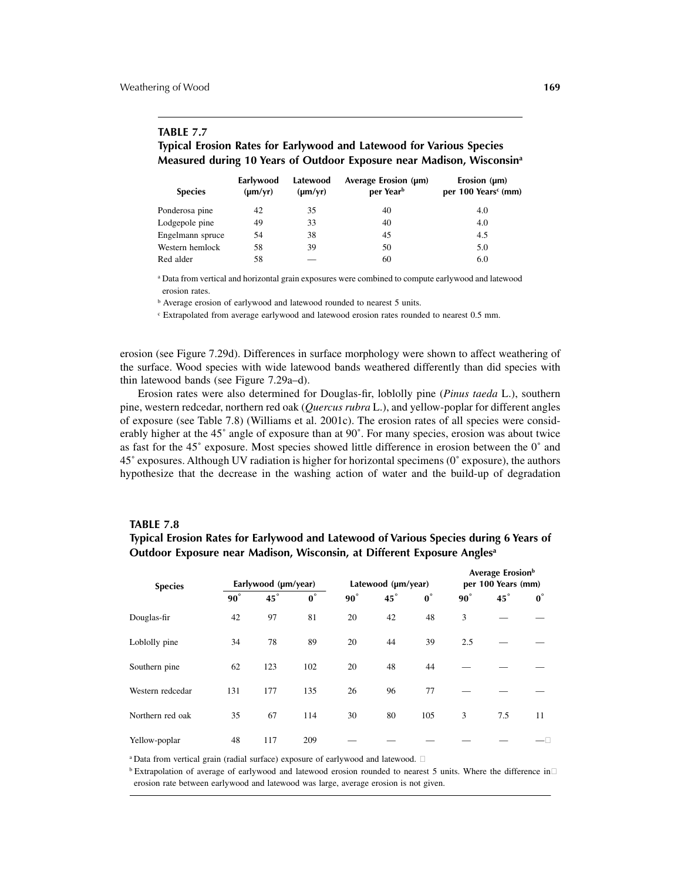**TABLE 7.7**
**Typical Erosion Rates for Earlywood and Latewood for Various Species Measured during 10 Years of Outdoor Exposure near Madison, Wisconsin[a]**

| Species | Earlywood (µm/yr) | Latewood (µm/yr) | Average Erosion (µm) per Year[b] | Erosion (µm) per 100 Years[c] (mm) |
|---|---|---|---|---|
| Ponderosa pine | 42 | 35 | 40 | 4.0 |
| Lodgepole pine | 49 | 33 | 40 | 4.0 |
| Engelmann spruce | 54 | 38 | 45 | 4.5 |
| Western hemlock | 58 | 39 | 50 | 5.0 |
| Red alder | 58 | — | 60 | 6.0 |

[a] Data from vertical and horizontal grain exposures were combined to compute earlywood and latewood erosion rates.

[b] Average erosion of earlywood and latewood rounded to nearest 5 units.

[c] Extrapolated from average earlywood and latewood erosion rates rounded to nearest 0.5 mm.

erosion (see Figure 7.29d). Differences in surface morphology were shown to affect weathering of the surface. Wood species with wide latewood bands weathered differently than did species with thin latewood bands (see Figure 7.29a–d).

Erosion rates were also determined for Douglas-fir, loblolly pine (*Pinus taeda* L.), southern pine, western redcedar, northern red oak (*Quercus rubra* L.), and yellow-poplar for different angles of exposure (see Table 7.8) (Williams et al. 2001c). The erosion rates of all species were considerably higher at the 45° angle of exposure than at 90°. For many species, erosion was about twice as fast for the 45° exposure. Most species showed little difference in erosion between the 0° and 45° exposures. Although UV radiation is higher for horizontal specimens (0° exposure), the authors hypothesize that the decrease in the washing action of water and the build-up of degradation

**TABLE 7.8**
**Typical Erosion Rates for Earlywood and Latewood of Various Species during 6 Years of Outdoor Exposure near Madison, Wisconsin, at Different Exposure Angles[a]**

| Species | Earlywood (µm/year) | | | Latewood (µm/year) | | | Average Erosion[b] per 100 Years (mm) | | |
|---|---|---|---|---|---|---|---|---|---|
| | 90° | 45° | 0° | 90° | 45° | 0° | 90° | 45° | 0° |
| Douglas-fir | 42 | 97 | 81 | 20 | 42 | 48 | 3 | — | — |
| Loblolly pine | 34 | 78 | 89 | 20 | 44 | 39 | 2.5 | — | — |
| Southern pine | 62 | 123 | 102 | 20 | 48 | 44 | — | — | — |
| Western redcedar | 131 | 177 | 135 | 26 | 96 | 77 | — | — | — |
| Northern red oak | 35 | 67 | 114 | 30 | 80 | 105 | 3 | 7.5 | 11 |
| Yellow-poplar | 48 | 117 | 209 | — | — | — | — | — | — |

[a] Data from vertical grain (radial surface) exposure of earlywood and latewood.

[b] Extrapolation of average of earlywood and latewood erosion rounded to nearest 5 units. Where the difference in erosion rate between earlywood and latewood was large, average erosion is not given.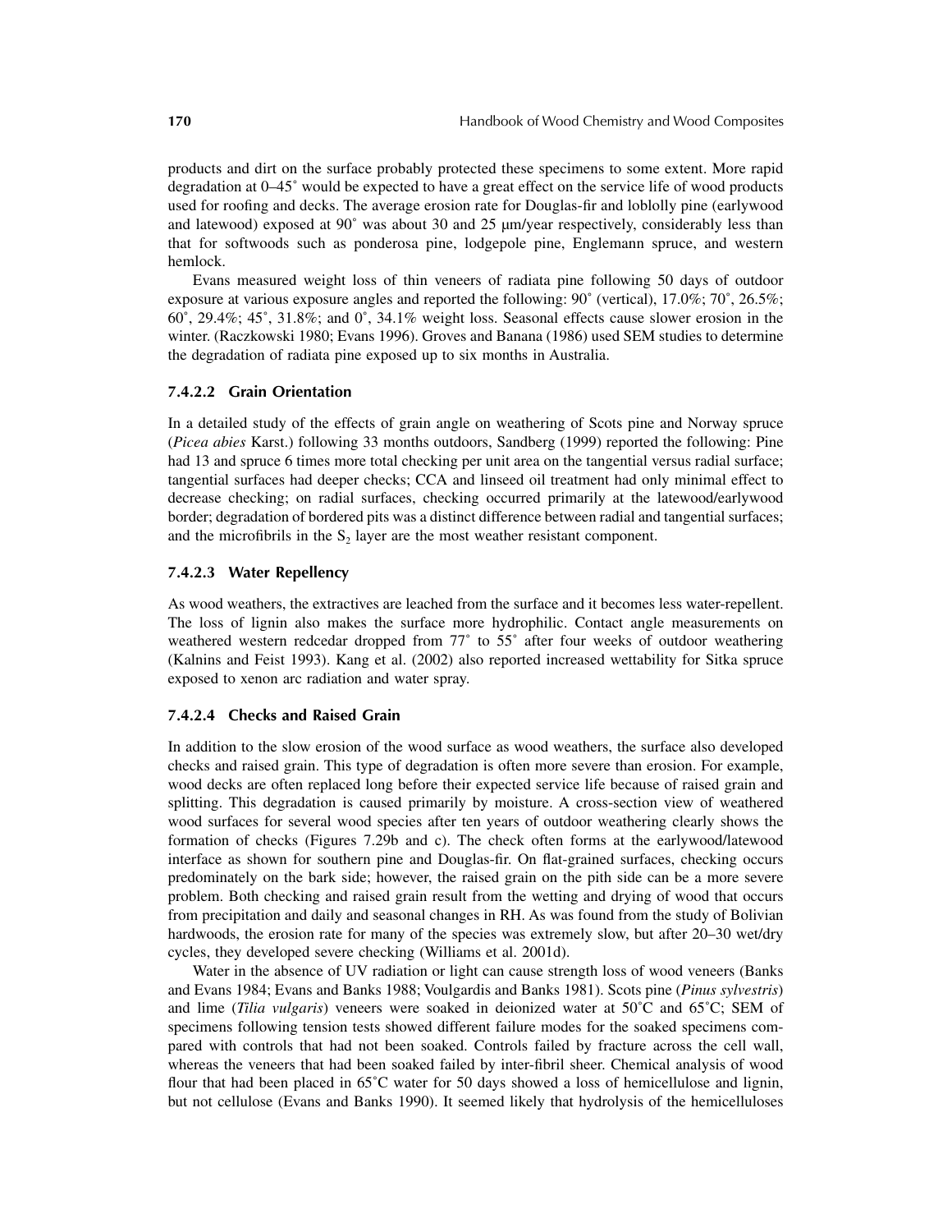products and dirt on the surface probably protected these specimens to some extent. More rapid degradation at 0–45˚ would be expected to have a great effect on the service life of wood products used for roofing and decks. The average erosion rate for Douglas-fir and loblolly pine (earlywood and latewood) exposed at 90˚ was about 30 and 25 μm/year respectively, considerably less than that for softwoods such as ponderosa pine, lodgepole pine, Englemann spruce, and western hemlock.

Evans measured weight loss of thin veneers of radiata pine following 50 days of outdoor exposure at various exposure angles and reported the following: 90˚ (vertical), 17.0%; 70˚, 26.5%; 60˚, 29.4%; 45˚, 31.8%; and 0˚, 34.1% weight loss. Seasonal effects cause slower erosion in the winter. (Raczkowski 1980; Evans 1996). Groves and Banana (1986) used SEM studies to determine the degradation of radiata pine exposed up to six months in Australia.

### 7.4.2.2 Grain Orientation

In a detailed study of the effects of grain angle on weathering of Scots pine and Norway spruce (*Picea abies* Karst.) following 33 months outdoors, Sandberg (1999) reported the following: Pine had 13 and spruce 6 times more total checking per unit area on the tangential versus radial surface; tangential surfaces had deeper checks; CCA and linseed oil treatment had only minimal effect to decrease checking; on radial surfaces, checking occurred primarily at the latewood/earlywood border; degradation of bordered pits was a distinct difference between radial and tangential surfaces; and the microfibrils in the $S_2$ layer are the most weather resistant component.

### 7.4.2.3 Water Repellency

As wood weathers, the extractives are leached from the surface and it becomes less water-repellent. The loss of lignin also makes the surface more hydrophilic. Contact angle measurements on weathered western redcedar dropped from 77˚ to 55˚ after four weeks of outdoor weathering (Kalnins and Feist 1993). Kang et al. (2002) also reported increased wettability for Sitka spruce exposed to xenon arc radiation and water spray.

### 7.4.2.4 Checks and Raised Grain

In addition to the slow erosion of the wood surface as wood weathers, the surface also developed checks and raised grain. This type of degradation is often more severe than erosion. For example, wood decks are often replaced long before their expected service life because of raised grain and splitting. This degradation is caused primarily by moisture. A cross-section view of weathered wood surfaces for several wood species after ten years of outdoor weathering clearly shows the formation of checks (Figures 7.29b and c). The check often forms at the earlywood/latewood interface as shown for southern pine and Douglas-fir. On flat-grained surfaces, checking occurs predominately on the bark side; however, the raised grain on the pith side can be a more severe problem. Both checking and raised grain result from the wetting and drying of wood that occurs from precipitation and daily and seasonal changes in RH. As was found from the study of Bolivian hardwoods, the erosion rate for many of the species was extremely slow, but after 20–30 wet/dry cycles, they developed severe checking (Williams et al. 2001d).

Water in the absence of UV radiation or light can cause strength loss of wood veneers (Banks and Evans 1984; Evans and Banks 1988; Voulgardis and Banks 1981). Scots pine (*Pinus sylvestris*) and lime (*Tilia vulgaris*) veneers were soaked in deionized water at 50˚C and 65˚C; SEM of specimens following tension tests showed different failure modes for the soaked specimens compared with controls that had not been soaked. Controls failed by fracture across the cell wall, whereas the veneers that had been soaked failed by inter-fibril sheer. Chemical analysis of wood flour that had been placed in 65˚C water for 50 days showed a loss of hemicellulose and lignin, but not cellulose (Evans and Banks 1990). It seemed likely that hydrolysis of the hemicelluloses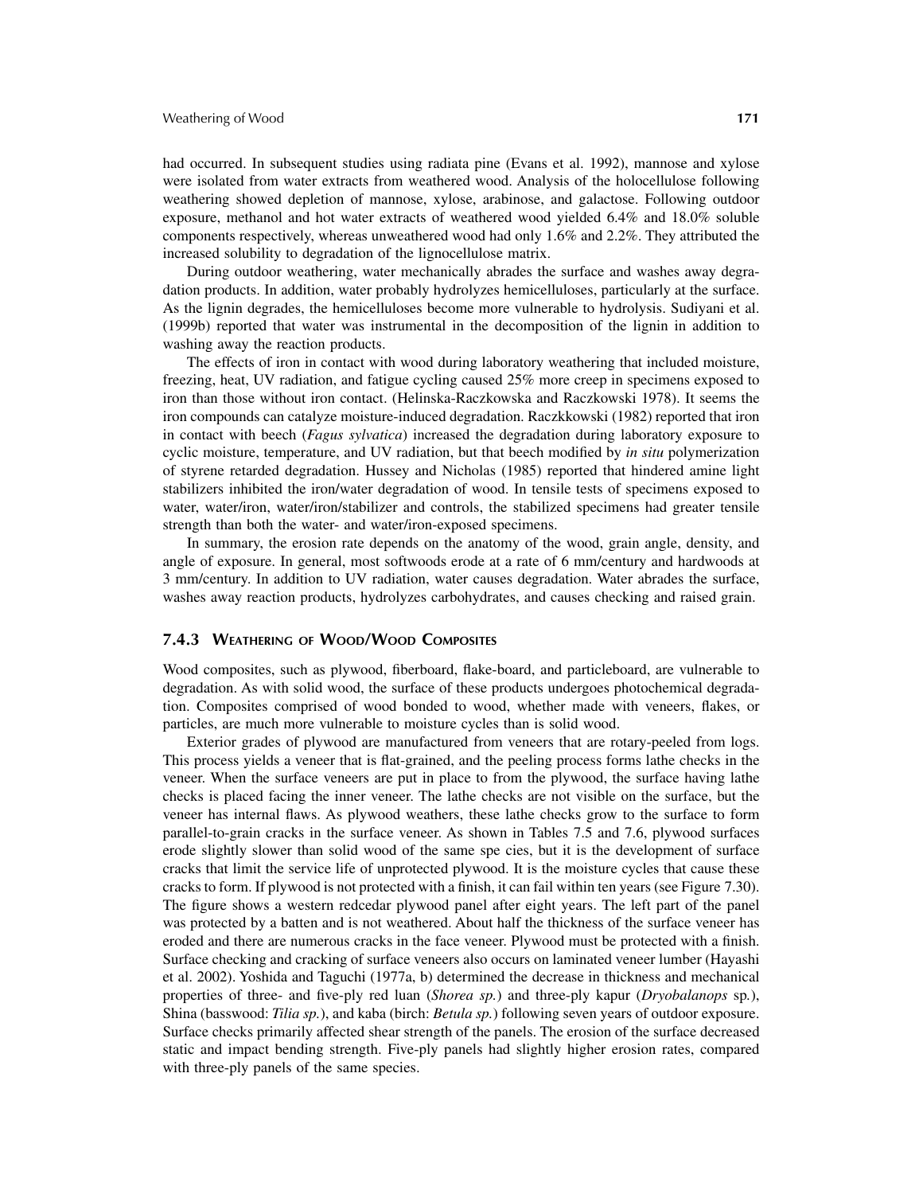had occurred. In subsequent studies using radiata pine (Evans et al. 1992), mannose and xylose were isolated from water extracts from weathered wood. Analysis of the holocellulose following weathering showed depletion of mannose, xylose, arabinose, and galactose. Following outdoor exposure, methanol and hot water extracts of weathered wood yielded 6.4% and 18.0% soluble components respectively, whereas unweathered wood had only 1.6% and 2.2%. They attributed the increased solubility to degradation of the lignocellulose matrix.

During outdoor weathering, water mechanically abrades the surface and washes away degradation products. In addition, water probably hydrolyzes hemicelluloses, particularly at the surface. As the lignin degrades, the hemicelluloses become more vulnerable to hydrolysis. Sudiyani et al. (1999b) reported that water was instrumental in the decomposition of the lignin in addition to washing away the reaction products.

The effects of iron in contact with wood during laboratory weathering that included moisture, freezing, heat, UV radiation, and fatigue cycling caused 25% more creep in specimens exposed to iron than those without iron contact. (Helinska-Raczkowska and Raczkowski 1978). It seems the iron compounds can catalyze moisture-induced degradation. Raczkkowski (1982) reported that iron in contact with beech (*Fagus sylvatica*) increased the degradation during laboratory exposure to cyclic moisture, temperature, and UV radiation, but that beech modified by *in situ* polymerization of styrene retarded degradation. Hussey and Nicholas (1985) reported that hindered amine light stabilizers inhibited the iron/water degradation of wood. In tensile tests of specimens exposed to water, water/iron, water/iron/stabilizer and controls, the stabilized specimens had greater tensile strength than both the water- and water/iron-exposed specimens.

In summary, the erosion rate depends on the anatomy of the wood, grain angle, density, and angle of exposure. In general, most softwoods erode at a rate of 6 mm/century and hardwoods at 3 mm/century. In addition to UV radiation, water causes degradation. Water abrades the surface, washes away reaction products, hydrolyzes carbohydrates, and causes checking and raised grain.

### 7.4.3 Weathering of Wood/Wood Composites

Wood composites, such as plywood, fiberboard, flake-board, and particleboard, are vulnerable to degradation. As with solid wood, the surface of these products undergoes photochemical degradation. Composites comprised of wood bonded to wood, whether made with veneers, flakes, or particles, are much more vulnerable to moisture cycles than is solid wood.

Exterior grades of plywood are manufactured from veneers that are rotary-peeled from logs. This process yields a veneer that is flat-grained, and the peeling process forms lathe checks in the veneer. When the surface veneers are put in place to from the plywood, the surface having lathe checks is placed facing the inner veneer. The lathe checks are not visible on the surface, but the veneer has internal flaws. As plywood weathers, these lathe checks grow to the surface to form parallel-to-grain cracks in the surface veneer. As shown in Tables 7.5 and 7.6, plywood surfaces erode slightly slower than solid wood of the same spe cies, but it is the development of surface cracks that limit the service life of unprotected plywood. It is the moisture cycles that cause these cracks to form. If plywood is not protected with a finish, it can fail within ten years (see Figure 7.30). The figure shows a western redcedar plywood panel after eight years. The left part of the panel was protected by a batten and is not weathered. About half the thickness of the surface veneer has eroded and there are numerous cracks in the face veneer. Plywood must be protected with a finish. Surface checking and cracking of surface veneers also occurs on laminated veneer lumber (Hayashi et al. 2002). Yoshida and Taguchi (1977a, b) determined the decrease in thickness and mechanical properties of three- and five-ply red luan (*Shorea sp.*) and three-ply kapur (*Dryobalanops* sp.), Shina (basswood: *Tilia sp.*), and kaba (birch: *Betula sp.*) following seven years of outdoor exposure. Surface checks primarily affected shear strength of the panels. The erosion of the surface decreased static and impact bending strength. Five-ply panels had slightly higher erosion rates, compared with three-ply panels of the same species.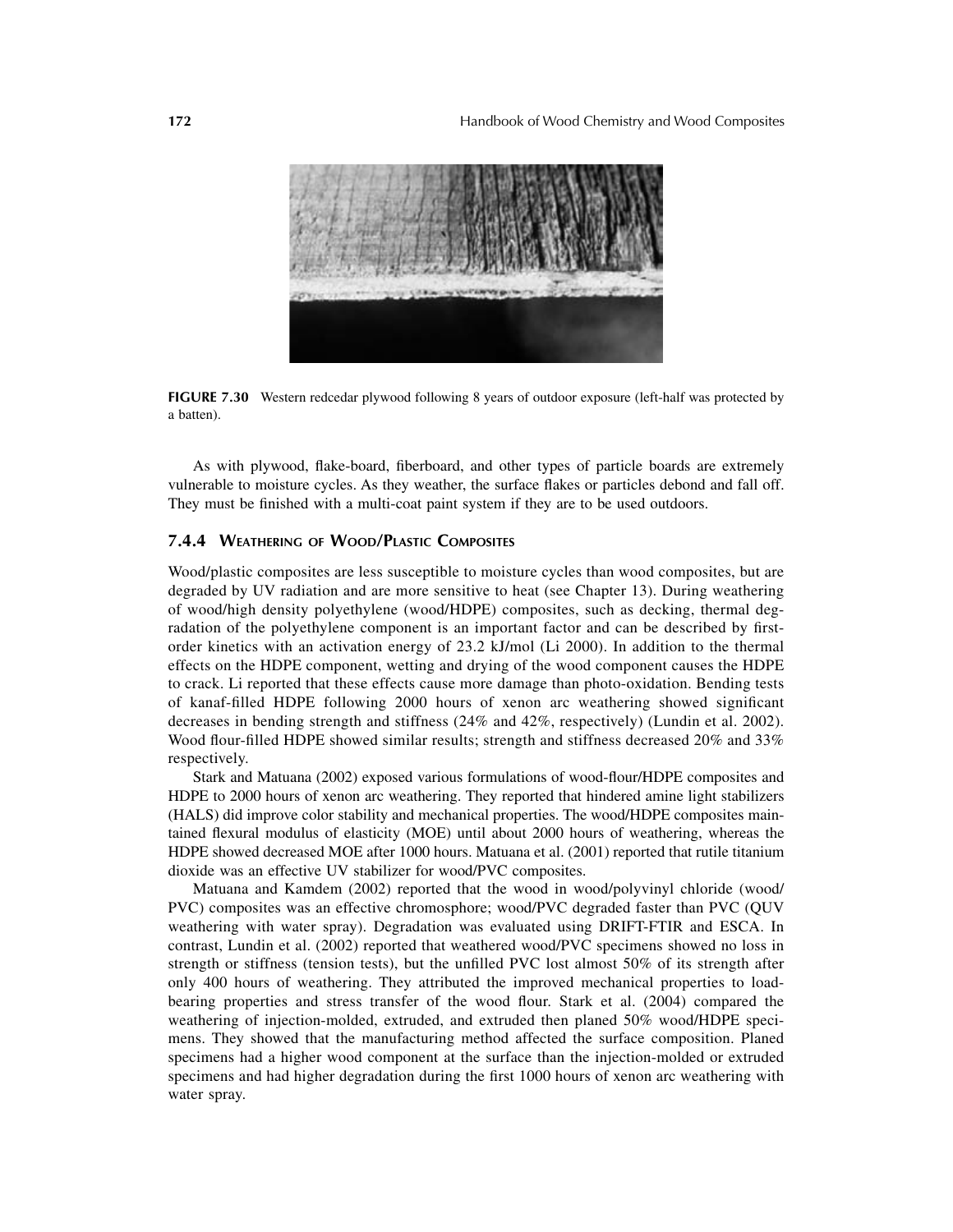FIGURE 7.30 Western redcedar plywood following 8 years of outdoor exposure (left-half was protected by a batten).

As with plywood, flake-board, fiberboard, and other types of particle boards are extremely vulnerable to moisture cycles. As they weather, the surface flakes or particles debond and fall off. They must be finished with a multi-coat paint system if they are to be used outdoors.

### 7.4.4 Weathering of Wood/Plastic Composites

Wood/plastic composites are less susceptible to moisture cycles than wood composites, but are degraded by UV radiation and are more sensitive to heat (see Chapter 13). During weathering of wood/high density polyethylene (wood/HDPE) composites, such as decking, thermal degradation of the polyethylene component is an important factor and can be described by first-order kinetics with an activation energy of 23.2 kJ/mol (Li 2000). In addition to the thermal effects on the HDPE component, wetting and drying of the wood component causes the HDPE to crack. Li reported that these effects cause more damage than photo-oxidation. Bending tests of kanaf-filled HDPE following 2000 hours of xenon arc weathering showed significant decreases in bending strength and stiffness (24% and 42%, respectively) (Lundin et al. 2002). Wood flour-filled HDPE showed similar results; strength and stiffness decreased 20% and 33% respectively.

Stark and Matuana (2002) exposed various formulations of wood-flour/HDPE composites and HDPE to 2000 hours of xenon arc weathering. They reported that hindered amine light stabilizers (HALS) did improve color stability and mechanical properties. The wood/HDPE composites maintained flexural modulus of elasticity (MOE) until about 2000 hours of weathering, whereas the HDPE showed decreased MOE after 1000 hours. Matuana et al. (2001) reported that rutile titanium dioxide was an effective UV stabilizer for wood/PVC composites.

Matuana and Kamdem (2002) reported that the wood in wood/polyvinyl chloride (wood/PVC) composites was an effective chromosphore; wood/PVC degraded faster than PVC (QUV weathering with water spray). Degradation was evaluated using DRIFT-FTIR and ESCA. In contrast, Lundin et al. (2002) reported that weathered wood/PVC specimens showed no loss in strength or stiffness (tension tests), but the unfilled PVC lost almost 50% of its strength after only 400 hours of weathering. They attributed the improved mechanical properties to load-bearing properties and stress transfer of the wood flour. Stark et al. (2004) compared the weathering of injection-molded, extruded, and extruded then planed 50% wood/HDPE specimens. They showed that the manufacturing method affected the surface composition. Planed specimens had a higher wood component at the surface than the injection-molded or extruded specimens and had higher degradation during the first 1000 hours of xenon arc weathering with water spray.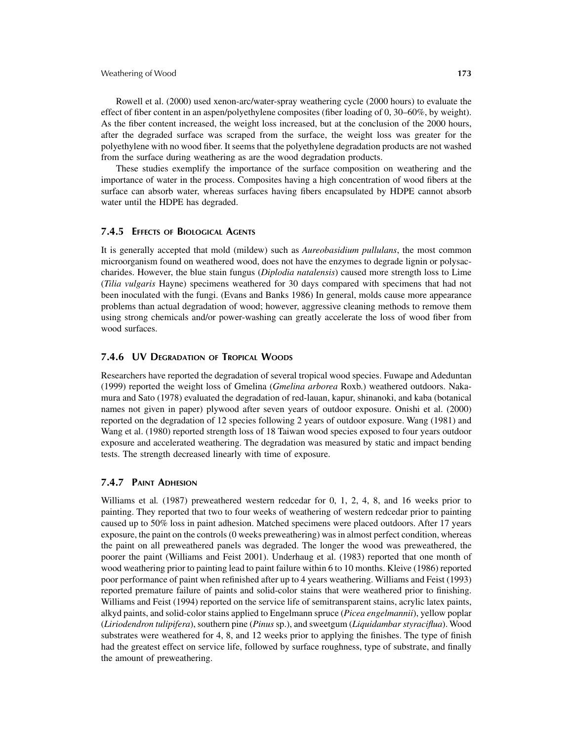Rowell et al. (2000) used xenon-arc/water-spray weathering cycle (2000 hours) to evaluate the effect of fiber content in an aspen/polyethylene composites (fiber loading of 0, 30–60%, by weight). As the fiber content increased, the weight loss increased, but at the conclusion of the 2000 hours, after the degraded surface was scraped from the surface, the weight loss was greater for the polyethylene with no wood fiber. It seems that the polyethylene degradation products are not washed from the surface during weathering as are the wood degradation products.

These studies exemplify the importance of the surface composition on weathering and the importance of water in the process. Composites having a high concentration of wood fibers at the surface can absorb water, whereas surfaces having fibers encapsulated by HDPE cannot absorb water until the HDPE has degraded.

### 7.4.5 Effects of Biological Agents

It is generally accepted that mold (mildew) such as *Aureobasidium pullulans*, the most common microorganism found on weathered wood, does not have the enzymes to degrade lignin or polysaccharides. However, the blue stain fungus (*Diplodia natalensis*) caused more strength loss to Lime (*Tilia vulgaris* Hayne) specimens weathered for 30 days compared with specimens that had not been inoculated with the fungi. (Evans and Banks 1986) In general, molds cause more appearance problems than actual degradation of wood; however, aggressive cleaning methods to remove them using strong chemicals and/or power-washing can greatly accelerate the loss of wood fiber from wood surfaces.

### 7.4.6 UV Degradation of Tropical Woods

Researchers have reported the degradation of several tropical wood species. Fuwape and Adeduntan (1999) reported the weight loss of Gmelina (*Gmelina arborea* Roxb.) weathered outdoors. Nakamura and Sato (1978) evaluated the degradation of red-lauan, kapur, shinanoki, and kaba (botanical names not given in paper) plywood after seven years of outdoor exposure. Onishi et al. (2000) reported on the degradation of 12 species following 2 years of outdoor exposure. Wang (1981) and Wang et al. (1980) reported strength loss of 18 Taiwan wood species exposed to four years outdoor exposure and accelerated weathering. The degradation was measured by static and impact bending tests. The strength decreased linearly with time of exposure.

### 7.4.7 Paint Adhesion

Williams et al. (1987) preweathered western redcedar for 0, 1, 2, 4, 8, and 16 weeks prior to painting. They reported that two to four weeks of weathering of western redcedar prior to painting caused up to 50% loss in paint adhesion. Matched specimens were placed outdoors. After 17 years exposure, the paint on the controls (0 weeks preweathering) was in almost perfect condition, whereas the paint on all preweathered panels was degraded. The longer the wood was preweathered, the poorer the paint (Williams and Feist 2001). Underhaug et al. (1983) reported that one month of wood weathering prior to painting lead to paint failure within 6 to 10 months. Kleive (1986) reported poor performance of paint when refinished after up to 4 years weathering. Williams and Feist (1993) reported premature failure of paints and solid-color stains that were weathered prior to finishing. Williams and Feist (1994) reported on the service life of semitransparent stains, acrylic latex paints, alkyd paints, and solid-color stains applied to Engelmann spruce (*Picea engelmannii*), yellow poplar (*Liriodendron tulipifera*), southern pine (*Pinus* sp.), and sweetgum (*Liquidambar styraciflua*). Wood substrates were weathered for 4, 8, and 12 weeks prior to applying the finishes. The type of finish had the greatest effect on service life, followed by surface roughness, type of substrate, and finally the amount of preweathering.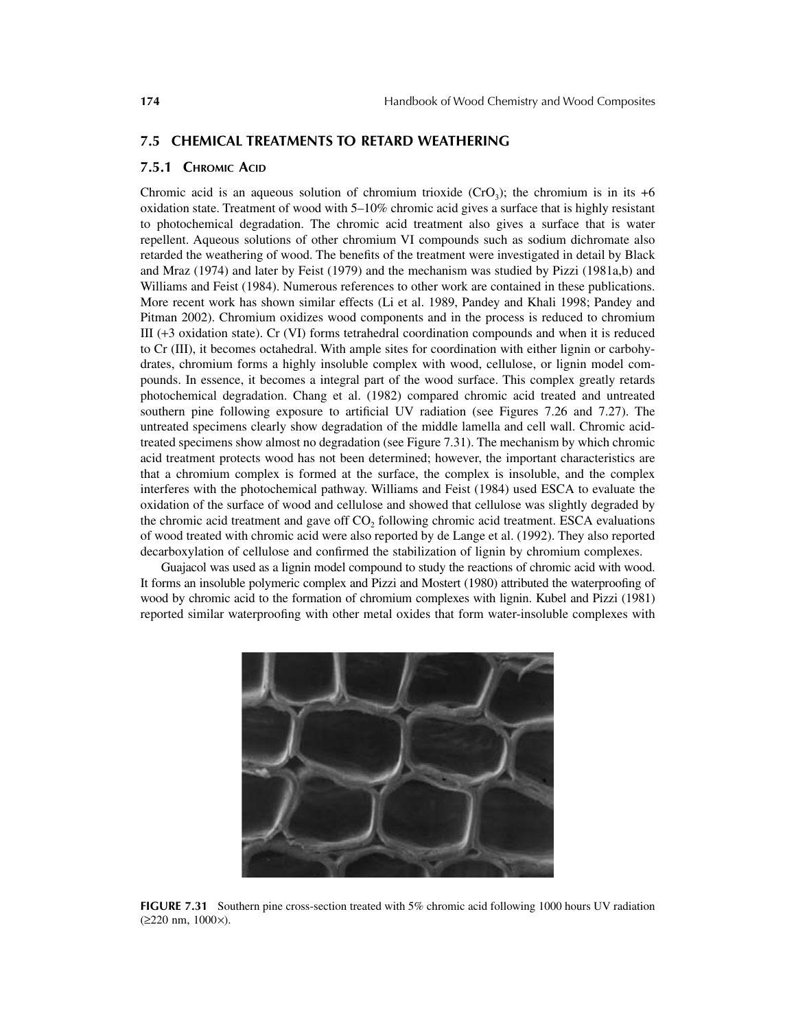## 7.5 CHEMICAL TREATMENTS TO RETARD WEATHERING

### 7.5.1 Chromic Acid

Chromic acid is an aqueous solution of chromium trioxide ($CrO_3$); the chromium is in its +6 oxidation state. Treatment of wood with 5–10% chromic acid gives a surface that is highly resistant to photochemical degradation. The chromic acid treatment also gives a surface that is water repellent. Aqueous solutions of other chromium VI compounds such as sodium dichromate also retarded the weathering of wood. The benefits of the treatment were investigated in detail by Black and Mraz (1974) and later by Feist (1979) and the mechanism was studied by Pizzi (1981a,b) and Williams and Feist (1984). Numerous references to other work are contained in these publications. More recent work has shown similar effects (Li et al. 1989, Pandey and Khali 1998; Pandey and Pitman 2002). Chromium oxidizes wood components and in the process is reduced to chromium III (+3 oxidation state). Cr (VI) forms tetrahedral coordination compounds and when it is reduced to Cr (III), it becomes octahedral. With ample sites for coordination with either lignin or carbohydrates, chromium forms a highly insoluble complex with wood, cellulose, or lignin model compounds. In essence, it becomes a integral part of the wood surface. This complex greatly retards photochemical degradation. Chang et al. (1982) compared chromic acid treated and untreated southern pine following exposure to artificial UV radiation (see Figures 7.26 and 7.27). The untreated specimens clearly show degradation of the middle lamella and cell wall. Chromic acid-treated specimens show almost no degradation (see Figure 7.31). The mechanism by which chromic acid treatment protects wood has not been determined; however, the important characteristics are that a chromium complex is formed at the surface, the complex is insoluble, and the complex interferes with the photochemical pathway. Williams and Feist (1984) used ESCA to evaluate the oxidation of the surface of wood and cellulose and showed that cellulose was slightly degraded by the chromic acid treatment and gave off $CO_2$ following chromic acid treatment. ESCA evaluations of wood treated with chromic acid were also reported by de Lange et al. (1992). They also reported decarboxylation of cellulose and confirmed the stabilization of lignin by chromium complexes.

Guajacol was used as a lignin model compound to study the reactions of chromic acid with wood. It forms an insoluble polymeric complex and Pizzi and Mostert (1980) attributed the waterproofing of wood by chromic acid to the formation of chromium complexes with lignin. Kubel and Pizzi (1981) reported similar waterproofing with other metal oxides that form water-insoluble complexes with

**FIGURE 7.31** Southern pine cross-section treated with 5% chromic acid following 1000 hours UV radiation ($\geq$220 nm, 1000×).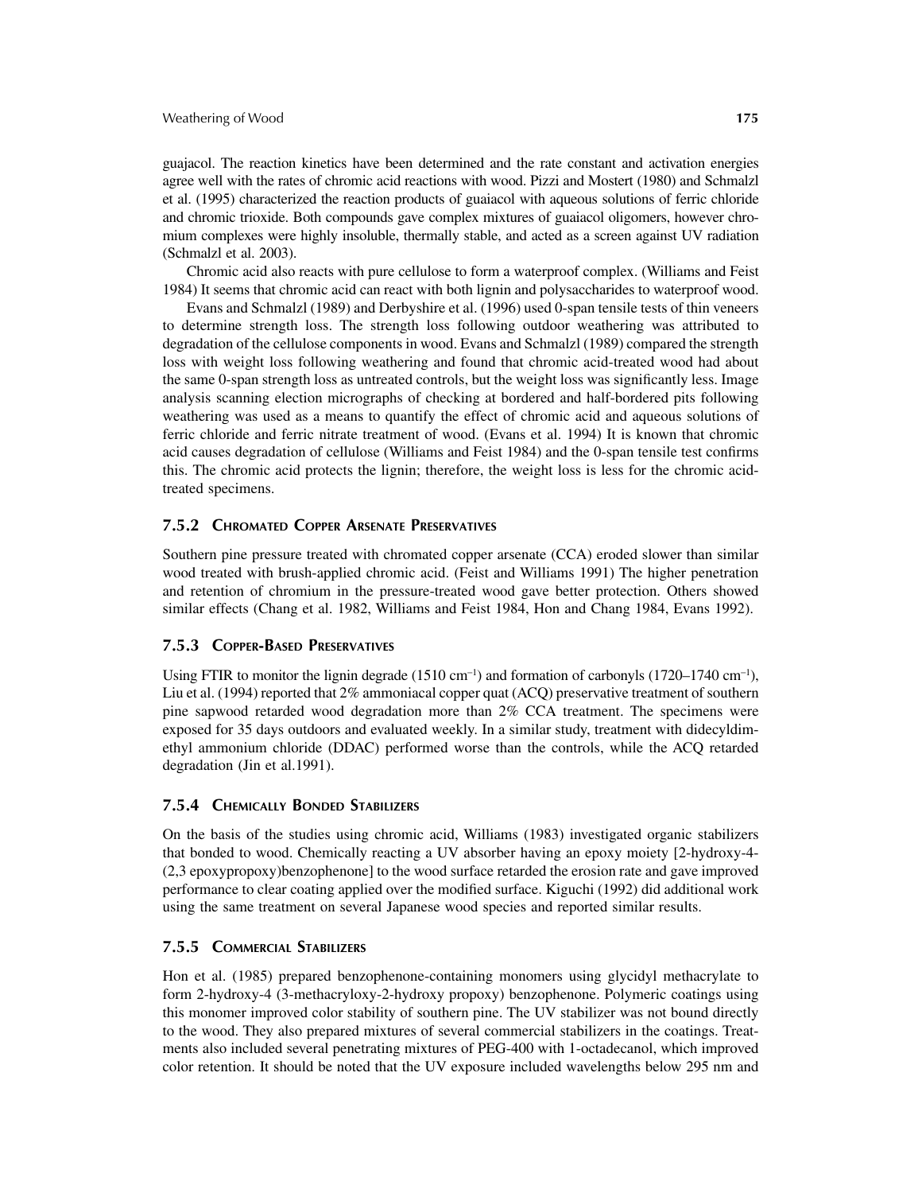guajacol. The reaction kinetics have been determined and the rate constant and activation energies agree well with the rates of chromic acid reactions with wood. Pizzi and Mostert (1980) and Schmalzl et al. (1995) characterized the reaction products of guaiacol with aqueous solutions of ferric chloride and chromic trioxide. Both compounds gave complex mixtures of guaiacol oligomers, however chromium complexes were highly insoluble, thermally stable, and acted as a screen against UV radiation (Schmalzl et al. 2003).

Chromic acid also reacts with pure cellulose to form a waterproof complex. (Williams and Feist 1984) It seems that chromic acid can react with both lignin and polysaccharides to waterproof wood.

Evans and Schmalzl (1989) and Derbyshire et al. (1996) used 0-span tensile tests of thin veneers to determine strength loss. The strength loss following outdoor weathering was attributed to degradation of the cellulose components in wood. Evans and Schmalzl (1989) compared the strength loss with weight loss following weathering and found that chromic acid-treated wood had about the same 0-span strength loss as untreated controls, but the weight loss was significantly less. Image analysis scanning election micrographs of checking at bordered and half-bordered pits following weathering was used as a means to quantify the effect of chromic acid and aqueous solutions of ferric chloride and ferric nitrate treatment of wood. (Evans et al. 1994) It is known that chromic acid causes degradation of cellulose (Williams and Feist 1984) and the 0-span tensile test confirms this. The chromic acid protects the lignin; therefore, the weight loss is less for the chromic acid-treated specimens.

### 7.5.2 Chromated Copper Arsenate Preservatives

Southern pine pressure treated with chromated copper arsenate (CCA) eroded slower than similar wood treated with brush-applied chromic acid. (Feist and Williams 1991) The higher penetration and retention of chromium in the pressure-treated wood gave better protection. Others showed similar effects (Chang et al. 1982, Williams and Feist 1984, Hon and Chang 1984, Evans 1992).

### 7.5.3 Copper-Based Preservatives

Using FTIR to monitor the lignin degrade (1510 $cm^{-1}$) and formation of carbonyls (1720–1740 $cm^{-1}$), Liu et al. (1994) reported that 2% ammoniacal copper quat (ACQ) preservative treatment of southern pine sapwood retarded wood degradation more than 2% CCA treatment. The specimens were exposed for 35 days outdoors and evaluated weekly. In a similar study, treatment with didecyldimethyl ammonium chloride (DDAC) performed worse than the controls, while the ACQ retarded degradation (Jin et al.1991).

### 7.5.4 Chemically Bonded Stabilizers

On the basis of the studies using chromic acid, Williams (1983) investigated organic stabilizers that bonded to wood. Chemically reacting a UV absorber having an epoxy moiety [2-hydroxy-4-(2,3 epoxypropoxy)benzophenone] to the wood surface retarded the erosion rate and gave improved performance to clear coating applied over the modified surface. Kiguchi (1992) did additional work using the same treatment on several Japanese wood species and reported similar results.

### 7.5.5 Commercial Stabilizers

Hon et al. (1985) prepared benzophenone-containing monomers using glycidyl methacrylate to form 2-hydroxy-4 (3-methacryloxy-2-hydroxy propoxy) benzophenone. Polymeric coatings using this monomer improved color stability of southern pine. The UV stabilizer was not bound directly to the wood. They also prepared mixtures of several commercial stabilizers in the coatings. Treatments also included several penetrating mixtures of PEG-400 with 1-octadecanol, which improved color retention. It should be noted that the UV exposure included wavelengths below 295 nm and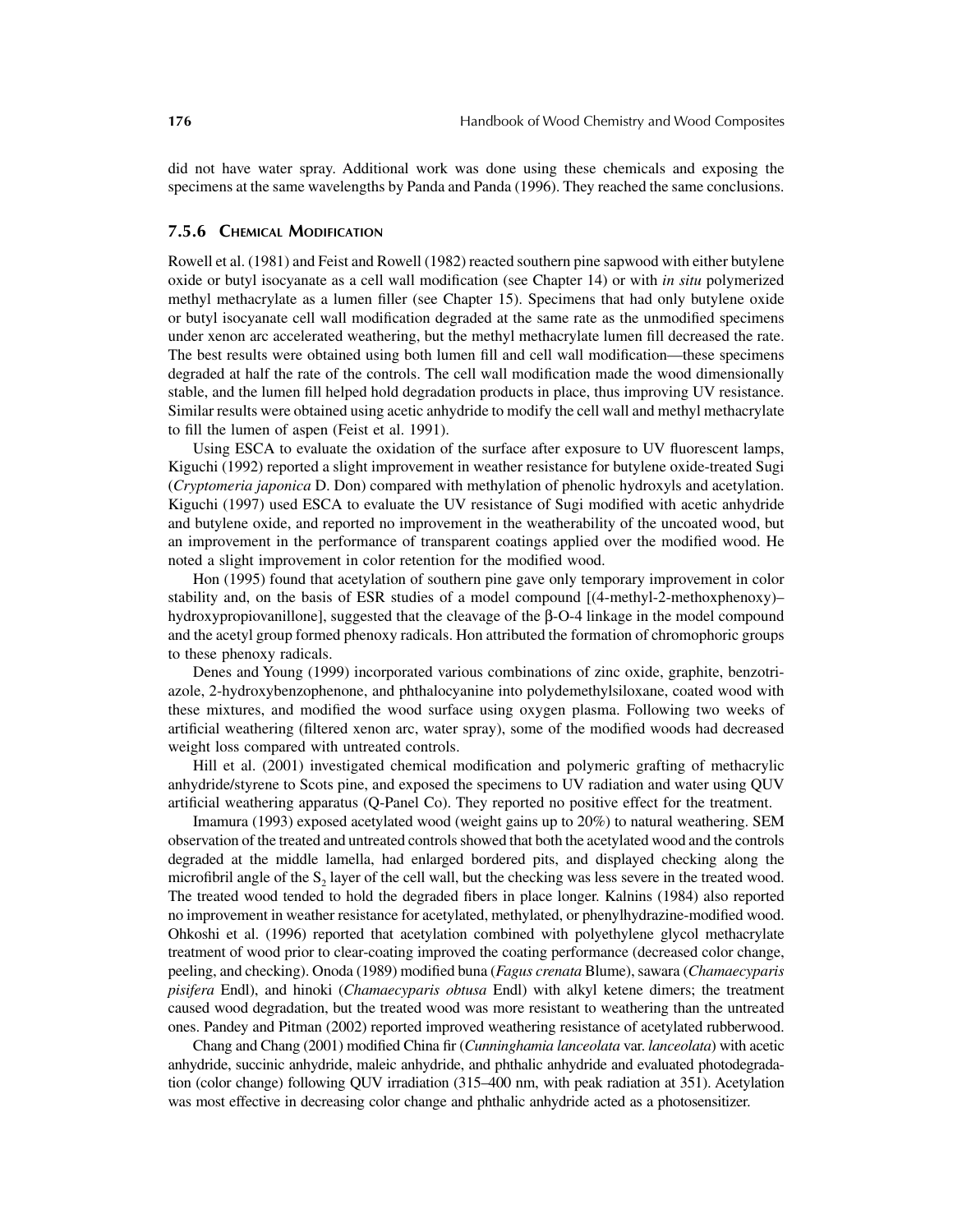did not have water spray. Additional work was done using these chemicals and exposing the specimens at the same wavelengths by Panda and Panda (1996). They reached the same conclusions.

### 7.5.6 Chemical Modification

Rowell et al. (1981) and Feist and Rowell (1982) reacted southern pine sapwood with either butylene oxide or butyl isocyanate as a cell wall modification (see Chapter 14) or with *in situ* polymerized methyl methacrylate as a lumen filler (see Chapter 15). Specimens that had only butylene oxide or butyl isocyanate cell wall modification degraded at the same rate as the unmodified specimens under xenon arc accelerated weathering, but the methyl methacrylate lumen fill decreased the rate. The best results were obtained using both lumen fill and cell wall modification—these specimens degraded at half the rate of the controls. The cell wall modification made the wood dimensionally stable, and the lumen fill helped hold degradation products in place, thus improving UV resistance. Similar results were obtained using acetic anhydride to modify the cell wall and methyl methacrylate to fill the lumen of aspen (Feist et al. 1991).

Using ESCA to evaluate the oxidation of the surface after exposure to UV fluorescent lamps, Kiguchi (1992) reported a slight improvement in weather resistance for butylene oxide-treated Sugi (*Cryptomeria japonica* D. Don) compared with methylation of phenolic hydroxyls and acetylation. Kiguchi (1997) used ESCA to evaluate the UV resistance of Sugi modified with acetic anhydride and butylene oxide, and reported no improvement in the weatherability of the uncoated wood, but an improvement in the performance of transparent coatings applied over the modified wood. He noted a slight improvement in color retention for the modified wood.

Hon (1995) found that acetylation of southern pine gave only temporary improvement in color stability and, on the basis of ESR studies of a model compound [(4-methyl-2-methoxphenoxy)–hydroxypropiovanillone], suggested that the cleavage of the β-O-4 linkage in the model compound and the acetyl group formed phenoxy radicals. Hon attributed the formation of chromophoric groups to these phenoxy radicals.

Denes and Young (1999) incorporated various combinations of zinc oxide, graphite, benzotriazole, 2-hydroxybenzophenone, and phthalocyanine into polydemethylsiloxane, coated wood with these mixtures, and modified the wood surface using oxygen plasma. Following two weeks of artificial weathering (filtered xenon arc, water spray), some of the modified woods had decreased weight loss compared with untreated controls.

Hill et al. (2001) investigated chemical modification and polymeric grafting of methacrylic anhydride/styrene to Scots pine, and exposed the specimens to UV radiation and water using QUV artificial weathering apparatus (Q-Panel Co). They reported no positive effect for the treatment.

Imamura (1993) exposed acetylated wood (weight gains up to 20%) to natural weathering. SEM observation of the treated and untreated controls showed that both the acetylated wood and the controls degraded at the middle lamella, had enlarged bordered pits, and displayed checking along the microfibril angle of the $S_2$ layer of the cell wall, but the checking was less severe in the treated wood. The treated wood tended to hold the degraded fibers in place longer. Kalnins (1984) also reported no improvement in weather resistance for acetylated, methylated, or phenylhydrazine-modified wood. Ohkoshi et al. (1996) reported that acetylation combined with polyethylene glycol methacrylate treatment of wood prior to clear-coating improved the coating performance (decreased color change, peeling, and checking). Onoda (1989) modified buna (*Fagus crenata* Blume), sawara (*Chamaecyparis pisifera* Endl), and hinoki (*Chamaecyparis obtusa* Endl) with alkyl ketene dimers; the treatment caused wood degradation, but the treated wood was more resistant to weathering than the untreated ones. Pandey and Pitman (2002) reported improved weathering resistance of acetylated rubberwood.

Chang and Chang (2001) modified China fir (*Cunninghamia lanceolata* var. *lanceolata*) with acetic anhydride, succinic anhydride, maleic anhydride, and phthalic anhydride and evaluated photodegradation (color change) following QUV irradiation (315–400 nm, with peak radiation at 351). Acetylation was most effective in decreasing color change and phthalic anhydride acted as a photosensitizer.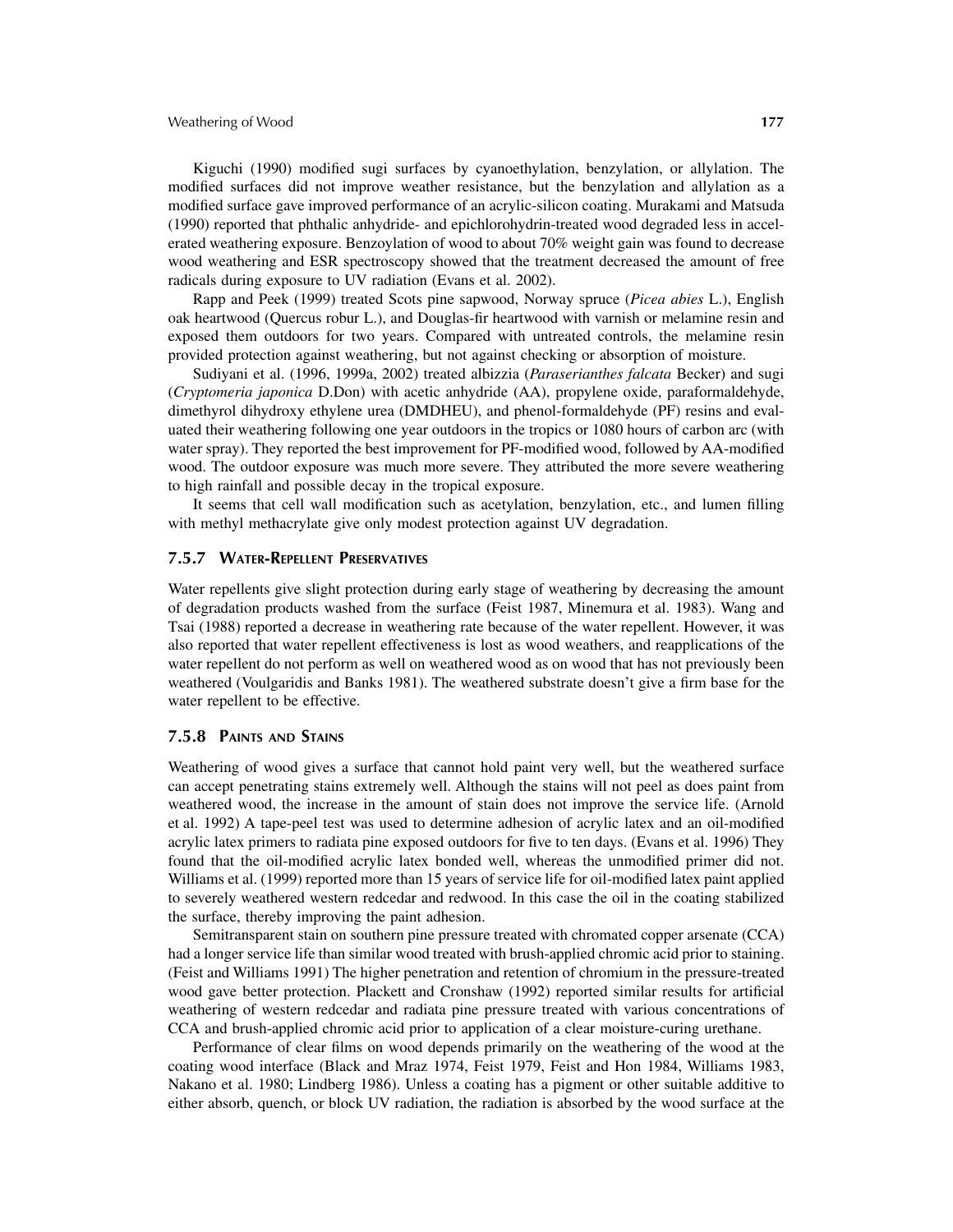Kiguchi (1990) modified sugi surfaces by cyanoethylation, benzylation, or allylation. The modified surfaces did not improve weather resistance, but the benzylation and allylation as a modified surface gave improved performance of an acrylic-silicon coating. Murakami and Matsuda (1990) reported that phthalic anhydride- and epichlorohydrin-treated wood degraded less in accelerated weathering exposure. Benzoylation of wood to about 70% weight gain was found to decrease wood weathering and ESR spectroscopy showed that the treatment decreased the amount of free radicals during exposure to UV radiation (Evans et al. 2002).

Rapp and Peek (1999) treated Scots pine sapwood, Norway spruce (*Picea abies* L.), English oak heartwood (Quercus robur L.), and Douglas-fir heartwood with varnish or melamine resin and exposed them outdoors for two years. Compared with untreated controls, the melamine resin provided protection against weathering, but not against checking or absorption of moisture.

Sudiyani et al. (1996, 1999a, 2002) treated albizzia (*Paraserianthes falcata* Becker) and sugi (*Cryptomeria japonica* D.Don) with acetic anhydride (AA), propylene oxide, paraformaldehyde, dimethyrol dihydroxy ethylene urea (DMDHEU), and phenol-formaldehyde (PF) resins and evaluated their weathering following one year outdoors in the tropics or 1080 hours of carbon arc (with water spray). They reported the best improvement for PF-modified wood, followed by AA-modified wood. The outdoor exposure was much more severe. They attributed the more severe weathering to high rainfall and possible decay in the tropical exposure.

It seems that cell wall modification such as acetylation, benzylation, etc., and lumen filling with methyl methacrylate give only modest protection against UV degradation.

### 7.5.7 Water-Repellent Preservatives

Water repellents give slight protection during early stage of weathering by decreasing the amount of degradation products washed from the surface (Feist 1987, Minemura et al. 1983). Wang and Tsai (1988) reported a decrease in weathering rate because of the water repellent. However, it was also reported that water repellent effectiveness is lost as wood weathers, and reapplications of the water repellent do not perform as well on weathered wood as on wood that has not previously been weathered (Voulgaridis and Banks 1981). The weathered substrate doesn't give a firm base for the water repellent to be effective.

### 7.5.8 Paints and Stains

Weathering of wood gives a surface that cannot hold paint very well, but the weathered surface can accept penetrating stains extremely well. Although the stains will not peel as does paint from weathered wood, the increase in the amount of stain does not improve the service life. (Arnold et al. 1992) A tape-peel test was used to determine adhesion of acrylic latex and an oil-modified acrylic latex primers to radiata pine exposed outdoors for five to ten days. (Evans et al. 1996) They found that the oil-modified acrylic latex bonded well, whereas the unmodified primer did not. Williams et al. (1999) reported more than 15 years of service life for oil-modified latex paint applied to severely weathered western redcedar and redwood. In this case the oil in the coating stabilized the surface, thereby improving the paint adhesion.

Semitransparent stain on southern pine pressure treated with chromated copper arsenate (CCA) had a longer service life than similar wood treated with brush-applied chromic acid prior to staining. (Feist and Williams 1991) The higher penetration and retention of chromium in the pressure-treated wood gave better protection. Plackett and Cronshaw (1992) reported similar results for artificial weathering of western redcedar and radiata pine pressure treated with various concentrations of CCA and brush-applied chromic acid prior to application of a clear moisture-curing urethane.

Performance of clear films on wood depends primarily on the weathering of the wood at the coating wood interface (Black and Mraz 1974, Feist 1979, Feist and Hon 1984, Williams 1983, Nakano et al. 1980; Lindberg 1986). Unless a coating has a pigment or other suitable additive to either absorb, quench, or block UV radiation, the radiation is absorbed by the wood surface at the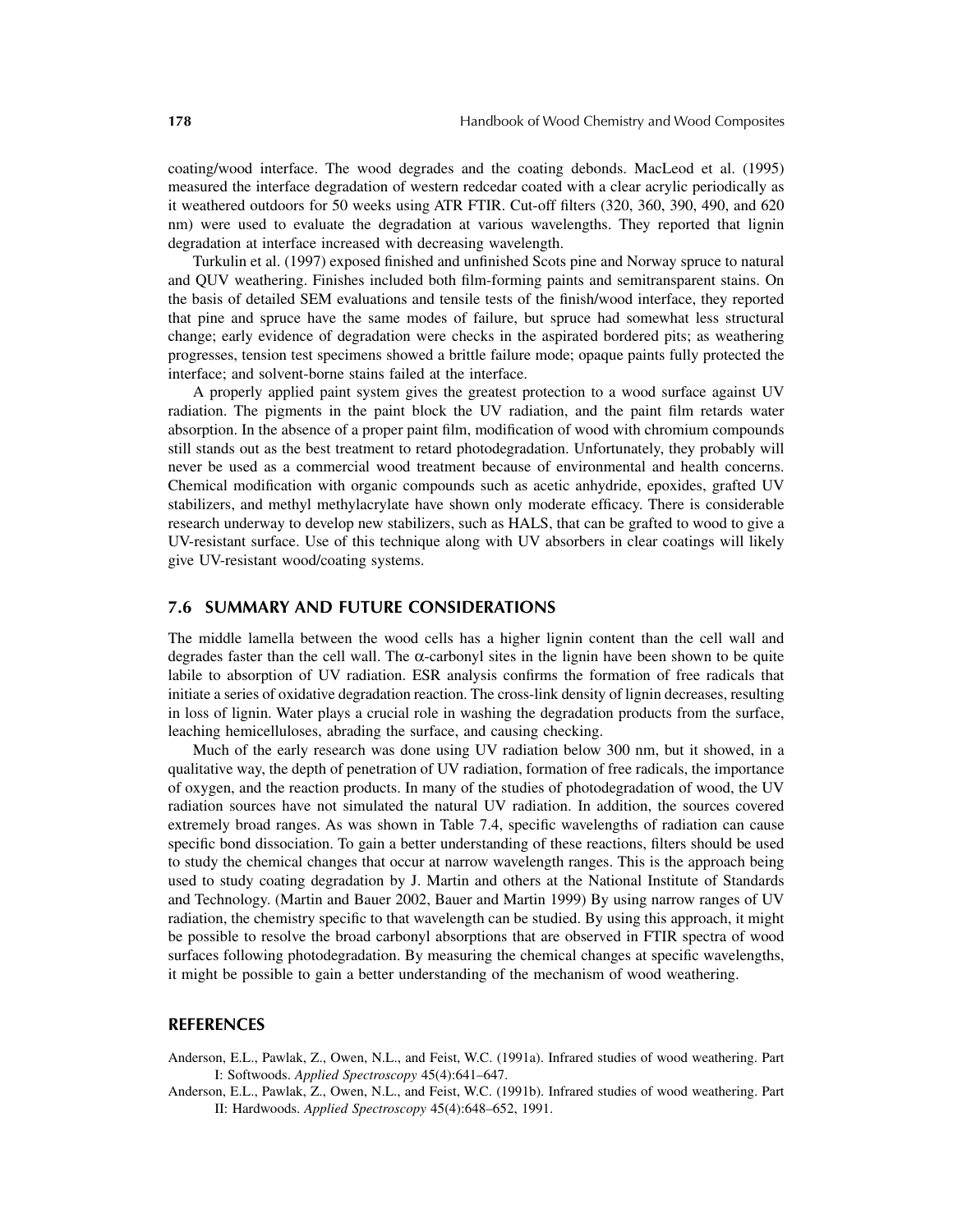coating/wood interface. The wood degrades and the coating debonds. MacLeod et al. (1995) measured the interface degradation of western redcedar coated with a clear acrylic periodically as it weathered outdoors for 50 weeks using ATR FTIR. Cut-off filters (320, 360, 390, 490, and 620 nm) were used to evaluate the degradation at various wavelengths. They reported that lignin degradation at interface increased with decreasing wavelength.

Turkulin et al. (1997) exposed finished and unfinished Scots pine and Norway spruce to natural and QUV weathering. Finishes included both film-forming paints and semitransparent stains. On the basis of detailed SEM evaluations and tensile tests of the finish/wood interface, they reported that pine and spruce have the same modes of failure, but spruce had somewhat less structural change; early evidence of degradation were checks in the aspirated bordered pits; as weathering progresses, tension test specimens showed a brittle failure mode; opaque paints fully protected the interface; and solvent-borne stains failed at the interface.

A properly applied paint system gives the greatest protection to a wood surface against UV radiation. The pigments in the paint block the UV radiation, and the paint film retards water absorption. In the absence of a proper paint film, modification of wood with chromium compounds still stands out as the best treatment to retard photodegradation. Unfortunately, they probably will never be used as a commercial wood treatment because of environmental and health concerns. Chemical modification with organic compounds such as acetic anhydride, epoxides, grafted UV stabilizers, and methyl methylacrylate have shown only moderate efficacy. There is considerable research underway to develop new stabilizers, such as HALS, that can be grafted to wood to give a UV-resistant surface. Use of this technique along with UV absorbers in clear coatings will likely give UV-resistant wood/coating systems.

## 7.6 SUMMARY AND FUTURE CONSIDERATIONS

The middle lamella between the wood cells has a higher lignin content than the cell wall and degrades faster than the cell wall. The $\alpha$-carbonyl sites in the lignin have been shown to be quite labile to absorption of UV radiation. ESR analysis confirms the formation of free radicals that initiate a series of oxidative degradation reaction. The cross-link density of lignin decreases, resulting in loss of lignin. Water plays a crucial role in washing the degradation products from the surface, leaching hemicelluloses, abrading the surface, and causing checking.

Much of the early research was done using UV radiation below 300 nm, but it showed, in a qualitative way, the depth of penetration of UV radiation, formation of free radicals, the importance of oxygen, and the reaction products. In many of the studies of photodegradation of wood, the UV radiation sources have not simulated the natural UV radiation. In addition, the sources covered extremely broad ranges. As was shown in Table 7.4, specific wavelengths of radiation can cause specific bond dissociation. To gain a better understanding of these reactions, filters should be used to study the chemical changes that occur at narrow wavelength ranges. This is the approach being used to study coating degradation by J. Martin and others at the National Institute of Standards and Technology. (Martin and Bauer 2002, Bauer and Martin 1999) By using narrow ranges of UV radiation, the chemistry specific to that wavelength can be studied. By using this approach, it might be possible to resolve the broad carbonyl absorptions that are observed in FTIR spectra of wood surfaces following photodegradation. By measuring the chemical changes at specific wavelengths, it might be possible to gain a better understanding of the mechanism of wood weathering.

## REFERENCES

Anderson, E.L., Pawlak, Z., Owen, N.L., and Feist, W.C. (1991a). Infrared studies of wood weathering. Part I: Softwoods. *Applied Spectroscopy* 45(4):641–647.

Anderson, E.L., Pawlak, Z., Owen, N.L., and Feist, W.C. (1991b). Infrared studies of wood weathering. Part II: Hardwoods. *Applied Spectroscopy* 45(4):648–652, 1991.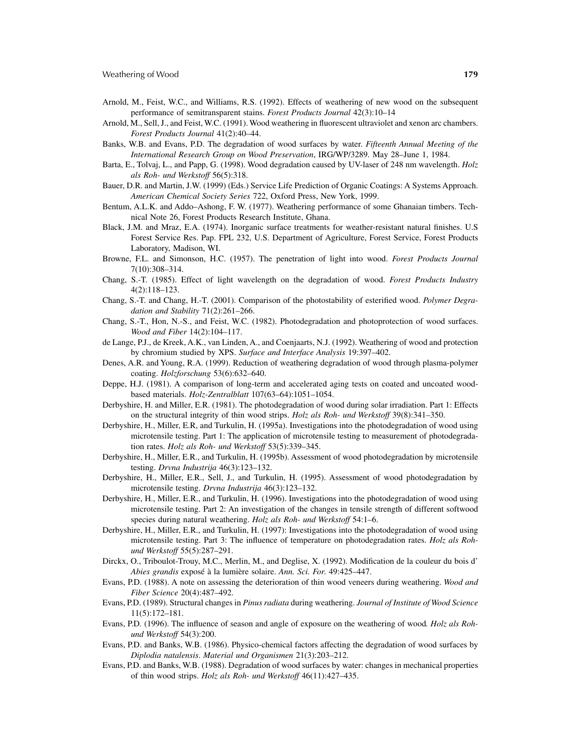Arnold, M., Feist, W.C., and Williams, R.S. (1992). Effects of weathering of new wood on the subsequent performance of semitransparent stains. *Forest Products Journal* 42(3):10–14

Arnold, M., Sell, J., and Feist, W.C. (1991). Wood weathering in fluorescent ultraviolet and xenon arc chambers. *Forest Products Journal* 41(2):40–44.

Banks, W.B. and Evans, P.D. The degradation of wood surfaces by water. *Fifteenth Annual Meeting of the International Research Group on Wood Preservation*, IRG/WP/3289. May 28–June 1, 1984.

Barta, E., Tolvaj, L., and Papp, G. (1998). Wood degradation caused by UV-laser of 248 nm wavelength. *Holz als Roh- und Werkstoff* 56(5):318.

Bauer, D.R. and Martin, J.W. (1999) (Eds.) Service Life Prediction of Organic Coatings: A Systems Approach. *American Chemical Society Series* 722, Oxford Press, New York, 1999.

Bentum, A.L.K. and Addo–Ashong, F. W. (1977). Weathering performance of some Ghanaian timbers. Technical Note 26, Forest Products Research Institute, Ghana.

Black, J.M. and Mraz, E.A. (1974). Inorganic surface treatments for weather-resistant natural finishes. U.S Forest Service Res. Pap. FPL 232, U.S. Department of Agriculture, Forest Service, Forest Products Laboratory, Madison, WI.

Browne, F.L. and Simonson, H.C. (1957). The penetration of light into wood. *Forest Products Journal* 7(10):308–314.

Chang, S.-T. (1985). Effect of light wavelength on the degradation of wood. *Forest Products Industry* 4(2):118–123.

Chang, S.-T. and Chang, H.-T. (2001). Comparison of the photostability of esterified wood. *Polymer Degradation and Stability* 71(2):261–266.

Chang, S.-T., Hon, N.-S., and Feist, W.C. (1982). Photodegradation and photoprotection of wood surfaces. *Wood and Fiber* 14(2):104–117.

de Lange, P.J., de Kreek, A.K., van Linden, A., and Coenjaarts, N.J. (1992). Weathering of wood and protection by chromium studied by XPS. *Surface and Interface Analysis* 19:397–402.

Denes, A.R. and Young, R.A. (1999). Reduction of weathering degradation of wood through plasma-polymer coating. *Holzforschung* 53(6):632–640.

Deppe, H.J. (1981). A comparison of long-term and accelerated aging tests on coated and uncoated wood-based materials. *Holz-Zentralblatt* 107(63–64):1051–1054.

Derbyshire, H. and Miller, E.R. (1981). The photodegradation of wood during solar irradiation. Part 1: Effects on the structural integrity of thin wood strips. *Holz als Roh- und Werkstoff* 39(8):341–350.

Derbyshire, H., Miller, E.R, and Turkulin, H. (1995a). Investigations into the photodegradation of wood using microtensile testing. Part 1: The application of microtensile testing to measurement of photodegradation rates. *Holz als Roh- und Werkstoff* 53(5):339–345.

Derbyshire, H., Miller, E.R., and Turkulin, H. (1995b). Assessment of wood photodegradation by microtensile testing. *Drvna Industrija* 46(3):123–132.

Derbyshire, H., Miller, E.R., Sell, J., and Turkulin, H. (1995). Assessment of wood photodegradation by microtensile testing. *Drvna Industrija* 46(3):123–132.

Derbyshire, H., Miller, E.R., and Turkulin, H. (1996). Investigations into the photodegradation of wood using microtensile testing. Part 2: An investigation of the changes in tensile strength of different softwood species during natural weathering. *Holz als Roh- und Werkstoff* 54:1–6.

Derbyshire, H., Miller, E.R., and Turkulin, H. (1997): Investigations into the photodegradation of wood using microtensile testing. Part 3: The influence of temperature on photodegradation rates. *Holz als Roh-und Werkstoff* 55(5):287–291.

Dirckx, O., Triboulot-Trouy, M.C., Merlin, M., and Deglise, X. (1992). Modification de la couleur du bois d' *Abies grandis* exposé à la lumière solaire. *Ann. Sci. For.* 49:425–447.

Evans, P.D. (1988). A note on assessing the deterioration of thin wood veneers during weathering. *Wood and Fiber Science* 20(4):487–492.

Evans, P.D. (1989). Structural changes in *Pinus radiata* during weathering. *Journal of Institute of Wood Science* 11(5):172–181.

Evans, P.D. (1996). The influence of season and angle of exposure on the weathering of wood*. Holz als Roh-und Werkstoff* 54(3):200.

Evans, P.D. and Banks, W.B. (1986). Physico-chemical factors affecting the degradation of wood surfaces by *Diplodia natalensis*. *Material und Organismen* 21(3):203–212.

Evans, P.D. and Banks, W.B. (1988). Degradation of wood surfaces by water: changes in mechanical properties of thin wood strips. *Holz als Roh- und Werkstoff* 46(11):427–435.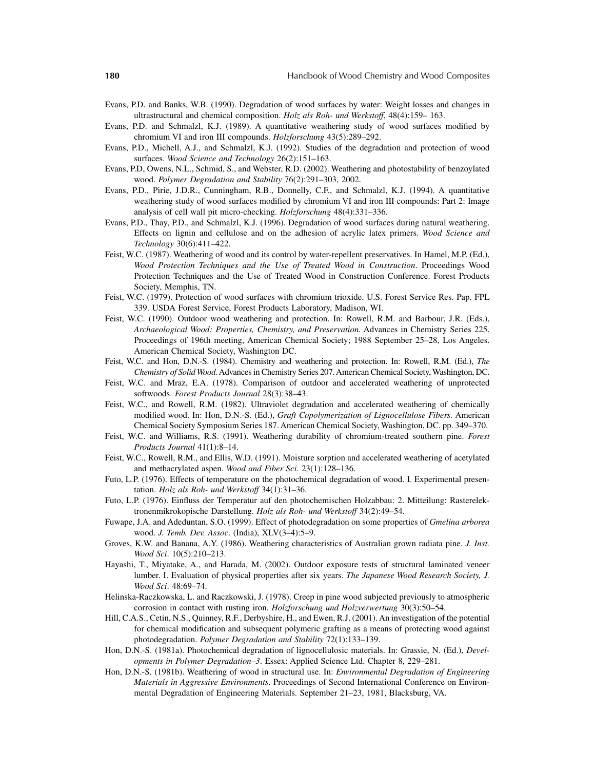Evans, P.D. and Banks, W.B. (1990). Degradation of wood surfaces by water: Weight losses and changes in ultrastructural and chemical composition. *Holz als Roh- und Werkstoff*, 48(4):159– 163.

Evans, P.D. and Schmalzl, K.J. (1989). A quantitative weathering study of wood surfaces modified by chromium VI and iron III compounds. *Holzforschung* 43(5):289–292.

Evans, P.D., Michell, A.J., and Schmalzl, K.J. (1992). Studies of the degradation and protection of wood surfaces. *Wood Science and Technology* 26(2):151–163.

Evans, P.D, Owens, N.L., Schmid, S., and Webster, R.D. (2002). Weathering and photostability of benzoylated wood. *Polymer Degradation and Stability* 76(2):291–303, 2002.

Evans, P.D., Pirie, J.D.R., Cunningham, R.B., Donnelly, C.F., and Schmalzl, K.J. (1994). A quantitative weathering study of wood surfaces modified by chromium VI and iron III compounds: Part 2: Image analysis of cell wall pit micro-checking. *Holzforschung* 48(4):331–336.

Evans, P.D., Thay, P.D., and Schmalzl, K.J. (1996). Degradation of wood surfaces during natural weathering. Effects on lignin and cellulose and on the adhesion of acrylic latex primers. *Wood Science and Technology* 30(6):411–422.

Feist, W.C. (1987). Weathering of wood and its control by water-repellent preservatives. In Hamel, M.P. (Ed.), *Wood Protection Techniques and the Use of Treated Wood in Construction*. Proceedings Wood Protection Techniques and the Use of Treated Wood in Construction Conference. Forest Products Society, Memphis, TN.

Feist, W.C. (1979). Protection of wood surfaces with chromium trioxide. U.S. Forest Service Res. Pap. FPL 339. USDA Forest Service, Forest Products Laboratory, Madison, WI.

Feist, W.C. (1990). Outdoor wood weathering and protection. In: Rowell, R.M. and Barbour, J.R. (Eds.), *Archaeological Wood: Properties, Chemistry, and Preservation.* Advances in Chemistry Series 225. Proceedings of 196th meeting, American Chemical Society; 1988 September 25–28, Los Angeles. American Chemical Society, Washington DC.

Feist, W.C. and Hon, D.N.-S. (1984). Chemistry and weathering and protection. In: Rowell, R.M. (Ed.), *The Chemistry of Solid Wood.* Advances in Chemistry Series 207. American Chemical Society, Washington, DC.

Feist, W.C. and Mraz, E.A. (1978). Comparison of outdoor and accelerated weathering of unprotected softwoods. *Forest Products Journal* 28(3):38–43.

Feist, W.C., and Rowell, R.M. (1982). Ultraviolet degradation and accelerated weathering of chemically modified wood. In: Hon, D.N.-S. (Ed.), *Graft Copolymerization of Lignocellulose Fibers.* American Chemical Society Symposium Series 187. American Chemical Society, Washington, DC. pp. 349–370.

Feist, W.C. and Williams, R.S. (1991). Weathering durability of chromium-treated southern pine. *Forest Products Journal* 41(1):8–14.

Feist, W.C., Rowell, R.M., and Ellis, W.D. (1991). Moisture sorption and accelerated weathering of acetylated and methacrylated aspen. *Wood and Fiber Sci*. 23(1):128–136.

Futo, L.P. (1976). Effects of temperature on the photochemical degradation of wood. I. Experimental presentation. *Holz als Roh- und Werkstoff* 34(1):31–36.

Futo, L.P. (1976). Einfluss der Temperatur auf den photochemischen Holzabbau: 2. Mitteilung: Rasterelektronenmikrokopische Darstellung. *Holz als Roh- und Werkstoff* 34(2):49–54.

Fuwape, J.A. and Adeduntan, S.O. (1999). Effect of photodegradation on some properties of *Gmelina arborea* wood. *J. Temb. Dev. Assoc*. (India), XLV(3–4):5–9.

Groves, K.W. and Banana, A.Y. (1986). Weathering characteristics of Australian grown radiata pine. *J. Inst. Wood Sci*. 10(5):210–213.

Hayashi, T., Miyatake, A., and Harada, M. (2002). Outdoor exposure tests of structural laminated veneer lumber. I. Evaluation of physical properties after six years. *The Japanese Wood Research Society, J. Wood Sci*. 48:69–74.

Helinska-Raczkowska, L. and Raczkowski, J. (1978). Creep in pine wood subjected previously to atmospheric corrosion in contact with rusting iron. *Holzforschung und Holzverwertung* 30(3):50–54.

Hill, C.A.S., Cetin, N.S., Quinney, R.F., Derbyshire, H., and Ewen, R.J. (2001). An investigation of the potential for chemical modification and subsequent polymeric grafting as a means of protecting wood against photodegradation. *Polymer Degradation and Stability* 72(1):133–139.

Hon, D.N.-S. (1981a). Photochemical degradation of lignocellulosic materials. In: Grassie, N. (Ed.), *Developments in Polymer Degradation–3*. Essex: Applied Science Ltd. Chapter 8, 229–281.

Hon, D.N.-S. (1981b). Weathering of wood in structural use. In: *Environmental Degradation of Engineering Materials in Aggressive Environments*. Proceedings of Second International Conference on Environmental Degradation of Engineering Materials. September 21–23, 1981, Blacksburg, VA.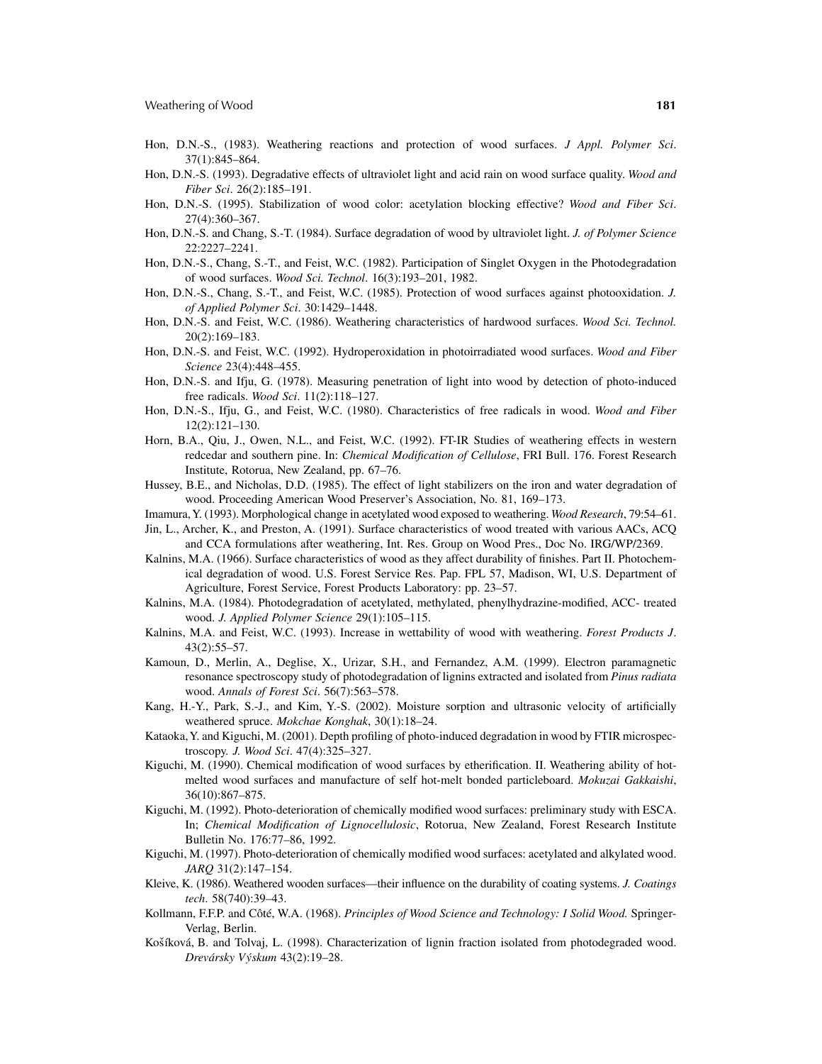Hon, D.N.-S., (1983). Weathering reactions and protection of wood surfaces. *J Appl. Polymer Sci*. 37(1):845–864.

Hon, D.N.-S. (1993). Degradative effects of ultraviolet light and acid rain on wood surface quality. *Wood and Fiber Sci*. 26(2):185–191.

Hon, D.N.-S. (1995). Stabilization of wood color: acetylation blocking effective? *Wood and Fiber Sci*. 27(4):360–367.

Hon, D.N.-S. and Chang, S.-T. (1984). Surface degradation of wood by ultraviolet light. *J. of Polymer Science* 22:2227–2241.

Hon, D.N.-S., Chang, S.-T., and Feist, W.C. (1982). Participation of Singlet Oxygen in the Photodegradation of wood surfaces. *Wood Sci. Technol*. 16(3):193–201, 1982.

Hon, D.N.-S., Chang, S.-T., and Feist, W.C. (1985). Protection of wood surfaces against photooxidation. *J. of Applied Polymer Sci*. 30:1429–1448.

Hon, D.N.-S. and Feist, W.C. (1986). Weathering characteristics of hardwood surfaces. *Wood Sci. Technol.* 20(2):169–183.

Hon, D.N.-S. and Feist, W.C. (1992). Hydroperoxidation in photoirradiated wood surfaces. *Wood and Fiber Science* 23(4):448–455.

Hon, D.N.-S. and Ifju, G. (1978). Measuring penetration of light into wood by detection of photo-induced free radicals. *Wood Sci*. 11(2):118–127.

Hon, D.N.-S., Ifju, G., and Feist, W.C. (1980). Characteristics of free radicals in wood. *Wood and Fiber* 12(2):121–130.

Horn, B.A., Qiu, J., Owen, N.L., and Feist, W.C. (1992). FT-IR Studies of weathering effects in western redcedar and southern pine. In: *Chemical Modification of Cellulose*, FRI Bull. 176. Forest Research Institute, Rotorua, New Zealand, pp. 67–76.

Hussey, B.E., and Nicholas, D.D. (1985). The effect of light stabilizers on the iron and water degradation of wood. Proceeding American Wood Preserver's Association, No. 81, 169–173.

Imamura, Y. (1993). Morphological change in acetylated wood exposed to weathering. *Wood Research*, 79:54–61.

Jin, L., Archer, K., and Preston, A. (1991). Surface characteristics of wood treated with various AACs, ACQ and CCA formulations after weathering, Int. Res. Group on Wood Pres., Doc No. IRG/WP/2369.

Kalnins, M.A. (1966). Surface characteristics of wood as they affect durability of finishes. Part II. Photochemical degradation of wood. U.S. Forest Service Res. Pap. FPL 57, Madison, WI, U.S. Department of Agriculture, Forest Service, Forest Products Laboratory: pp. 23–57.

Kalnins, M.A. (1984). Photodegradation of acetylated, methylated, phenylhydrazine-modified, ACC- treated wood. *J. Applied Polymer Science* 29(1):105–115.

Kalnins, M.A. and Feist, W.C. (1993). Increase in wettability of wood with weathering. *Forest Products J*. 43(2):55–57.

Kamoun, D., Merlin, A., Deglise, X., Urizar, S.H., and Fernandez, A.M. (1999). Electron paramagnetic resonance spectroscopy study of photodegradation of lignins extracted and isolated from *Pinus radiata* wood. *Annals of Forest Sci*. 56(7):563–578.

Kang, H.-Y., Park, S.-J., and Kim, Y.-S. (2002). Moisture sorption and ultrasonic velocity of artificially weathered spruce. *Mokchae Konghak*, 30(1):18–24.

Kataoka, Y. and Kiguchi, M. (2001). Depth profiling of photo-induced degradation in wood by FTIR microspectroscopy. *J. Wood Sci*. 47(4):325–327.

Kiguchi, M. (1990). Chemical modification of wood surfaces by etherification. II. Weathering ability of hot-melted wood surfaces and manufacture of self hot-melt bonded particleboard. *Mokuzai Gakkaishi*, 36(10):867–875.

Kiguchi, M. (1992). Photo-deterioration of chemically modified wood surfaces: preliminary study with ESCA. In; *Chemical Modification of Lignocellulosic*, Rotorua, New Zealand, Forest Research Institute Bulletin No. 176:77–86, 1992.

Kiguchi, M. (1997). Photo-deterioration of chemically modified wood surfaces: acetylated and alkylated wood. *JARQ* 31(2):147–154.

Kleive, K. (1986). Weathered wooden surfaces—their influence on the durability of coating systems. *J. Coatings tech*. 58(740):39–43.

Kollmann, F.F.P. and Côté, W.A. (1968). *Principles of Wood Science and Technology: I Solid Wood.* Springer-Verlag, Berlin.

Košíková, B. and Tolvaj, L. (1998). Characterization of lignin fraction isolated from photodegraded wood. *Drevársky Výskum* 43(2):19–28.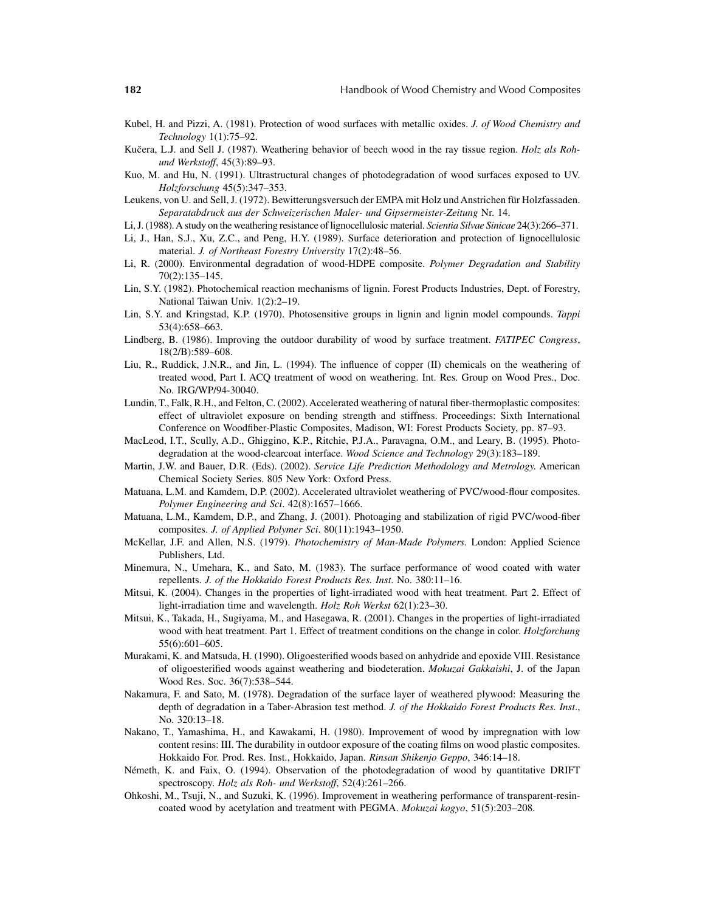Kubel, H. and Pizzi, A. (1981). Protection of wood surfaces with metallic oxides. *J. of Wood Chemistry and Technology* 1(1):75–92.

Kučera, L.J. and Sell J. (1987). Weathering behavior of beech wood in the ray tissue region. *Holz als Roh- und Werkstoff*, 45(3):89–93.

Kuo, M. and Hu, N. (1991). Ultrastructural changes of photodegradation of wood surfaces exposed to UV. *Holzforschung* 45(5):347–353.

Leukens, von U. and Sell, J. (1972). Bewitterungsversuch der EMPA mit Holz und Anstrichen für Holzfassaden. *Separatabdruck aus der Schweizerischen Maler- und Gipsermeister-Zeitung* Nr. 14.

Li, J. (1988). A study on the weathering resistance of lignocellulosic material. *Scientia Silvae Sinicae* 24(3):266–371.

Li, J., Han, S.J., Xu, Z.C., and Peng, H.Y. (1989). Surface deterioration and protection of lignocellulosic material. *J. of Northeast Forestry University* 17(2):48–56.

Li, R. (2000). Environmental degradation of wood-HDPE composite. *Polymer Degradation and Stability* 70(2):135–145.

Lin, S.Y. (1982). Photochemical reaction mechanisms of lignin. Forest Products Industries, Dept. of Forestry, National Taiwan Univ. 1(2):2–19.

Lin, S.Y. and Kringstad, K.P. (1970). Photosensitive groups in lignin and lignin model compounds. *Tappi* 53(4):658–663.

Lindberg, B. (1986). Improving the outdoor durability of wood by surface treatment. *FATIPEC Congress*, 18(2/B):589–608.

Liu, R., Ruddick, J.N.R., and Jin, L. (1994). The influence of copper (II) chemicals on the weathering of treated wood, Part I. ACQ treatment of wood on weathering. Int. Res. Group on Wood Pres., Doc. No. IRG/WP/94-30040.

Lundin, T., Falk, R.H., and Felton, C. (2002). Accelerated weathering of natural fiber-thermoplastic composites: effect of ultraviolet exposure on bending strength and stiffness. Proceedings: Sixth International Conference on Woodfiber-Plastic Composites, Madison, WI: Forest Products Society, pp. 87–93.

MacLeod, I.T., Scully, A.D., Ghiggino, K.P., Ritchie, P.J.A., Paravagna, O.M., and Leary, B. (1995). Photodegradation at the wood-clearcoat interface. *Wood Science and Technology* 29(3):183–189.

Martin, J.W. and Bauer, D.R. (Eds). (2002). *Service Life Prediction Methodology and Metrology.* American Chemical Society Series. 805 New York: Oxford Press.

Matuana, L.M. and Kamdem, D.P. (2002). Accelerated ultraviolet weathering of PVC/wood-flour composites. *Polymer Engineering and Sci*. 42(8):1657–1666.

Matuana, L.M., Kamdem, D.P., and Zhang, J. (2001). Photoaging and stabilization of rigid PVC/wood-fiber composites. *J. of Applied Polymer Sci*. 80(11):1943–1950.

McKellar, J.F. and Allen, N.S. (1979). *Photochemistry of Man-Made Polymers.* London: Applied Science Publishers, Ltd.

Minemura, N., Umehara, K., and Sato, M. (1983). The surface performance of wood coated with water repellents. *J. of the Hokkaido Forest Products Res. Inst*. No. 380:11–16.

Mitsui, K. (2004). Changes in the properties of light-irradiated wood with heat treatment. Part 2. Effect of light-irradiation time and wavelength. *Holz Roh Werkst* 62(1):23–30.

Mitsui, K., Takada, H., Sugiyama, M., and Hasegawa, R. (2001). Changes in the properties of light-irradiated wood with heat treatment. Part 1. Effect of treatment conditions on the change in color. *Holzforchung* 55(6):601–605.

Murakami, K. and Matsuda, H. (1990). Oligoesterified woods based on anhydride and epoxide VIII. Resistance of oligoesterified woods against weathering and biodeteration. *Mokuzai Gakkaishi*, J. of the Japan Wood Res. Soc. 36(7):538–544.

Nakamura, F. and Sato, M. (1978). Degradation of the surface layer of weathered plywood: Measuring the depth of degradation in a Taber-Abrasion test method. *J. of the Hokkaido Forest Products Res. Inst*., No. 320:13–18.

Nakano, T., Yamashima, H., and Kawakami, H. (1980). Improvement of wood by impregnation with low content resins: III. The durability in outdoor exposure of the coating films on wood plastic composites. Hokkaido For. Prod. Res. Inst., Hokkaido, Japan. *Rinsan Shikenjo Geppo*, 346:14–18.

Németh, K. and Faix, O. (1994). Observation of the photodegradation of wood by quantitative DRIFT spectroscopy. *Holz als Roh- und Werkstoff*, 52(4):261–266.

Ohkoshi, M., Tsuji, N., and Suzuki, K. (1996). Improvement in weathering performance of transparent-resin-coated wood by acetylation and treatment with PEGMA. *Mokuzai kogyo*, 51(5):203–208.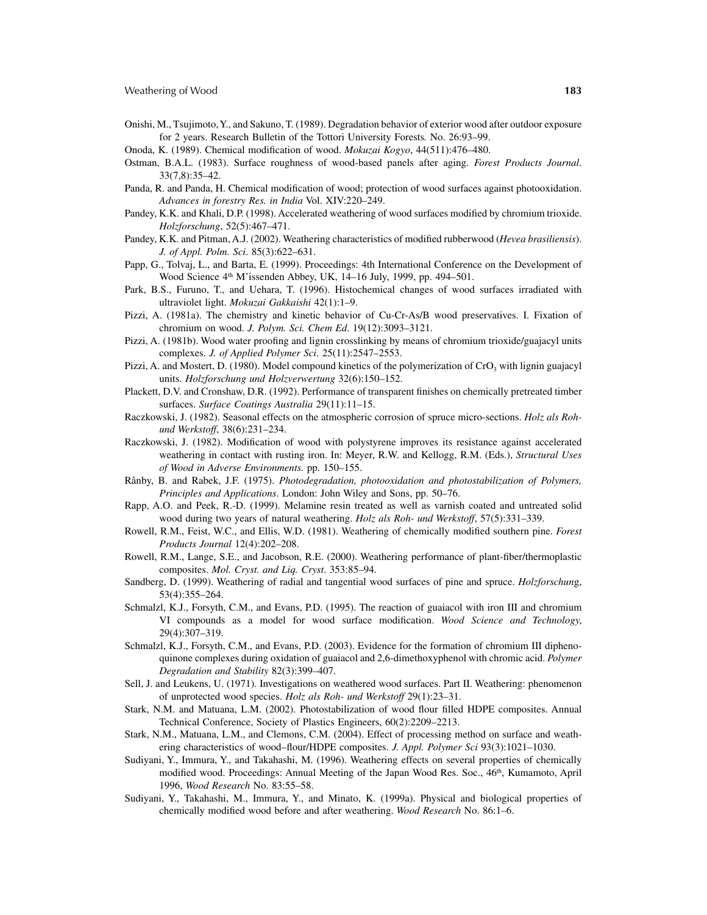Onishi, M., Tsujimoto, Y., and Sakuno, T. (1989). Degradation behavior of exterior wood after outdoor exposure for 2 years. Research Bulletin of the Tottori University Forests*.* No. 26:93–99.

Onoda, K. (1989). Chemical modification of wood. *Mokuzai Kogyo*, 44(511):476–480.

Ostman, B.A.L. (1983). Surface roughness of wood-based panels after aging. *Forest Products Journal*. 33(7,8):35–42.

Panda, R. and Panda, H. Chemical modification of wood; protection of wood surfaces against photooxidation. *Advances in forestry Res. in India* Vol. XIV:220–249.

Pandey, K.K. and Khali, D.P. (1998). Accelerated weathering of wood surfaces modified by chromium trioxide. *Holzforschung*, 52(5):467–471.

Pandey, K.K. and Pitman, A.J. (2002). Weathering characteristics of modified rubberwood (*Hevea brasiliensis*). *J. of Appl. Polm. Sci*. 85(3):622–631.

Papp, G., Tolvaj, L., and Barta, E. (1999). Proceedings: 4th International Conference on the Development of Wood Science 4th M'issenden Abbey, UK, 14–16 July, 1999, pp. 494–501.

Park, B.S., Furuno, T., and Uehara, T. (1996). Histochemical changes of wood surfaces irradiated with ultraviolet light. *Mokuzai Gakkaishi* 42(1):1–9.

Pizzi, A. (1981a). The chemistry and kinetic behavior of Cu-Cr-As/B wood preservatives. I. Fixation of chromium on wood. *J. Polym. Sci. Chem Ed*. 19(12):3093–3121.

Pizzi, A. (1981b). Wood water proofing and lignin crosslinking by means of chromium trioxide/guajacyl units complexes. *J. of Applied Polymer Sci*. 25(11):2547–2553.

Pizzi, A. and Mostert, D. (1980). Model compound kinetics of the polymerization of $CrO_3$ with lignin guajacyl units. *Holzforschung und Holzverwertung* 32(6):150–152.

Plackett, D.V. and Cronshaw, D.R. (1992). Performance of transparent finishes on chemically pretreated timber surfaces. *Surface Coatings Australia* 29(11):11–15.

Raczkowski, J. (1982). Seasonal effects on the atmospheric corrosion of spruce micro-sections. *Holz als Roh- und Werkstoff*, 38(6):231–234.

Raczkowski, J. (1982). Modification of wood with polystyrene improves its resistance against accelerated weathering in contact with rusting iron. In: Meyer, R.W. and Kellogg, R.M. (Eds.), *Structural Uses of Wood in Adverse Environments.* pp. 150–155.

Rånby, B. and Rabek, J.F. (1975). *Photodegradation, photooxidation and photostabilization of Polymers, Principles and Applications*. London: John Wiley and Sons, pp. 50–76.

Rapp, A.O. and Peek, R.-D. (1999). Melamine resin treated as well as varnish coated and untreated solid wood during two years of natural weathering. *Holz als Roh- und Werkstoff*, 57(5):331–339.

Rowell, R.M., Feist, W.C., and Ellis, W.D. (1981). Weathering of chemically modified southern pine. *Forest Products Journal* 12(4):202–208.

Rowell, R.M., Lange, S.E., and Jacobson, R.E. (2000). Weathering performance of plant-fiber/thermoplastic composites. *Mol. Cryst. and Liq. Cryst*. 353:85–94.

Sandberg, D. (1999). Weathering of radial and tangential wood surfaces of pine and spruce. *Holzforschung*, 53(4):355–264.

Schmalzl, K.J., Forsyth, C.M., and Evans, P.D. (1995). The reaction of guaiacol with iron III and chromium VI compounds as a model for wood surface modification. *Wood Science and Technology*, 29(4):307–319.

Schmalzl, K.J., Forsyth, C.M., and Evans, P.D. (2003). Evidence for the formation of chromium III diphenoquinone complexes during oxidation of guaiacol and 2,6-dimethoxyphenol with chromic acid. *Polymer Degradation and Stability* 82(3):399–407.

Sell, J. and Leukens, U. (1971). Investigations on weathered wood surfaces. Part II. Weathering: phenomenon of unprotected wood species. *Holz als Roh- und Werkstoff* 29(1):23–31.

Stark, N.M. and Matuana, L.M. (2002). Photostabilization of wood flour filled HDPE composites. Annual Technical Conference, Society of Plastics Engineers, 60(2):2209–2213.

Stark, N.M., Matuana, L.M., and Clemons, C.M. (2004). Effect of processing method on surface and weathering characteristics of wood–flour/HDPE composites. *J. Appl. Polymer Sci* 93(3):1021–1030.

Sudiyani, Y., Immura, Y., and Takahashi, M. (1996). Weathering effects on several properties of chemically modified wood. Proceedings: Annual Meeting of the Japan Wood Res. Soc., 46th, Kumamoto, April 1996, *Wood Research* No. 83:55–58.

Sudiyani, Y., Takahashi, M., Immura, Y., and Minato, K. (1999a). Physical and biological properties of chemically modified wood before and after weathering. *Wood Research* No. 86:1–6.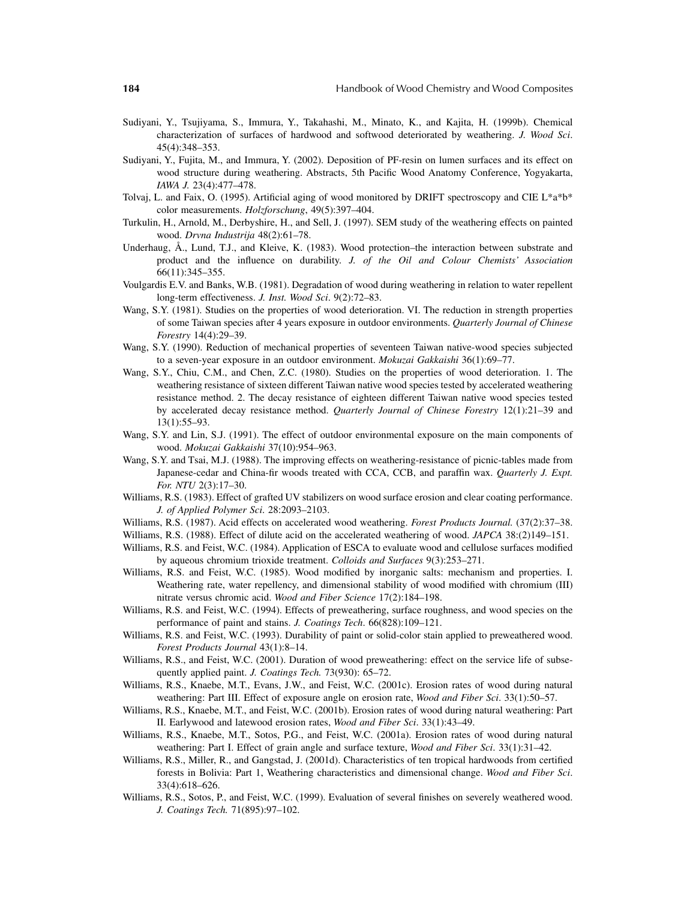Sudiyani, Y., Tsujiyama, S., Immura, Y., Takahashi, M., Minato, K., and Kajita, H. (1999b). Chemical characterization of surfaces of hardwood and softwood deteriorated by weathering. *J. Wood Sci*. 45(4):348–353.

Sudiyani, Y., Fujita, M., and Immura, Y. (2002). Deposition of PF-resin on lumen surfaces and its effect on wood structure during weathering. Abstracts, 5th Pacific Wood Anatomy Conference, Yogyakarta, *IAWA J.* 23(4):477–478.

Tolvaj, L. and Faix, O. (1995). Artificial aging of wood monitored by DRIFT spectroscopy and CIE L*a*b* color measurements. *Holzforschung*, 49(5):397–404.

Turkulin, H., Arnold, M., Derbyshire, H., and Sell, J. (1997). SEM study of the weathering effects on painted wood. *Drvna Industrija* 48(2):61–78.

Underhaug, Å., Lund, T.J., and Kleive, K. (1983). Wood protection–the interaction between substrate and product and the influence on durability. *J. of the Oil and Colour Chemists' Association* 66(11):345–355.

Voulgardis E.V. and Banks, W.B. (1981). Degradation of wood during weathering in relation to water repellent long-term effectiveness. *J. Inst. Wood Sci*. 9(2):72–83.

Wang, S.Y. (1981). Studies on the properties of wood deterioration. VI. The reduction in strength properties of some Taiwan species after 4 years exposure in outdoor environments. *Quarterly Journal of Chinese Forestry* 14(4):29–39.

Wang, S.Y. (1990). Reduction of mechanical properties of seventeen Taiwan native-wood species subjected to a seven-year exposure in an outdoor environment. *Mokuzai Gakkaishi* 36(1):69–77.

Wang, S.Y., Chiu, C.M., and Chen, Z.C. (1980). Studies on the properties of wood deterioration. 1. The weathering resistance of sixteen different Taiwan native wood species tested by accelerated weathering resistance method. 2. The decay resistance of eighteen different Taiwan native wood species tested by accelerated decay resistance method. *Quarterly Journal of Chinese Forestry* 12(1):21–39 and 13(1):55–93.

Wang, S.Y. and Lin, S.J. (1991). The effect of outdoor environmental exposure on the main components of wood. *Mokuzai Gakkaishi* 37(10):954–963.

Wang, S.Y. and Tsai, M.J. (1988). The improving effects on weathering-resistance of picnic-tables made from Japanese-cedar and China-fir woods treated with CCA, CCB, and paraffin wax. *Quarterly J. Expt. For. NTU* 2(3):17–30.

Williams, R.S. (1983). Effect of grafted UV stabilizers on wood surface erosion and clear coating performance. *J. of Applied Polymer Sci*. 28:2093–2103.

Williams, R.S. (1987). Acid effects on accelerated wood weathering. *Forest Products Journal*. (37(2):37–38.

Williams, R.S. (1988). Effect of dilute acid on the accelerated weathering of wood. *JAPCA* 38:(2)149–151.

Williams, R.S. and Feist, W.C. (1984). Application of ESCA to evaluate wood and cellulose surfaces modified by aqueous chromium trioxide treatment. *Colloids and Surfaces* 9(3):253–271.

Williams, R.S. and Feist, W.C. (1985). Wood modified by inorganic salts: mechanism and properties. I. Weathering rate, water repellency, and dimensional stability of wood modified with chromium (III) nitrate versus chromic acid. *Wood and Fiber Science* 17(2):184–198.

Williams, R.S. and Feist, W.C. (1994). Effects of preweathering, surface roughness, and wood species on the performance of paint and stains. *J. Coatings Tech*. 66(828):109–121.

Williams, R.S. and Feist, W.C. (1993). Durability of paint or solid-color stain applied to preweathered wood. *Forest Products Journal* 43(1):8–14.

Williams, R.S., and Feist, W.C. (2001). Duration of wood preweathering: effect on the service life of subsequently applied paint. *J. Coatings Tech.* 73(930): 65–72.

Williams, R.S., Knaebe, M.T., Evans, J.W., and Feist, W.C. (2001c). Erosion rates of wood during natural weathering: Part III. Effect of exposure angle on erosion rate, *Wood and Fiber Sci*. 33(1):50–57.

Williams, R.S., Knaebe, M.T., and Feist, W.C. (2001b). Erosion rates of wood during natural weathering: Part II. Earlywood and latewood erosion rates, *Wood and Fiber Sci*. 33(1):43–49.

Williams, R.S., Knaebe, M.T., Sotos, P.G., and Feist, W.C. (2001a). Erosion rates of wood during natural weathering: Part I. Effect of grain angle and surface texture, *Wood and Fiber Sci*. 33(1):31–42.

Williams, R.S., Miller, R., and Gangstad, J. (2001d). Characteristics of ten tropical hardwoods from certified forests in Bolivia: Part 1, Weathering characteristics and dimensional change. *Wood and Fiber Sci*. 33(4):618–626.

Williams, R.S., Sotos, P., and Feist, W.C. (1999). Evaluation of several finishes on severely weathered wood. *J. Coatings Tech.* 71(895):97–102.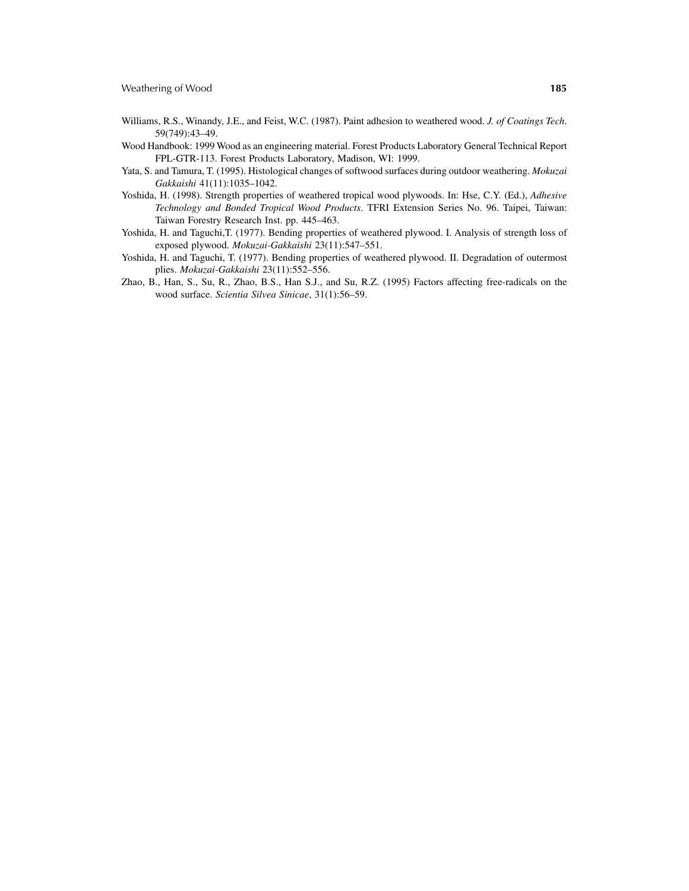Williams, R.S., Winandy, J.E., and Feist, W.C. (1987). Paint adhesion to weathered wood. *J. of Coatings Tech*. 59(749):43–49.

Wood Handbook: 1999 Wood as an engineering material. Forest Products Laboratory General Technical Report FPL-GTR-113. Forest Products Laboratory, Madison, WI: 1999.

Yata, S. and Tamura, T. (1995). Histological changes of softwood surfaces during outdoor weathering. *Mokuzai Gakkaishi* 41(11):1035–1042.

Yoshida, H. (1998). Strength properties of weathered tropical wood plywoods. In: Hse, C.Y. (Ed.), *Adhesive Technology and Bonded Tropical Wood Products*. TFRI Extension Series No. 96. Taipei, Taiwan: Taiwan Forestry Research Inst. pp. 445–463.

Yoshida, H. and Taguchi,T. (1977). Bending properties of weathered plywood. I. Analysis of strength loss of exposed plywood. *Mokuzai-Gakkaishi* 23(11):547–551.

Yoshida, H. and Taguchi, T. (1977). Bending properties of weathered plywood. II. Degradation of outermost plies. *Mokuzai-Gakkaishi* 23(11):552–556.

Zhao, B., Han, S., Su, R., Zhao, B.S., Han S.J., and Su, R.Z. (1995) Factors affecting free-radicals on the wood surface. *Scientia Silvea Sinicae*, 31(1):56–59.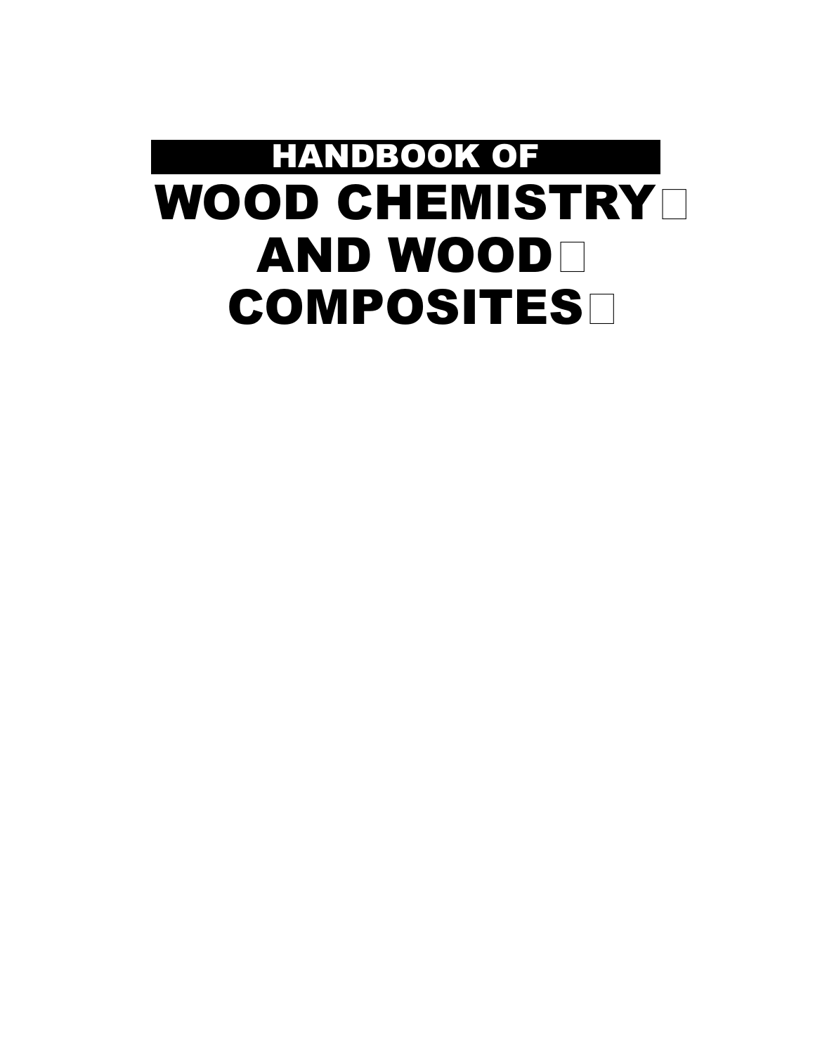# HANDBOOK OF WOOD CHEMISTRY AND WOOD COMPOSITES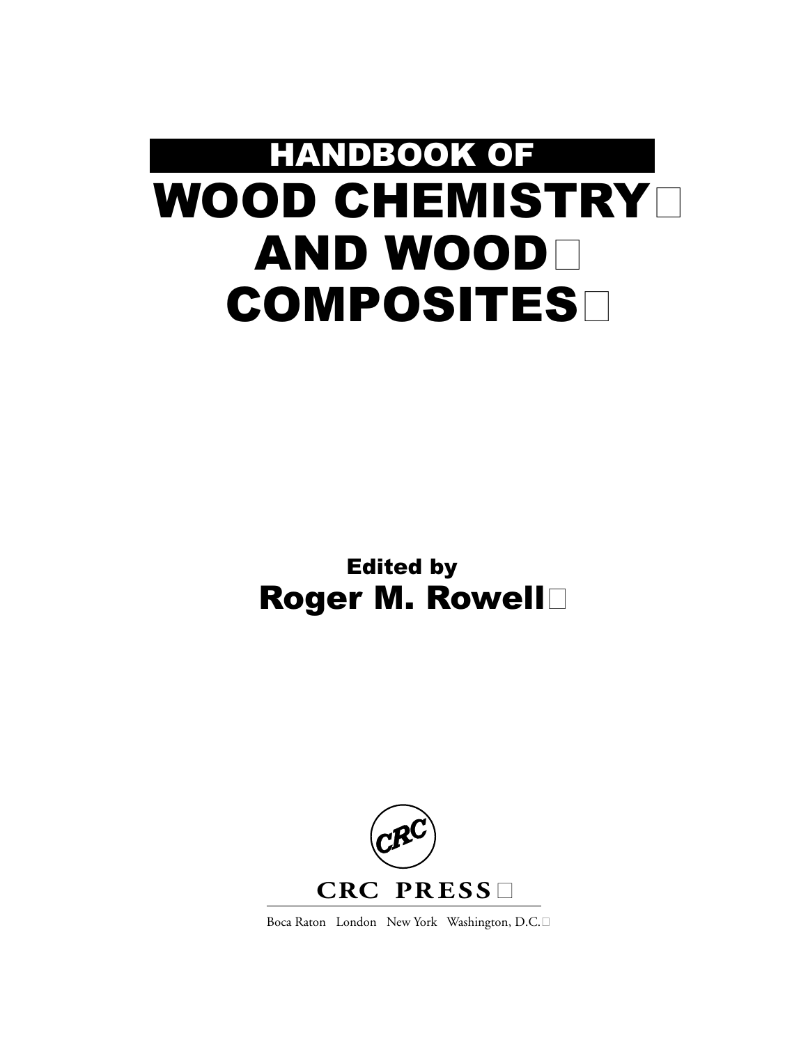# HANDBOOK OF

# WOOD CHEMISTRY AND WOOD COMPOSITES

## Edited by

## Roger M. Rowell

CRC PRESS

Boca Raton London New York Washington, D.C.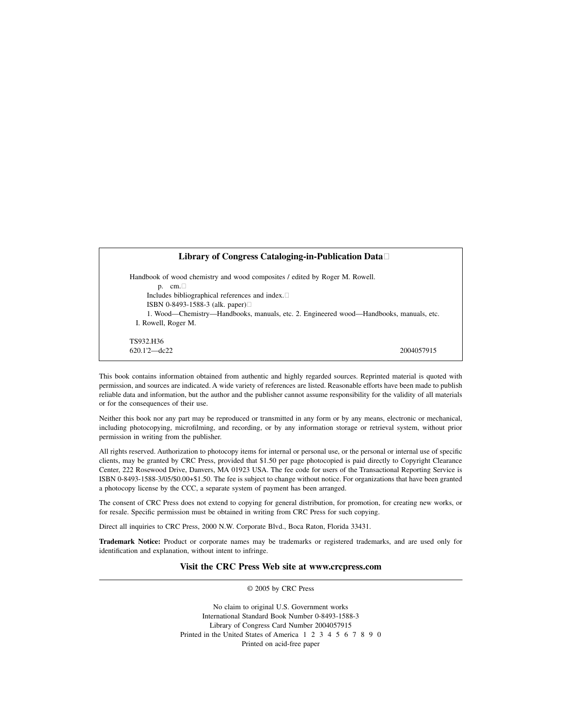**Library of Congress Cataloging-in-Publication Data**

Handbook of wood chemistry and wood composites / edited by Roger M. Rowell.

p. cm.

Includes bibliographical references and index.

ISBN 0-8493-1588-3 (alk. paper)

1. Wood—Chemistry—Handbooks, manuals, etc. 2. Engineered wood—Handbooks, manuals, etc. I. Rowell, Roger M.

TS932.H36
620.1'2—dc22 2004057915

This book contains information obtained from authentic and highly regarded sources. Reprinted material is quoted with permission, and sources are indicated. A wide variety of references are listed. Reasonable efforts have been made to publish reliable data and information, but the author and the publisher cannot assume responsibility for the validity of all materials or for the consequences of their use.

Neither this book nor any part may be reproduced or transmitted in any form or by any means, electronic or mechanical, including photocopying, microfilming, and recording, or by any information storage or retrieval system, without prior permission in writing from the publisher.

All rights reserved. Authorization to photocopy items for internal or personal use, or the personal or internal use of specific clients, may be granted by CRC Press, provided that $1.50 per page photocopied is paid directly to Copyright Clearance Center, 222 Rosewood Drive, Danvers, MA 01923 USA. The fee code for users of the Transactional Reporting Service is ISBN 0-8493-1588-3/05/$0.00+$1.50. The fee is subject to change without notice. For organizations that have been granted a photocopy license by the CCC, a separate system of payment has been arranged.

The consent of CRC Press does not extend to copying for general distribution, for promotion, for creating new works, or for resale. Specific permission must be obtained in writing from CRC Press for such copying.

Direct all inquiries to CRC Press, 2000 N.W. Corporate Blvd., Boca Raton, Florida 33431.

**Trademark Notice:** Product or corporate names may be trademarks or registered trademarks, and are used only for identification and explanation, without intent to infringe.

**Visit the CRC Press Web site at www.crcpress.com**

© 2005 by CRC Press

No claim to original U.S. Government works
International Standard Book Number 0-8493-1588-3
Library of Congress Card Number 2004057915
Printed in the United States of America 1 2 3 4 5 6 7 8 9 0
Printed on acid-free paper